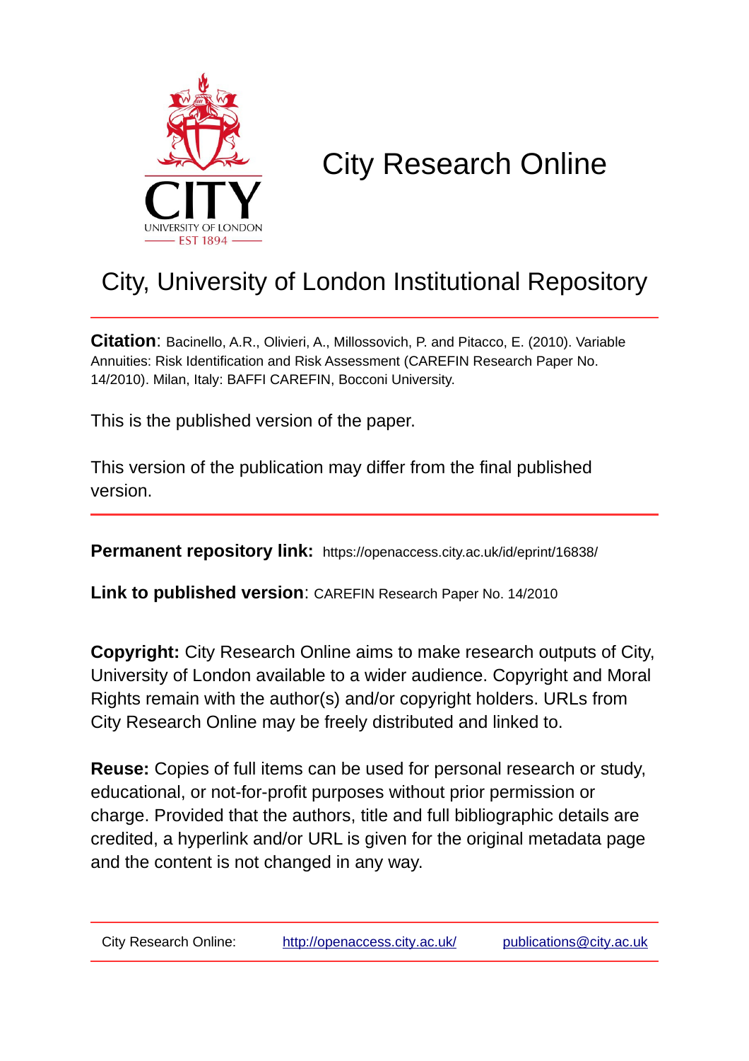# City Research Online

## City, University of London Institutional Repository

**Citation**: Bacinello, A.R., Olivieri, A., Millossovich, P. and Pitacco, E. (2010). Variable Annuities: Risk Identification and Risk Assessment (CAREFIN Research Paper No. 14/2010). Milan, Italy: BAFFI CAREFIN, Bocconi University.

This is the published version of the paper.

This version of the publication may differ from the final published version.

**Permanent repository link:** https://openaccess.city.ac.uk/id/eprint/16838/

**Link to published version**: CAREFIN Research Paper No. 14/2010

**Copyright:** City Research Online aims to make research outputs of City, University of London available to a wider audience. Copyright and Moral Rights remain with the author(s) and/or copyright holders. URLs from City Research Online may be freely distributed and linked to.

**Reuse:** Copies of full items can be used for personal research or study, educational, or not-for-profit purposes without prior permission or charge. Provided that the authors, title and full bibliographic details are credited, a hyperlink and/or URL is given for the original metadata page and the content is not changed in any way.

City Research Online: http://openaccess.city.ac.uk/ publications@city.ac.uk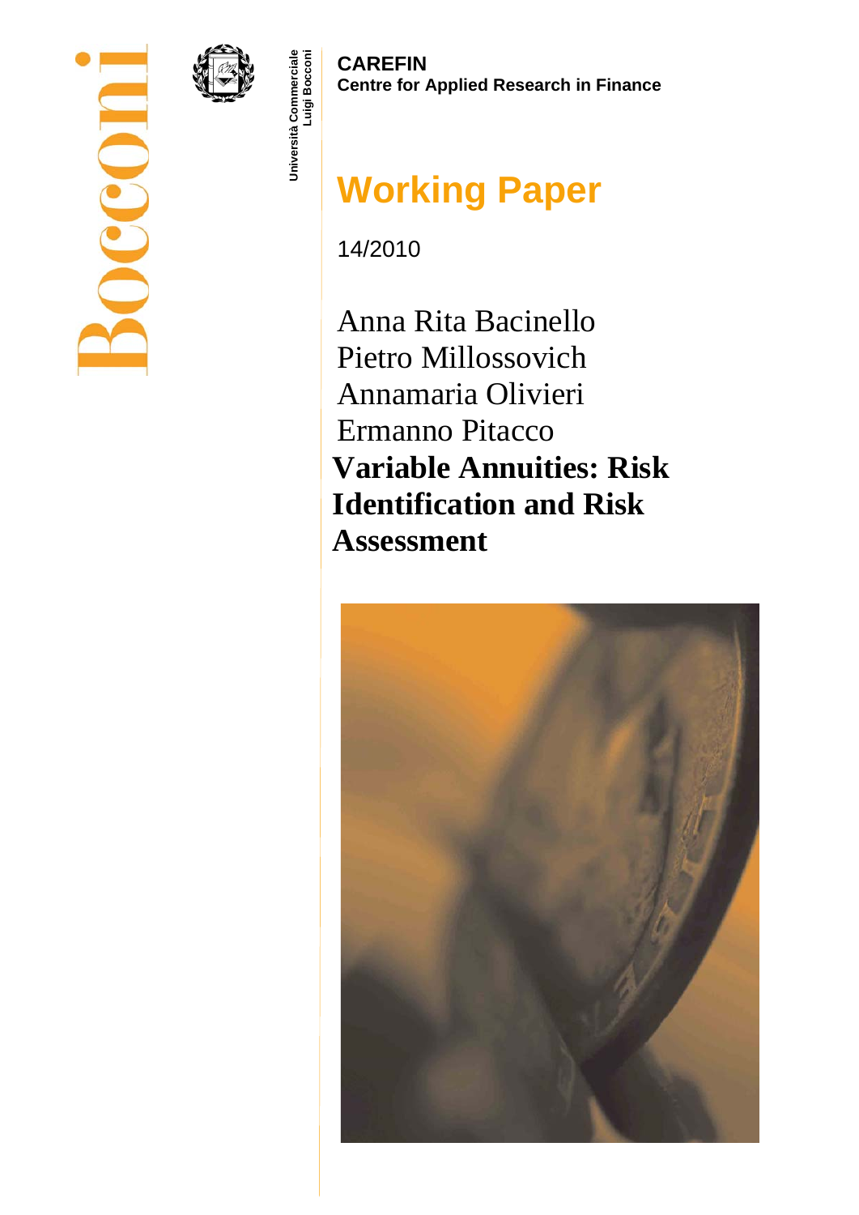Bocconi

Università Commerciale Luigi Bocconi

**CAREFIN**
**Centre for Applied Research in Finance**

# Working Paper

14/2010

Anna Rita Bacinello
Pietro Millossovich
Annamaria Olivieri
Ermanno Pitacco

**Variable Annuities: Risk Identification and Risk Assessment**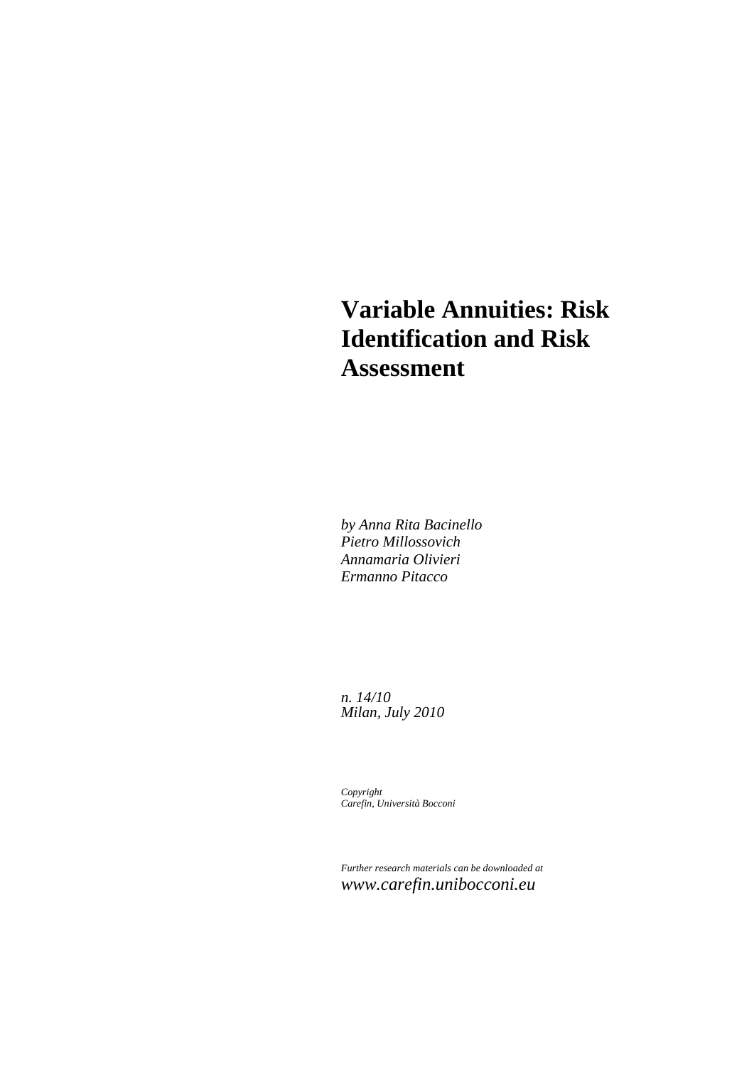# Variable Annuities: Risk Identification and Risk Assessment

*by Anna Rita Bacinello*
*Pietro Millossovich*
*Annamaria Olivieri*
*Ermanno Pitacco*

*n. 14/10*
*Milan, July 2010*

*Copyright*
*Carefin, Università Bocconi*

*Further research materials can be downloaded at*
*www.carefin.unibocconi.eu*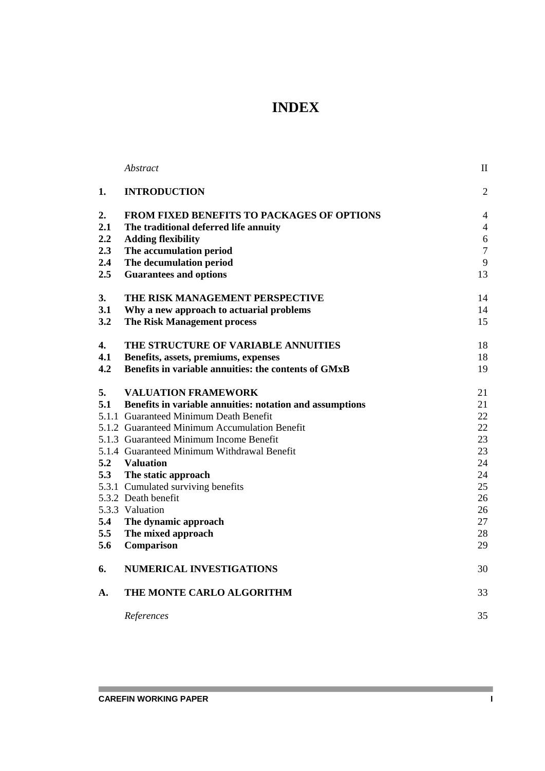# INDEX

| | | |
|---|---|---|
| | *Abstract* | II |
| **1.** | **INTRODUCTION** | 2 |
| **2.** | **FROM FIXED BENEFITS TO PACKAGES OF OPTIONS** | 4 |
| **2.1** | **The traditional deferred life annuity** | 4 |
| **2.2** | **Adding flexibility** | 6 |
| **2.3** | **The accumulation period** | 7 |
| **2.4** | **The decumulation period** | 9 |
| **2.5** | **Guarantees and options** | 13 |
| **3.** | **THE RISK MANAGEMENT PERSPECTIVE** | 14 |
| **3.1** | **Why a new approach to actuarial problems** | 14 |
| **3.2** | **The Risk Management process** | 15 |
| **4.** | **THE STRUCTURE OF VARIABLE ANNUITIES** | 18 |
| **4.1** | **Benefits, assets, premiums, expenses** | 18 |
| **4.2** | **Benefits in variable annuities: the contents of GMxB** | 19 |
| **5.** | **VALUATION FRAMEWORK** | 21 |
| **5.1** | **Benefits in variable annuities: notation and assumptions** | 21 |
| 5.1.1 | Guaranteed Minimum Death Benefit | 22 |
| 5.1.2 | Guaranteed Minimum Accumulation Benefit | 22 |
| 5.1.3 | Guaranteed Minimum Income Benefit | 23 |
| 5.1.4 | Guaranteed Minimum Withdrawal Benefit | 23 |
| **5.2** | **Valuation** | 24 |
| **5.3** | **The static approach** | 24 |
| 5.3.1 | Cumulated surviving benefits | 25 |
| 5.3.2 | Death benefit | 26 |
| 5.3.3 | Valuation | 26 |
| **5.4** | **The dynamic approach** | 27 |
| **5.5** | **The mixed approach** | 28 |
| **5.6** | **Comparison** | 29 |
| **6.** | **NUMERICAL INVESTIGATIONS** | 30 |
| **A.** | **THE MONTE CARLO ALGORITHM** | 33 |
| | *References* | 35 |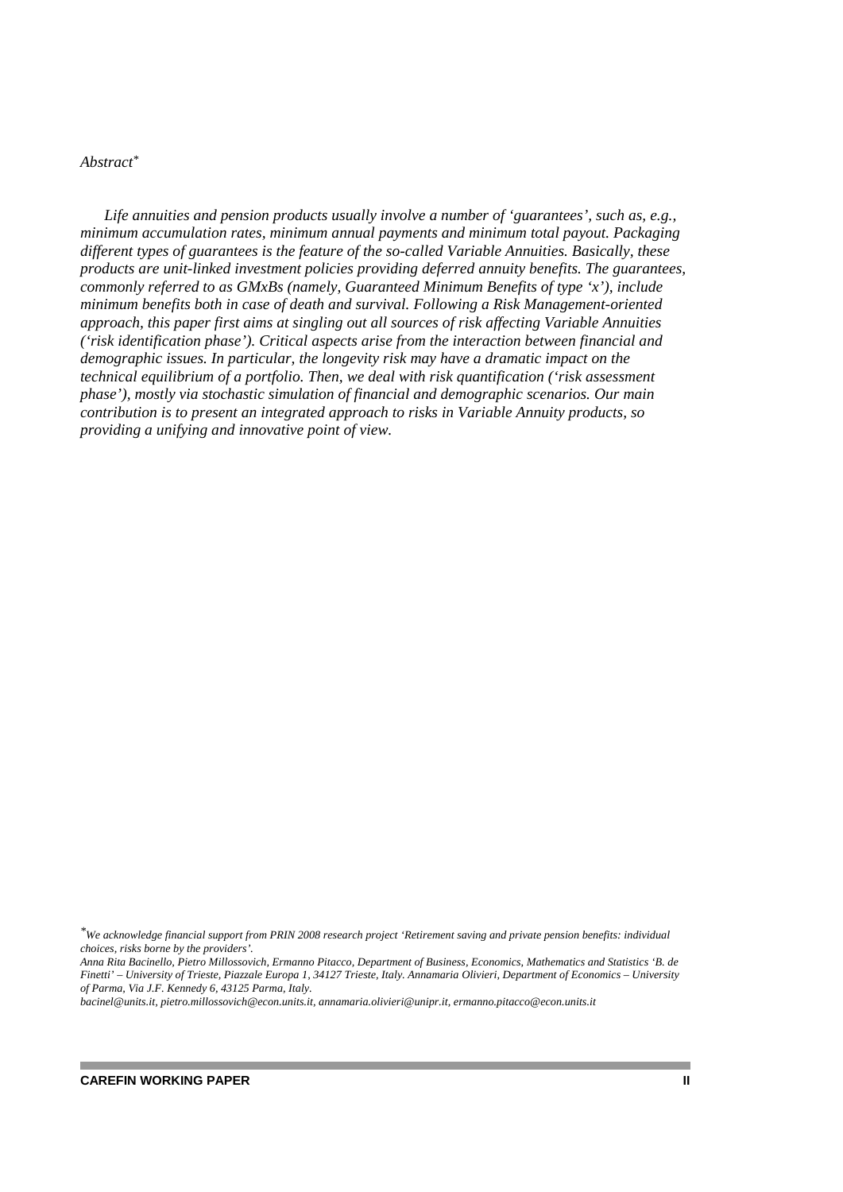*Abstract*[*]

*Life annuities and pension products usually involve a number of 'guarantees', such as, e.g., minimum accumulation rates, minimum annual payments and minimum total payout. Packaging different types of guarantees is the feature of the so-called Variable Annuities. Basically, these products are unit-linked investment policies providing deferred annuity benefits. The guarantees, commonly referred to as GMxBs (namely, Guaranteed Minimum Benefits of type 'x'), include minimum benefits both in case of death and survival. Following a Risk Management-oriented approach, this paper first aims at singling out all sources of risk affecting Variable Annuities ('risk identification phase'). Critical aspects arise from the interaction between financial and demographic issues. In particular, the longevity risk may have a dramatic impact on the technical equilibrium of a portfolio. Then, we deal with risk quantification ('risk assessment phase'), mostly via stochastic simulation of financial and demographic scenarios. Our main contribution is to present an integrated approach to risks in Variable Annuity products, so providing a unifying and innovative point of view.*

[*] *We acknowledge financial support from PRIN 2008 research project 'Retirement saving and private pension benefits: individual choices, risks borne by the providers'.*

*Anna Rita Bacinello, Pietro Millossovich, Ermanno Pitacco, Department of Business, Economics, Mathematics and Statistics 'B. de Finetti' – University of Trieste, Piazzale Europa 1, 34127 Trieste, Italy. Annamaria Olivieri, Department of Economics – University of Parma, Via J.F. Kennedy 6, 43125 Parma, Italy.*

*bacinel@units.it, pietro.millossovich@econ.units.it, annamaria.olivieri@unipr.it, ermanno.pitacco@econ.units.it*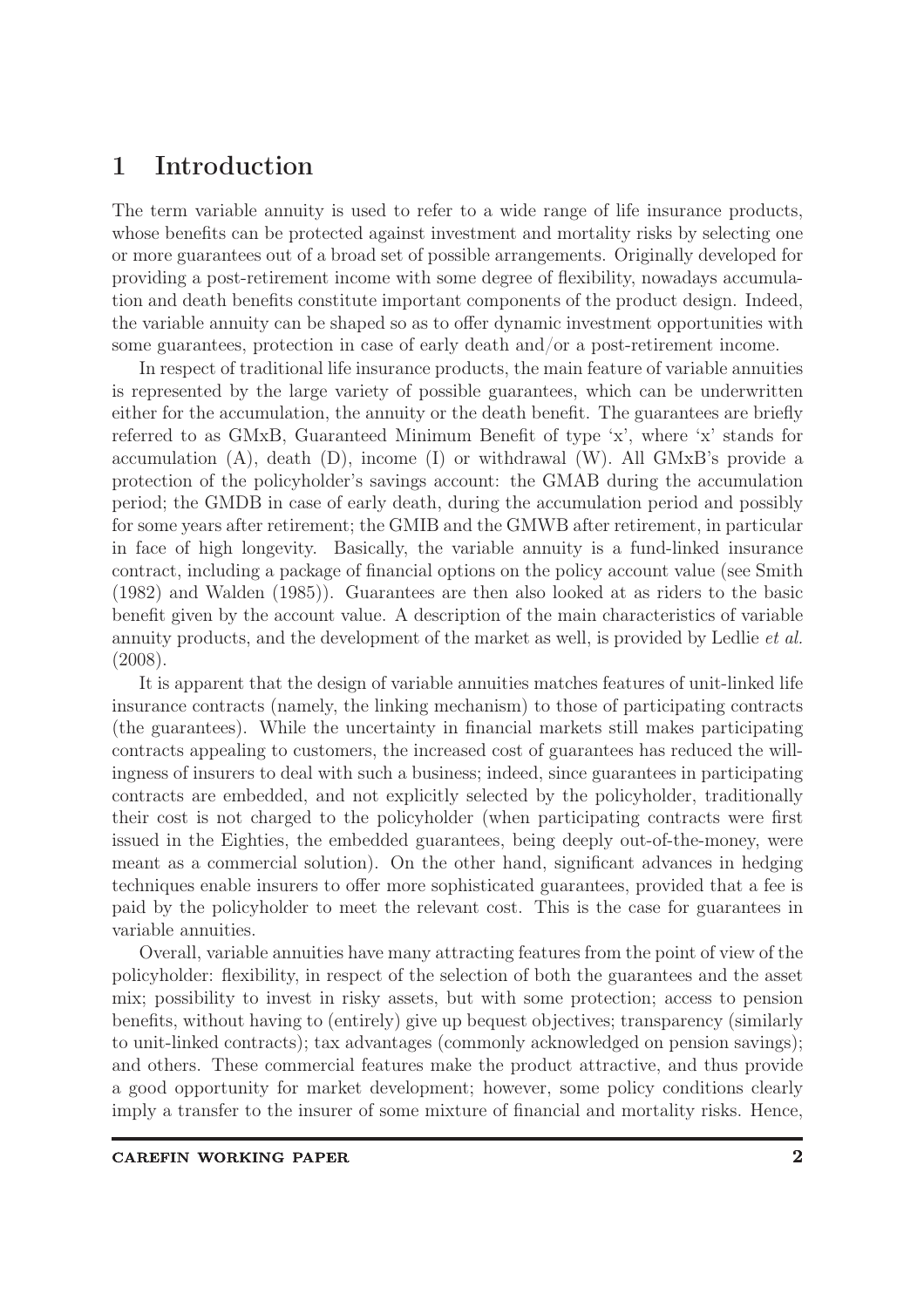# 1 Introduction

The term variable annuity is used to refer to a wide range of life insurance products, whose benefits can be protected against investment and mortality risks by selecting one or more guarantees out of a broad set of possible arrangements. Originally developed for providing a post-retirement income with some degree of flexibility, nowadays accumulation and death benefits constitute important components of the product design. Indeed, the variable annuity can be shaped so as to offer dynamic investment opportunities with some guarantees, protection in case of early death and/or a post-retirement income.

In respect of traditional life insurance products, the main feature of variable annuities is represented by the large variety of possible guarantees, which can be underwritten either for the accumulation, the annuity or the death benefit. The guarantees are briefly referred to as GMxB, Guaranteed Minimum Benefit of type 'x', where 'x' stands for accumulation (A), death (D), income (I) or withdrawal (W). All GMxB's provide a protection of the policyholder's savings account: the GMAB during the accumulation period; the GMDB in case of early death, during the accumulation period and possibly for some years after retirement; the GMIB and the GMWB after retirement, in particular in face of high longevity. Basically, the variable annuity is a fund-linked insurance contract, including a package of financial options on the policy account value (see Smith (1982) and Walden (1985)). Guarantees are then also looked at as riders to the basic benefit given by the account value. A description of the main characteristics of variable annuity products, and the development of the market as well, is provided by Ledlie *et al.* (2008).

It is apparent that the design of variable annuities matches features of unit-linked life insurance contracts (namely, the linking mechanism) to those of participating contracts (the guarantees). While the uncertainty in financial markets still makes participating contracts appealing to customers, the increased cost of guarantees has reduced the willingness of insurers to deal with such a business; indeed, since guarantees in participating contracts are embedded, and not explicitly selected by the policyholder, traditionally their cost is not charged to the policyholder (when participating contracts were first issued in the Eighties, the embedded guarantees, being deeply out-of-the-money, were meant as a commercial solution). On the other hand, significant advances in hedging techniques enable insurers to offer more sophisticated guarantees, provided that a fee is paid by the policyholder to meet the relevant cost. This is the case for guarantees in variable annuities.

Overall, variable annuities have many attracting features from the point of view of the policyholder: flexibility, in respect of the selection of both the guarantees and the asset mix; possibility to invest in risky assets, but with some protection; access to pension benefits, without having to (entirely) give up bequest objectives; transparency (similarly to unit-linked contracts); tax advantages (commonly acknowledged on pension savings); and others. These commercial features make the product attractive, and thus provide a good opportunity for market development; however, some policy conditions clearly imply a transfer to the insurer of some mixture of financial and mortality risks. Hence,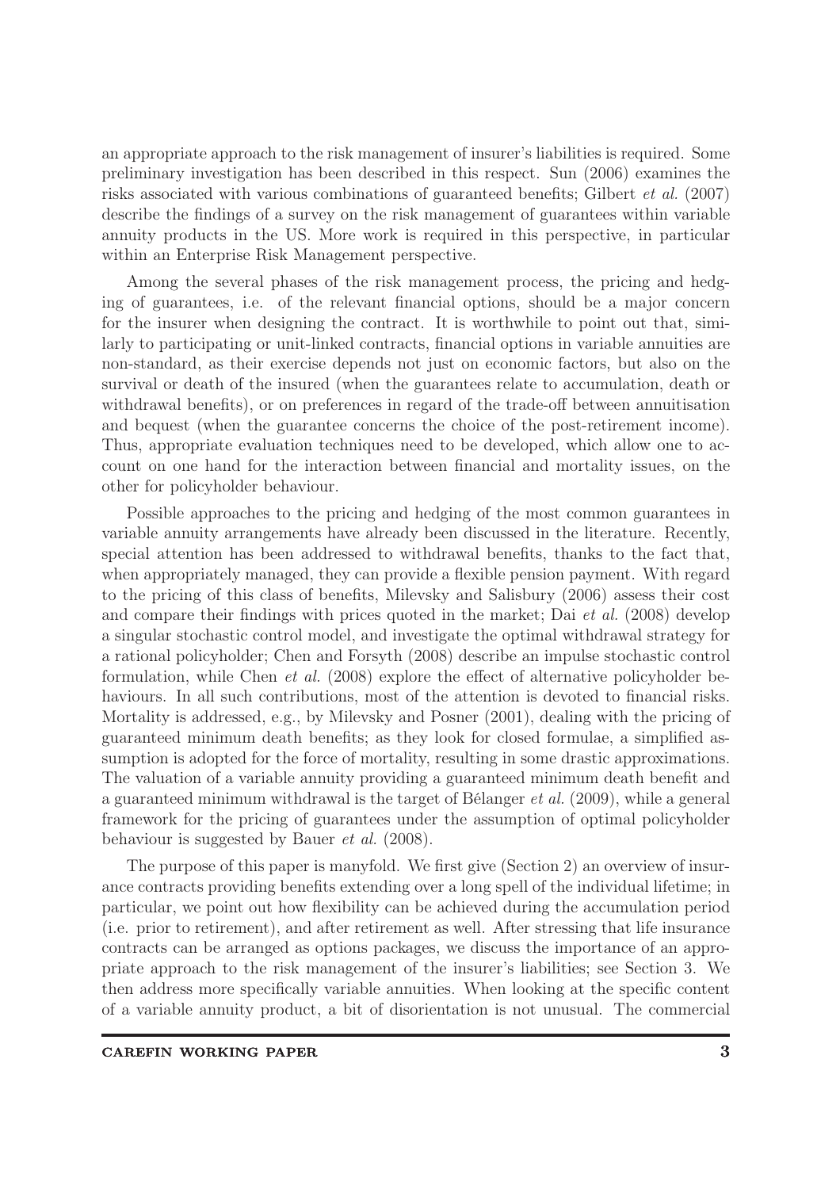an appropriate approach to the risk management of insurer's liabilities is required. Some preliminary investigation has been described in this respect. Sun (2006) examines the risks associated with various combinations of guaranteed benefits; Gilbert *et al.* (2007) describe the findings of a survey on the risk management of guarantees within variable annuity products in the US. More work is required in this perspective, in particular within an Enterprise Risk Management perspective.

Among the several phases of the risk management process, the pricing and hedging of guarantees, i.e. of the relevant financial options, should be a major concern for the insurer when designing the contract. It is worthwhile to point out that, similarly to participating or unit-linked contracts, financial options in variable annuities are non-standard, as their exercise depends not just on economic factors, but also on the survival or death of the insured (when the guarantees relate to accumulation, death or withdrawal benefits), or on preferences in regard of the trade-off between annuitisation and bequest (when the guarantee concerns the choice of the post-retirement income). Thus, appropriate evaluation techniques need to be developed, which allow one to account on one hand for the interaction between financial and mortality issues, on the other for policyholder behaviour.

Possible approaches to the pricing and hedging of the most common guarantees in variable annuity arrangements have already been discussed in the literature. Recently, special attention has been addressed to withdrawal benefits, thanks to the fact that, when appropriately managed, they can provide a flexible pension payment. With regard to the pricing of this class of benefits, Milevsky and Salisbury (2006) assess their cost and compare their findings with prices quoted in the market; Dai *et al.* (2008) develop a singular stochastic control model, and investigate the optimal withdrawal strategy for a rational policyholder; Chen and Forsyth (2008) describe an impulse stochastic control formulation, while Chen *et al.* (2008) explore the effect of alternative policyholder behaviours. In all such contributions, most of the attention is devoted to financial risks. Mortality is addressed, e.g., by Milevsky and Posner (2001), dealing with the pricing of guaranteed minimum death benefits; as they look for closed formulae, a simplified assumption is adopted for the force of mortality, resulting in some drastic approximations. The valuation of a variable annuity providing a guaranteed minimum death benefit and a guaranteed minimum withdrawal is the target of Bélanger *et al.* (2009), while a general framework for the pricing of guarantees under the assumption of optimal policyholder behaviour is suggested by Bauer *et al.* (2008).

The purpose of this paper is manyfold. We first give (Section 2) an overview of insurance contracts providing benefits extending over a long spell of the individual lifetime; in particular, we point out how flexibility can be achieved during the accumulation period (i.e. prior to retirement), and after retirement as well. After stressing that life insurance contracts can be arranged as options packages, we discuss the importance of an appropriate approach to the risk management of the insurer's liabilities; see Section 3. We then address more specifically variable annuities. When looking at the specific content of a variable annuity product, a bit of disorientation is not unusual. The commercial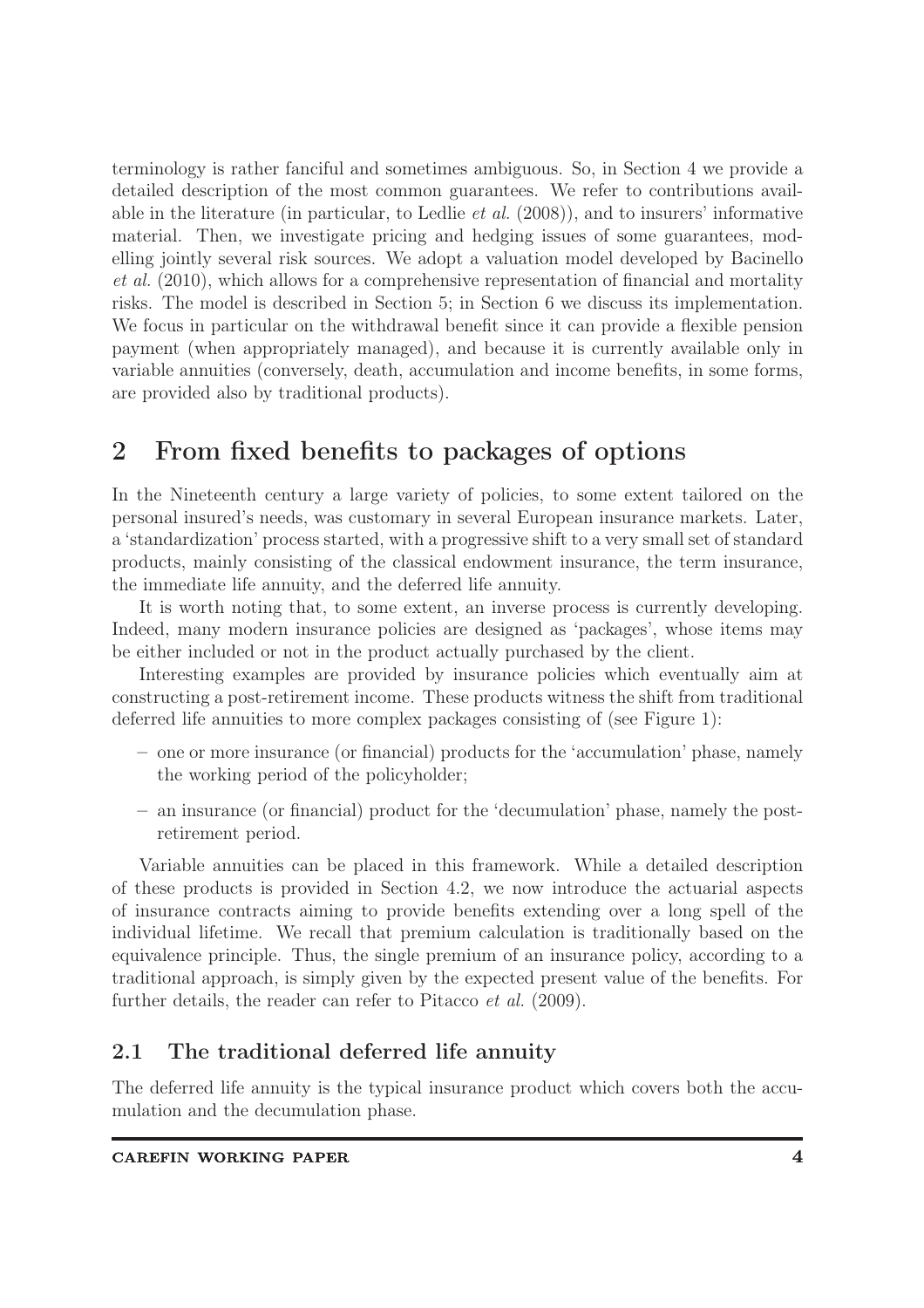terminology is rather fanciful and sometimes ambiguous. So, in Section 4 we provide a detailed description of the most common guarantees. We refer to contributions available in the literature (in particular, to Ledlie *et al.* (2008)), and to insurers' informative material. Then, we investigate pricing and hedging issues of some guarantees, modelling jointly several risk sources. We adopt a valuation model developed by Bacinello *et al.* (2010), which allows for a comprehensive representation of financial and mortality risks. The model is described in Section 5; in Section 6 we discuss its implementation. We focus in particular on the withdrawal benefit since it can provide a flexible pension payment (when appropriately managed), and because it is currently available only in variable annuities (conversely, death, accumulation and income benefits, in some forms, are provided also by traditional products).

## 2 From fixed benefits to packages of options

In the Nineteenth century a large variety of policies, to some extent tailored on the personal insured's needs, was customary in several European insurance markets. Later, a 'standardization' process started, with a progressive shift to a very small set of standard products, mainly consisting of the classical endowment insurance, the term insurance, the immediate life annuity, and the deferred life annuity.

It is worth noting that, to some extent, an inverse process is currently developing. Indeed, many modern insurance policies are designed as 'packages', whose items may be either included or not in the product actually purchased by the client.

Interesting examples are provided by insurance policies which eventually aim at constructing a post-retirement income. These products witness the shift from traditional deferred life annuities to more complex packages consisting of (see Figure 1):

- one or more insurance (or financial) products for the 'accumulation' phase, namely the working period of the policyholder;
- an insurance (or financial) product for the 'decumulation' phase, namely the post-retirement period.

Variable annuities can be placed in this framework. While a detailed description of these products is provided in Section 4.2, we now introduce the actuarial aspects of insurance contracts aiming to provide benefits extending over a long spell of the individual lifetime. We recall that premium calculation is traditionally based on the equivalence principle. Thus, the single premium of an insurance policy, according to a traditional approach, is simply given by the expected present value of the benefits. For further details, the reader can refer to Pitacco *et al.* (2009).

### 2.1 The traditional deferred life annuity

The deferred life annuity is the typical insurance product which covers both the accumulation and the decumulation phase.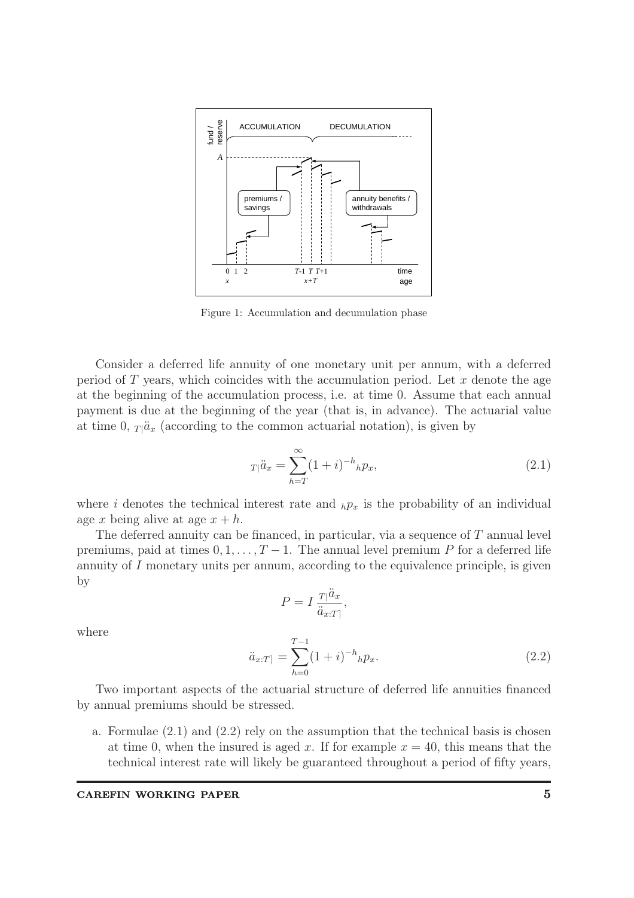Figure 1: Accumulation and decumulation phase

Consider a deferred life annuity of one monetary unit per annum, with a deferred period of $T$ years, which coincides with the accumulation period. Let $x$ denote the age at the beginning of the accumulation process, i.e. at time 0. Assume that each annual payment is due at the beginning of the year (that is, in advance). The actuarial value at time 0, ${}_{T|}\ddot{a}_x$ (according to the common actuarial notation), is given by

$$
{}_{T|}\ddot{a}_x = \sum_{h=T}^{\infty} (1+i)^{-h} {}_h p_x, \tag{2.1}
$$

where $i$ denotes the technical interest rate and ${}_h p_x$ is the probability of an individual age $x$ being alive at age $x+h$.

The deferred annuity can be financed, in particular, via a sequence of $T$ annual level premiums, paid at times $0, 1, \dots, T-1$. The annual level premium $P$ for a deferred life annuity of $I$ monetary units per annum, according to the equivalence principle, is given by

$$
P = I \, \frac{{}_{T|}\ddot{a}_x}{\ddot{a}_{x:\overline{T}|}},
$$

where

$$
\ddot{a}_{x:\overline{T}|} = \sum_{h=0}^{T-1} (1+i)^{-h} {}_h p_x. \tag{2.2}
$$

Two important aspects of the actuarial structure of deferred life annuities financed by annual premiums should be stressed.

a. Formulae (2.1) and (2.2) rely on the assumption that the technical basis is chosen at time 0, when the insured is aged $x$. If for example $x = 40$, this means that the technical interest rate will likely be guaranteed throughout a period of fifty years,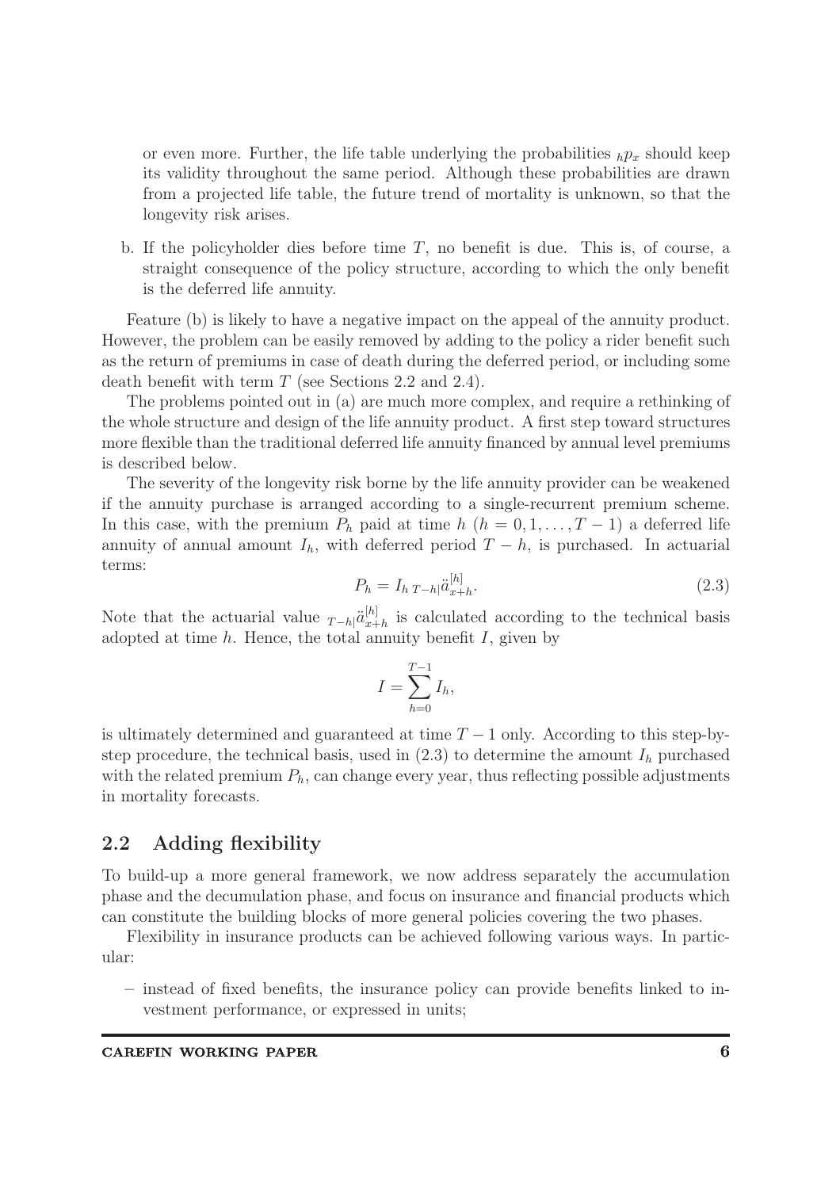or even more. Further, the life table underlying the probabilities ${}_hp_x$ should keep its validity throughout the same period. Although these probabilities are drawn from a projected life table, the future trend of mortality is unknown, so that the longevity risk arises.

b. If the policyholder dies before time $T$, no benefit is due. This is, of course, a straight consequence of the policy structure, according to which the only benefit is the deferred life annuity.

Feature (b) is likely to have a negative impact on the appeal of the annuity product. However, the problem can be easily removed by adding to the policy a rider benefit such as the return of premiums in case of death during the deferred period, or including some death benefit with term $T$ (see Sections 2.2 and 2.4).

The problems pointed out in (a) are much more complex, and require a rethinking of the whole structure and design of the life annuity product. A first step toward structures more flexible than the traditional deferred life annuity financed by annual level premiums is described below.

The severity of the longevity risk borne by the life annuity provider can be weakened if the annuity purchase is arranged according to a single-recurrent premium scheme. In this case, with the premium $P_h$ paid at time $h$ ($h = 0, 1, \ldots, T-1$) a deferred life annuity of annual amount $I_h$, with deferred period $T - h$, is purchased. In actuarial terms:

$$P_h = I_h \, {}_{T-h|}\ddot{a}^{[h]}_{x+h}. \tag{2.3}$$

Note that the actuarial value ${}_{T-h|}\ddot{a}^{[h]}_{x+h}$ is calculated according to the technical basis adopted at time $h$. Hence, the total annuity benefit $I$, given by

$$I = \sum_{h=0}^{T-1} I_h,$$

is ultimately determined and guaranteed at time $T-1$ only. According to this step-by-step procedure, the technical basis, used in (2.3) to determine the amount $I_h$ purchased with the related premium $P_h$, can change every year, thus reflecting possible adjustments in mortality forecasts.

## 2.2 Adding flexibility

To build-up a more general framework, we now address separately the accumulation phase and the decumulation phase, and focus on insurance and financial products which can constitute the building blocks of more general policies covering the two phases.

Flexibility in insurance products can be achieved following various ways. In particular:

– instead of fixed benefits, the insurance policy can provide benefits linked to investment performance, or expressed in units;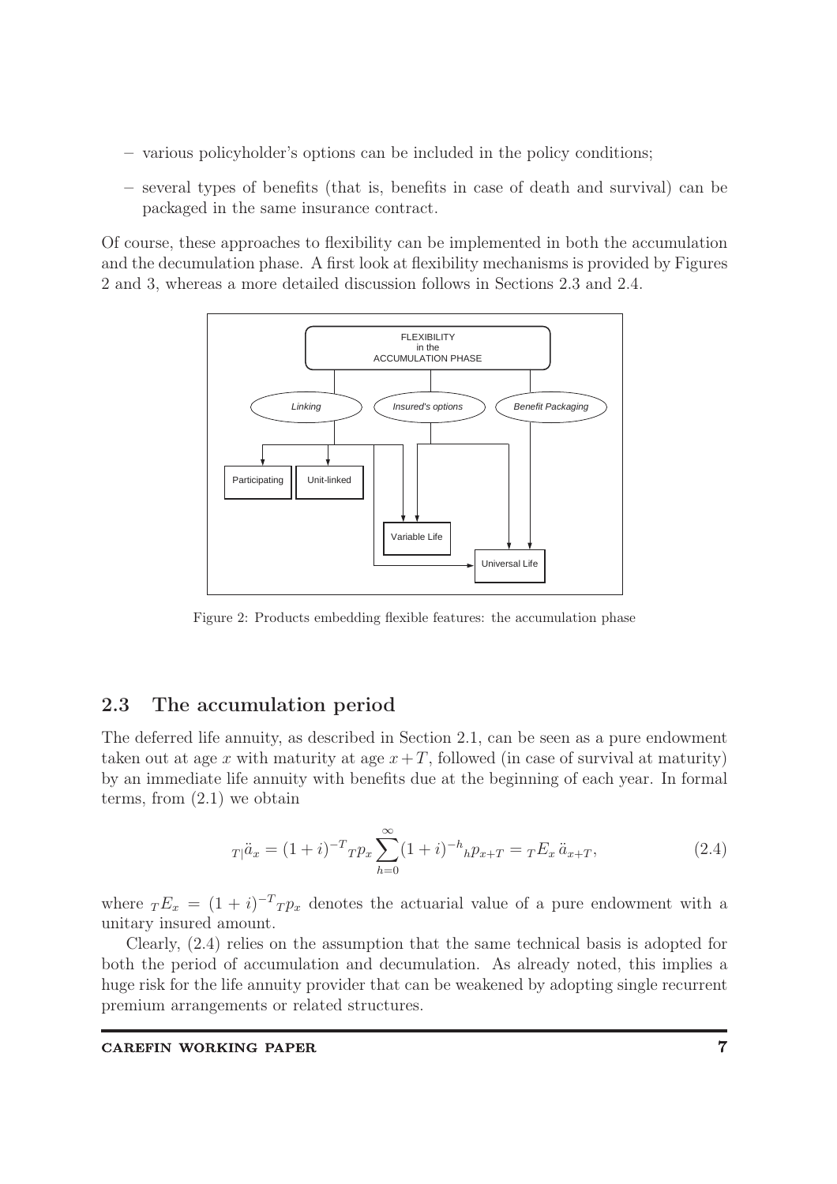– various policyholder's options can be included in the policy conditions;

– several types of benefits (that is, benefits in case of death and survival) can be packaged in the same insurance contract.

Of course, these approaches to flexibility can be implemented in both the accumulation and the decumulation phase. A first look at flexibility mechanisms is provided by Figures 2 and 3, whereas a more detailed discussion follows in Sections 2.3 and 2.4.

FLEXIBILITY in the ACCUMULATION PHASE

*Linking* — *Insured's options* — *Benefit Packaging*

Participating — Unit-linked — Variable Life — Universal Life

Figure 2: Products embedding flexible features: the accumulation phase

## 2.3 The accumulation period

The deferred life annuity, as described in Section 2.1, can be seen as a pure endowment taken out at age $x$ with maturity at age $x+T$, followed (in case of survival at maturity) by an immediate life annuity with benefits due at the beginning of each year. In formal terms, from (2.1) we obtain

$$
{}_{T|}\ddot{a}_x = (1+i)^{-T}\,{}_Tp_x \sum_{h=0}^{\infty}(1+i)^{-h}\,{}_hp_{x+T} = {}_TE_x\,\ddot{a}_{x+T}, \tag{2.4}
$$

where ${}_TE_x = (1+i)^{-T}\,{}_Tp_x$ denotes the actuarial value of a pure endowment with a unitary insured amount.

Clearly, (2.4) relies on the assumption that the same technical basis is adopted for both the period of accumulation and decumulation. As already noted, this implies a huge risk for the life annuity provider that can be weakened by adopting single recurrent premium arrangements or related structures.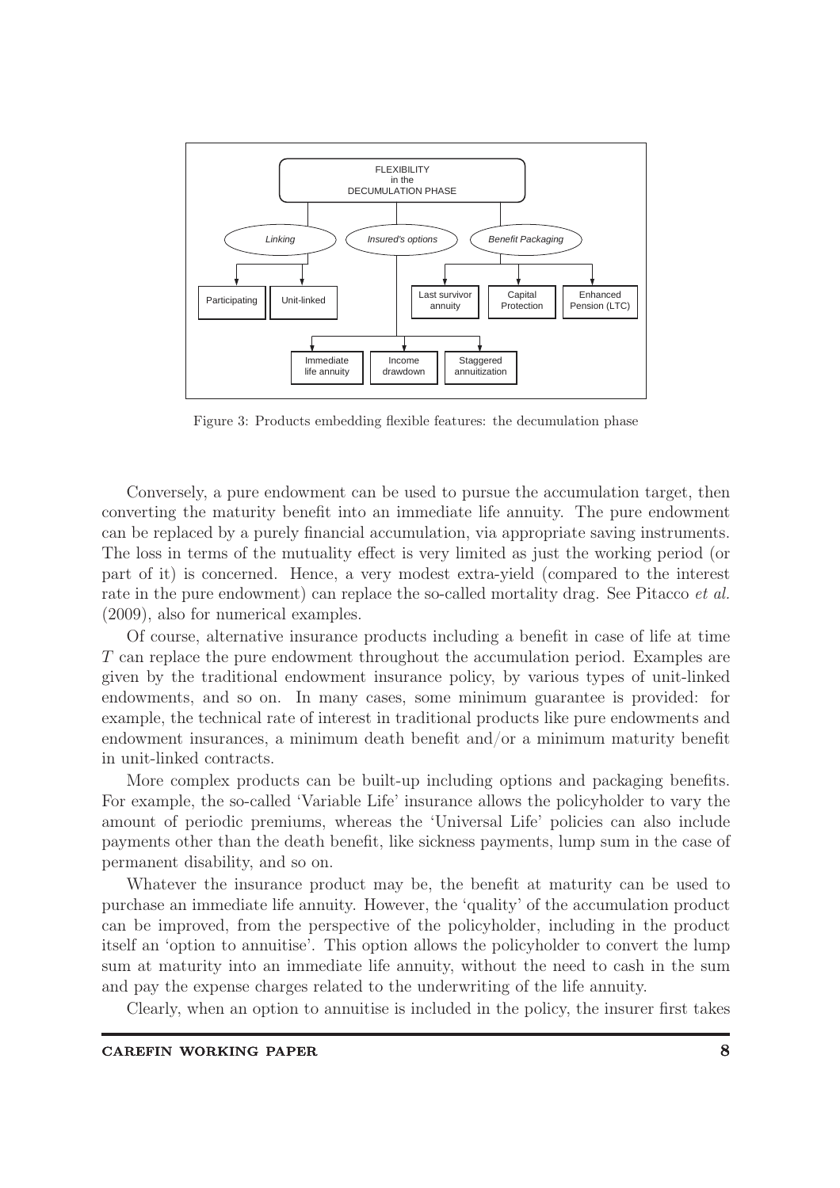Figure 3: Products embedding flexible features: the decumulation phase

Conversely, a pure endowment can be used to pursue the accumulation target, then converting the maturity benefit into an immediate life annuity. The pure endowment can be replaced by a purely financial accumulation, via appropriate saving instruments. The loss in terms of the mutuality effect is very limited as just the working period (or part of it) is concerned. Hence, a very modest extra-yield (compared to the interest rate in the pure endowment) can replace the so-called mortality drag. See Pitacco *et al.* (2009), also for numerical examples.

Of course, alternative insurance products including a benefit in case of life at time $T$ can replace the pure endowment throughout the accumulation period. Examples are given by the traditional endowment insurance policy, by various types of unit-linked endowments, and so on. In many cases, some minimum guarantee is provided: for example, the technical rate of interest in traditional products like pure endowments and endowment insurances, a minimum death benefit and/or a minimum maturity benefit in unit-linked contracts.

More complex products can be built-up including options and packaging benefits. For example, the so-called 'Variable Life' insurance allows the policyholder to vary the amount of periodic premiums, whereas the 'Universal Life' policies can also include payments other than the death benefit, like sickness payments, lump sum in the case of permanent disability, and so on.

Whatever the insurance product may be, the benefit at maturity can be used to purchase an immediate life annuity. However, the 'quality' of the accumulation product can be improved, from the perspective of the policyholder, including in the product itself an 'option to annuitise'. This option allows the policyholder to convert the lump sum at maturity into an immediate life annuity, without the need to cash in the sum and pay the expense charges related to the underwriting of the life annuity.

Clearly, when an option to annuitise is included in the policy, the insurer first takes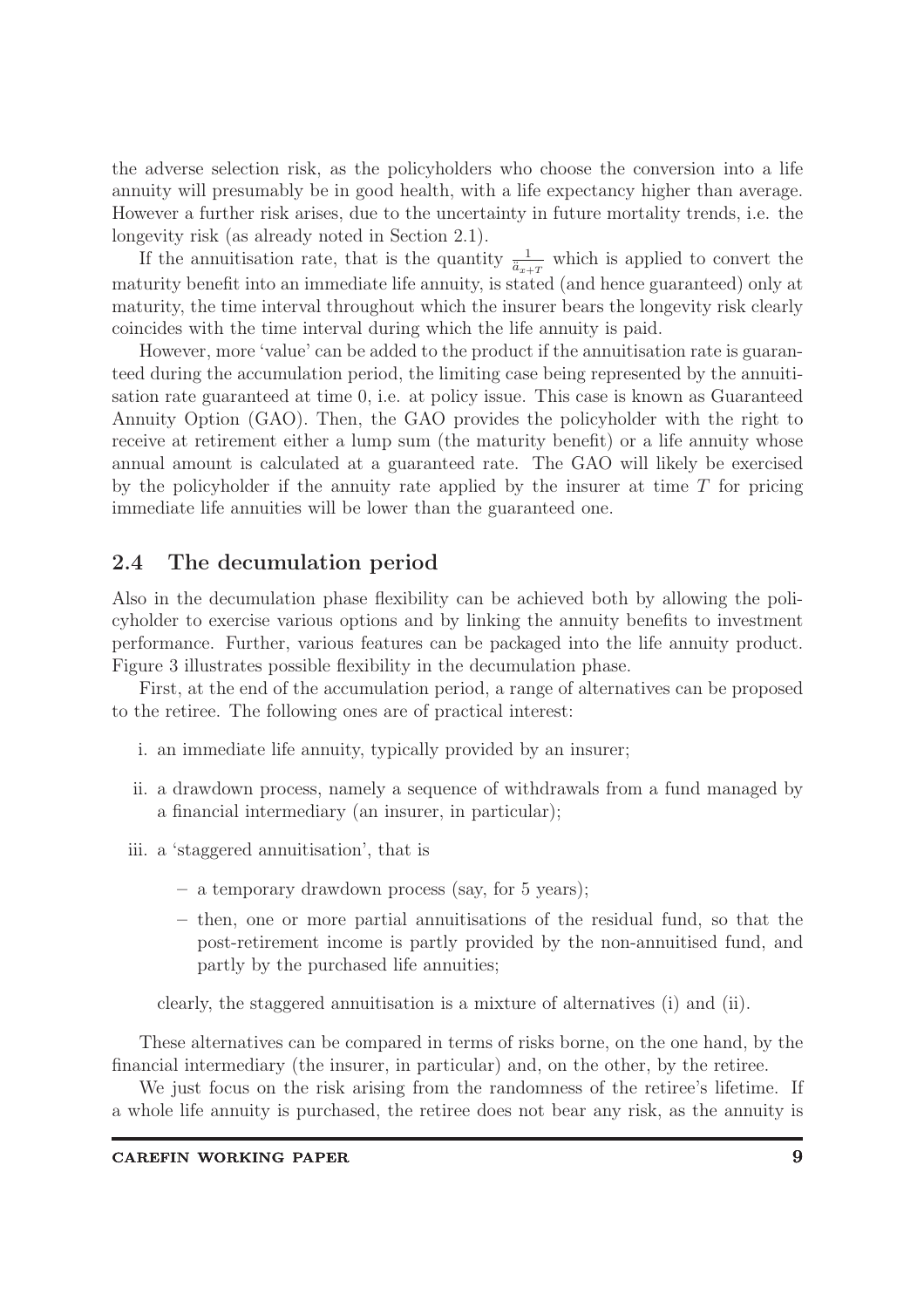the adverse selection risk, as the policyholders who choose the conversion into a life annuity will presumably be in good health, with a life expectancy higher than average. However a further risk arises, due to the uncertainty in future mortality trends, i.e. the longevity risk (as already noted in Section 2.1).

If the annuitisation rate, that is the quantity $\frac{1}{\ddot{a}_{x+T}}$ which is applied to convert the maturity benefit into an immediate life annuity, is stated (and hence guaranteed) only at maturity, the time interval throughout which the insurer bears the longevity risk clearly coincides with the time interval during which the life annuity is paid.

However, more 'value' can be added to the product if the annuitisation rate is guaranteed during the accumulation period, the limiting case being represented by the annuitisation rate guaranteed at time 0, i.e. at policy issue. This case is known as Guaranteed Annuity Option (GAO). Then, the GAO provides the policyholder with the right to receive at retirement either a lump sum (the maturity benefit) or a life annuity whose annual amount is calculated at a guaranteed rate. The GAO will likely be exercised by the policyholder if the annuity rate applied by the insurer at time $T$ for pricing immediate life annuities will be lower than the guaranteed one.

## 2.4 The decumulation period

Also in the decumulation phase flexibility can be achieved both by allowing the policyholder to exercise various options and by linking the annuity benefits to investment performance. Further, various features can be packaged into the life annuity product. Figure 3 illustrates possible flexibility in the decumulation phase.

First, at the end of the accumulation period, a range of alternatives can be proposed to the retiree. The following ones are of practical interest:

i. an immediate life annuity, typically provided by an insurer;

ii. a drawdown process, namely a sequence of withdrawals from a fund managed by a financial intermediary (an insurer, in particular);

iii. a 'staggered annuitisation', that is

   - a temporary drawdown process (say, for 5 years);
   - then, one or more partial annuitisations of the residual fund, so that the post-retirement income is partly provided by the non-annuitised fund, and partly by the purchased life annuities;

   clearly, the staggered annuitisation is a mixture of alternatives (i) and (ii).

These alternatives can be compared in terms of risks borne, on the one hand, by the financial intermediary (the insurer, in particular) and, on the other, by the retiree.

We just focus on the risk arising from the randomness of the retiree's lifetime. If a whole life annuity is purchased, the retiree does not bear any risk, as the annuity is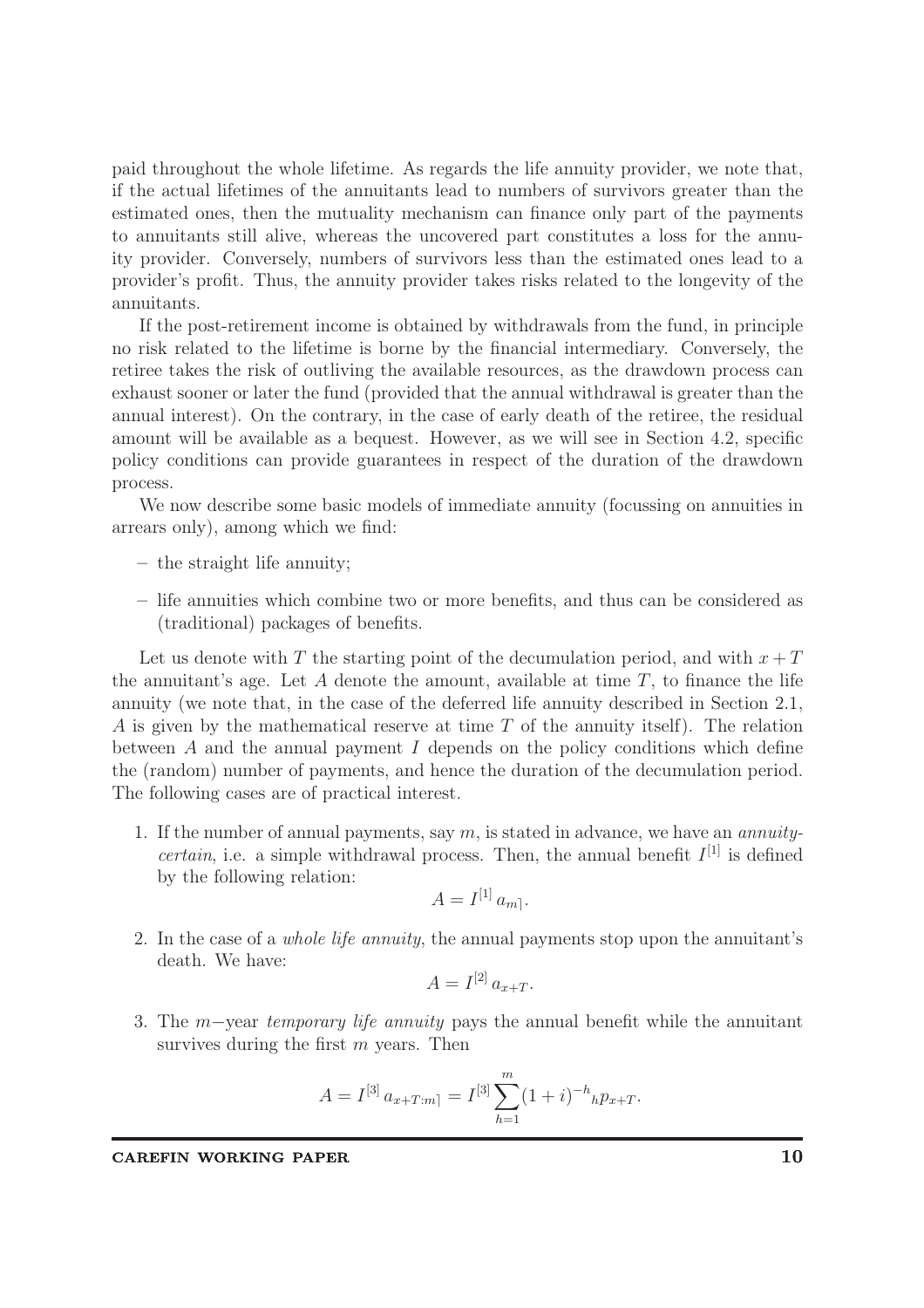paid throughout the whole lifetime. As regards the life annuity provider, we note that, if the actual lifetimes of the annuitants lead to numbers of survivors greater than the estimated ones, then the mutuality mechanism can finance only part of the payments to annuitants still alive, whereas the uncovered part constitutes a loss for the annuity provider. Conversely, numbers of survivors less than the estimated ones lead to a provider's profit. Thus, the annuity provider takes risks related to the longevity of the annuitants.

If the post-retirement income is obtained by withdrawals from the fund, in principle no risk related to the lifetime is borne by the financial intermediary. Conversely, the retiree takes the risk of outliving the available resources, as the drawdown process can exhaust sooner or later the fund (provided that the annual withdrawal is greater than the annual interest). On the contrary, in the case of early death of the retiree, the residual amount will be available as a bequest. However, as we will see in Section 4.2, specific policy conditions can provide guarantees in respect of the duration of the drawdown process.

We now describe some basic models of immediate annuity (focussing on annuities in arrears only), among which we find:

– the straight life annuity;

– life annuities which combine two or more benefits, and thus can be considered as (traditional) packages of benefits.

Let us denote with $T$ the starting point of the decumulation period, and with $x+T$ the annuitant's age. Let $A$ denote the amount, available at time $T$, to finance the life annuity (we note that, in the case of the deferred life annuity described in Section 2.1, $A$ is given by the mathematical reserve at time $T$ of the annuity itself). The relation between $A$ and the annual payment $I$ depends on the policy conditions which define the (random) number of payments, and hence the duration of the decumulation period. The following cases are of practical interest.

1. If the number of annual payments, say $m$, is stated in advance, we have an *annuity-certain*, i.e. a simple withdrawal process. Then, the annual benefit $I^{[1]}$ is defined by the following relation:

$$A = I^{[1]} \, a_{m\rceil}.$$

2. In the case of a *whole life annuity*, the annual payments stop upon the annuitant's death. We have:

$$A = I^{[2]} \, a_{x+T}.$$

3. The $m-$year *temporary life annuity* pays the annual benefit while the annuitant survives during the first $m$ years. Then

$$A = I^{[3]} \, a_{x+T:m\rceil} = I^{[3]} \sum_{h=1}^{m} (1+i)^{-h} \, {}_{h}p_{x+T}.$$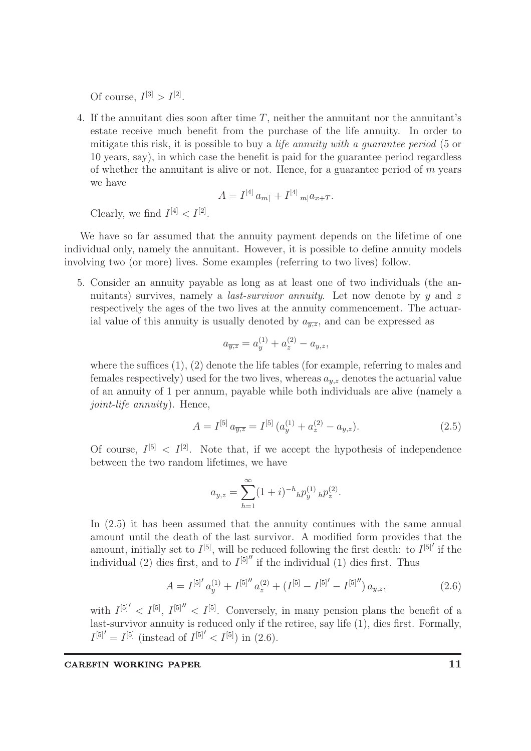Of course, $I^{[3]} > I^{[2]}$.

4. If the annuitant dies soon after time $T$, neither the annuitant nor the annuitant's estate receive much benefit from the purchase of the life annuity. In order to mitigate this risk, it is possible to buy a *life annuity with a guarantee period* (5 or 10 years, say), in which case the benefit is paid for the guarantee period regardless of whether the annuitant is alive or not. Hence, for a guarantee period of $m$ years we have

$$A = I^{[4]}\, a_{\overline{m}|} + I^{[4]}\, {}_{m|}a_{x+T}.$$

Clearly, we find $I^{[4]} < I^{[2]}$.

We have so far assumed that the annuity payment depends on the lifetime of one individual only, namely the annuitant. However, it is possible to define annuity models involving two (or more) lives. Some examples (referring to two lives) follow.

5. Consider an annuity payable as long as at least one of two individuals (the annuitants) survives, namely a *last-survivor annuity*. Let now denote by $y$ and $z$ respectively the ages of the two lives at the annuity commencement. The actuarial value of this annuity is usually denoted by $a_{\overline{y,z}}$, and can be expressed as

$$a_{\overline{y,z}} = a_y^{(1)} + a_z^{(2)} - a_{y,z},$$

where the suffices (1), (2) denote the life tables (for example, referring to males and females respectively) used for the two lives, whereas $a_{y,z}$ denotes the actuarial value of an annuity of 1 per annum, payable while both individuals are alive (namely a *joint-life annuity*). Hence,

$$A = I^{[5]}\, a_{\overline{y,z}} = I^{[5]}\, (a_y^{(1)} + a_z^{(2)} - a_{y,z}). \tag{2.5}$$

Of course, $I^{[5]} < I^{[2]}$. Note that, if we accept the hypothesis of independence between the two random lifetimes, we have

$$a_{y,z} = \sum_{h=1}^{\infty} (1+i)^{-h}\, {}_hp_y^{(1)}\, {}_hp_z^{(2)}.$$

In (2.5) it has been assumed that the annuity continues with the same annual amount until the death of the last survivor. A modified form provides that the amount, initially set to $I^{[5]}$, will be reduced following the first death: to $I^{[5]'}$ if the individual (2) dies first, and to $I^{[5]''}$ if the individual (1) dies first. Thus

$$A = I^{[5]'}\, a_y^{(1)} + I^{[5]''}\, a_z^{(2)} + (I^{[5]} - I^{[5]'} - I^{[5]''})\, a_{y,z}, \tag{2.6}$$

with $I^{[5]'} < I^{[5]}$, $I^{[5]''} < I^{[5]}$. Conversely, in many pension plans the benefit of a last-survivor annuity is reduced only if the retiree, say life (1), dies first. Formally, $I^{[5]'} = I^{[5]}$ (instead of $I^{[5]'} < I^{[5]}$) in (2.6).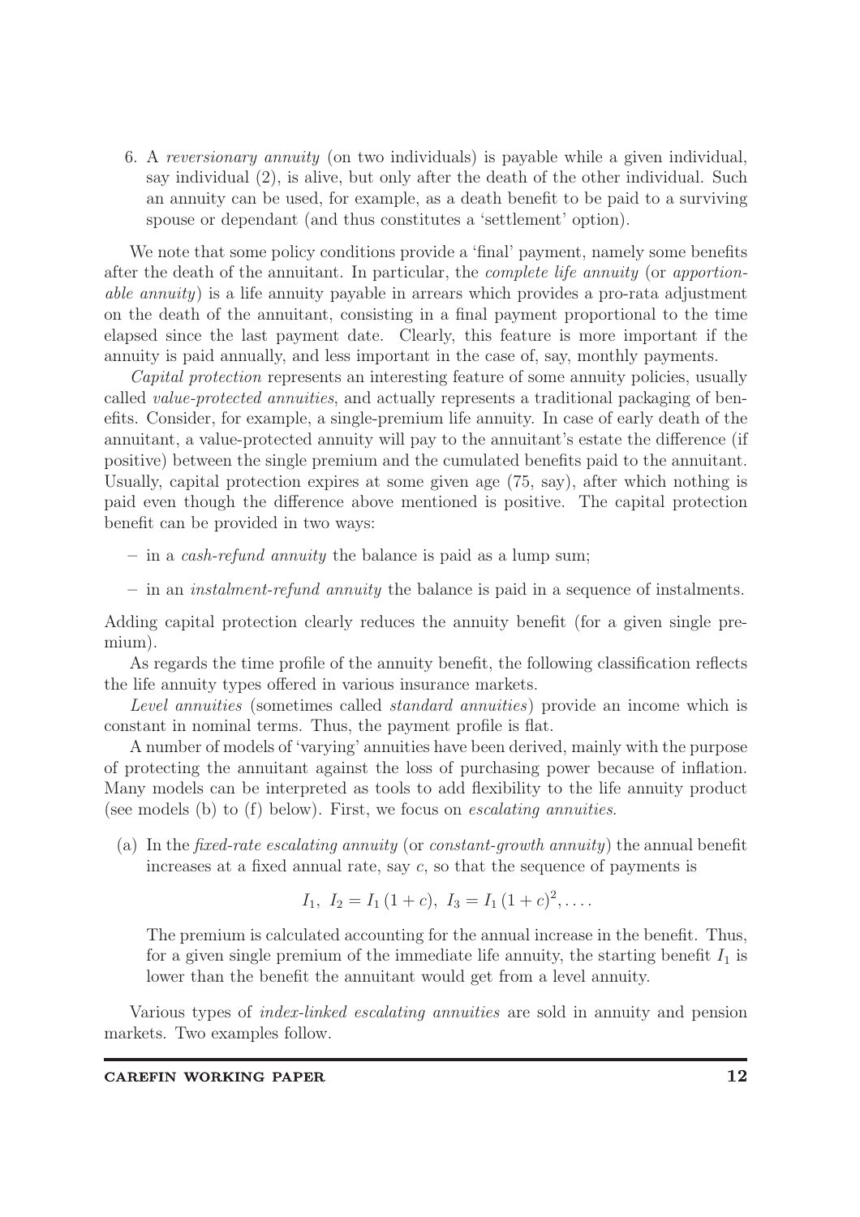6. A *reversionary annuity* (on two individuals) is payable while a given individual, say individual (2), is alive, but only after the death of the other individual. Such an annuity can be used, for example, as a death benefit to be paid to a surviving spouse or dependant (and thus constitutes a 'settlement' option).

We note that some policy conditions provide a 'final' payment, namely some benefits after the death of the annuitant. In particular, the *complete life annuity* (or *apportionable annuity*) is a life annuity payable in arrears which provides a pro-rata adjustment on the death of the annuitant, consisting in a final payment proportional to the time elapsed since the last payment date. Clearly, this feature is more important if the annuity is paid annually, and less important in the case of, say, monthly payments.

*Capital protection* represents an interesting feature of some annuity policies, usually called *value-protected annuities*, and actually represents a traditional packaging of benefits. Consider, for example, a single-premium life annuity. In case of early death of the annuitant, a value-protected annuity will pay to the annuitant's estate the difference (if positive) between the single premium and the cumulated benefits paid to the annuitant. Usually, capital protection expires at some given age (75, say), after which nothing is paid even though the difference above mentioned is positive. The capital protection benefit can be provided in two ways:

– in a *cash-refund annuity* the balance is paid as a lump sum;

– in an *instalment-refund annuity* the balance is paid in a sequence of instalments.

Adding capital protection clearly reduces the annuity benefit (for a given single premium).

As regards the time profile of the annuity benefit, the following classification reflects the life annuity types offered in various insurance markets.

*Level annuities* (sometimes called *standard annuities*) provide an income which is constant in nominal terms. Thus, the payment profile is flat.

A number of models of 'varying' annuities have been derived, mainly with the purpose of protecting the annuitant against the loss of purchasing power because of inflation. Many models can be interpreted as tools to add flexibility to the life annuity product (see models (b) to (f) below). First, we focus on *escalating annuities*.

(a) In the *fixed-rate escalating annuity* (or *constant-growth annuity*) the annual benefit increases at a fixed annual rate, say $c$, so that the sequence of payments is

$$I_1,\ I_2 = I_1\,(1+c),\ I_3 = I_1\,(1+c)^2, \ldots .$$

The premium is calculated accounting for the annual increase in the benefit. Thus, for a given single premium of the immediate life annuity, the starting benefit $I_1$ is lower than the benefit the annuitant would get from a level annuity.

Various types of *index-linked escalating annuities* are sold in annuity and pension markets. Two examples follow.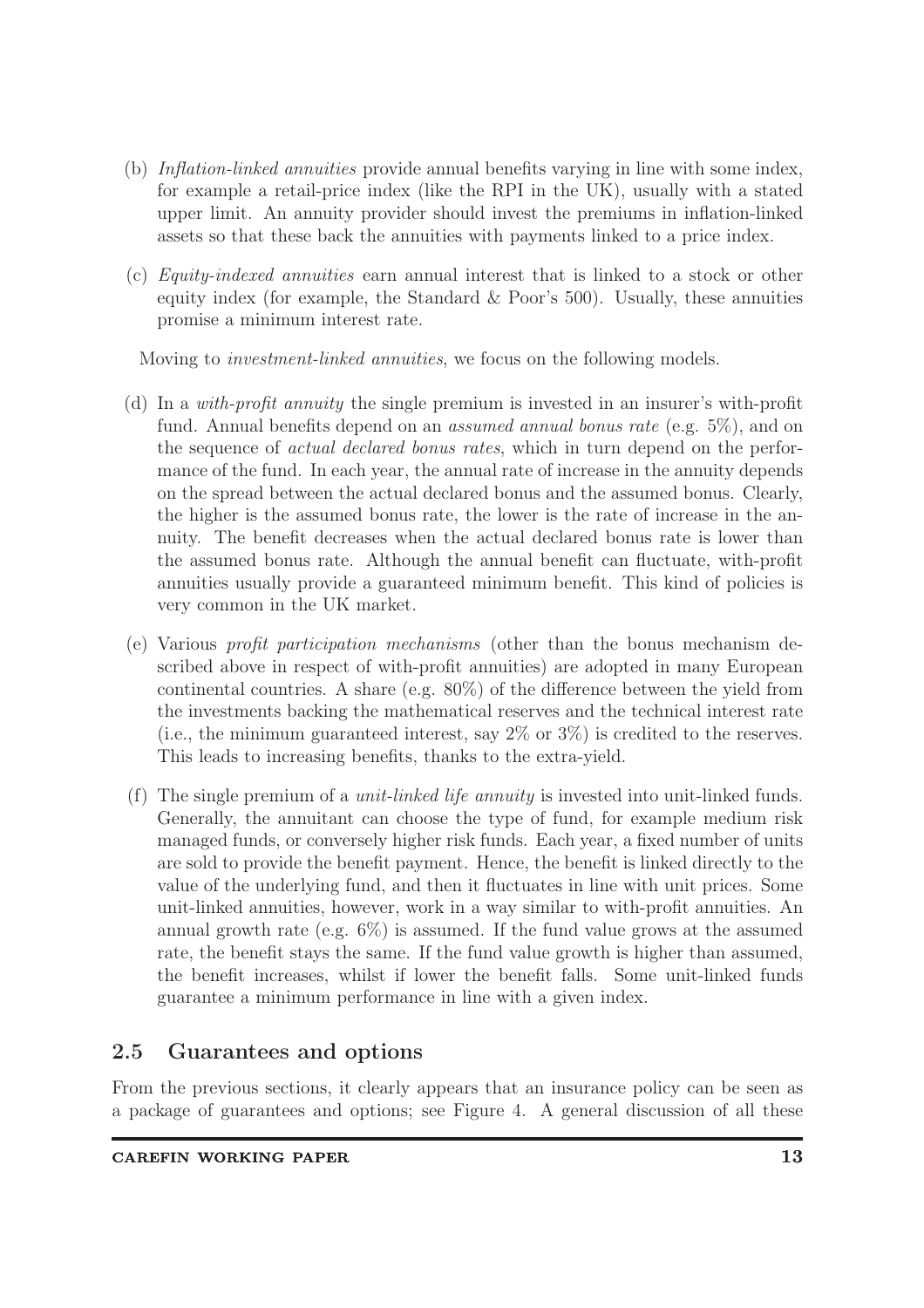(b) *Inflation-linked annuities* provide annual benefits varying in line with some index, for example a retail-price index (like the RPI in the UK), usually with a stated upper limit. An annuity provider should invest the premiums in inflation-linked assets so that these back the annuities with payments linked to a price index.

(c) *Equity-indexed annuities* earn annual interest that is linked to a stock or other equity index (for example, the Standard & Poor's 500). Usually, these annuities promise a minimum interest rate.

Moving to *investment-linked annuities*, we focus on the following models.

(d) In a *with-profit annuity* the single premium is invested in an insurer's with-profit fund. Annual benefits depend on an *assumed annual bonus rate* (e.g. 5%), and on the sequence of *actual declared bonus rates*, which in turn depend on the performance of the fund. In each year, the annual rate of increase in the annuity depends on the spread between the actual declared bonus and the assumed bonus. Clearly, the higher is the assumed bonus rate, the lower is the rate of increase in the annuity. The benefit decreases when the actual declared bonus rate is lower than the assumed bonus rate. Although the annual benefit can fluctuate, with-profit annuities usually provide a guaranteed minimum benefit. This kind of policies is very common in the UK market.

(e) Various *profit participation mechanisms* (other than the bonus mechanism described above in respect of with-profit annuities) are adopted in many European continental countries. A share (e.g. 80%) of the difference between the yield from the investments backing the mathematical reserves and the technical interest rate (i.e., the minimum guaranteed interest, say 2% or 3%) is credited to the reserves. This leads to increasing benefits, thanks to the extra-yield.

(f) The single premium of a *unit-linked life annuity* is invested into unit-linked funds. Generally, the annuitant can choose the type of fund, for example medium risk managed funds, or conversely higher risk funds. Each year, a fixed number of units are sold to provide the benefit payment. Hence, the benefit is linked directly to the value of the underlying fund, and then it fluctuates in line with unit prices. Some unit-linked annuities, however, work in a way similar to with-profit annuities. An annual growth rate (e.g. 6%) is assumed. If the fund value grows at the assumed rate, the benefit stays the same. If the fund value growth is higher than assumed, the benefit increases, whilst if lower the benefit falls. Some unit-linked funds guarantee a minimum performance in line with a given index.

## 2.5 Guarantees and options

From the previous sections, it clearly appears that an insurance policy can be seen as a package of guarantees and options; see Figure 4. A general discussion of all these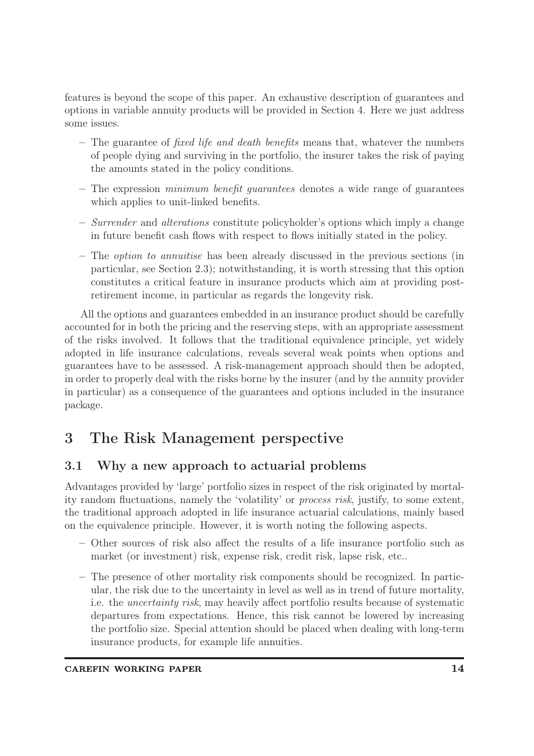features is beyond the scope of this paper. An exhaustive description of guarantees and options in variable annuity products will be provided in Section 4. Here we just address some issues.

- The guarantee of *fixed life and death benefits* means that, whatever the numbers of people dying and surviving in the portfolio, the insurer takes the risk of paying the amounts stated in the policy conditions.
- The expression *minimum benefit guarantees* denotes a wide range of guarantees which applies to unit-linked benefits.
- *Surrender* and *alterations* constitute policyholder's options which imply a change in future benefit cash flows with respect to flows initially stated in the policy.
- The *option to annuitise* has been already discussed in the previous sections (in particular, see Section 2.3); notwithstanding, it is worth stressing that this option constitutes a critical feature in insurance products which aim at providing post-retirement income, in particular as regards the longevity risk.

All the options and guarantees embedded in an insurance product should be carefully accounted for in both the pricing and the reserving steps, with an appropriate assessment of the risks involved. It follows that the traditional equivalence principle, yet widely adopted in life insurance calculations, reveals several weak points when options and guarantees have to be assessed. A risk-management approach should then be adopted, in order to properly deal with the risks borne by the insurer (and by the annuity provider in particular) as a consequence of the guarantees and options included in the insurance package.

# 3 The Risk Management perspective

## 3.1 Why a new approach to actuarial problems

Advantages provided by 'large' portfolio sizes in respect of the risk originated by mortality random fluctuations, namely the 'volatility' or *process risk*, justify, to some extent, the traditional approach adopted in life insurance actuarial calculations, mainly based on the equivalence principle. However, it is worth noting the following aspects.

- Other sources of risk also affect the results of a life insurance portfolio such as market (or investment) risk, expense risk, credit risk, lapse risk, etc..
- The presence of other mortality risk components should be recognized. In particular, the risk due to the uncertainty in level as well as in trend of future mortality, i.e. the *uncertainty risk*, may heavily affect portfolio results because of systematic departures from expectations. Hence, this risk cannot be lowered by increasing the portfolio size. Special attention should be placed when dealing with long-term insurance products, for example life annuities.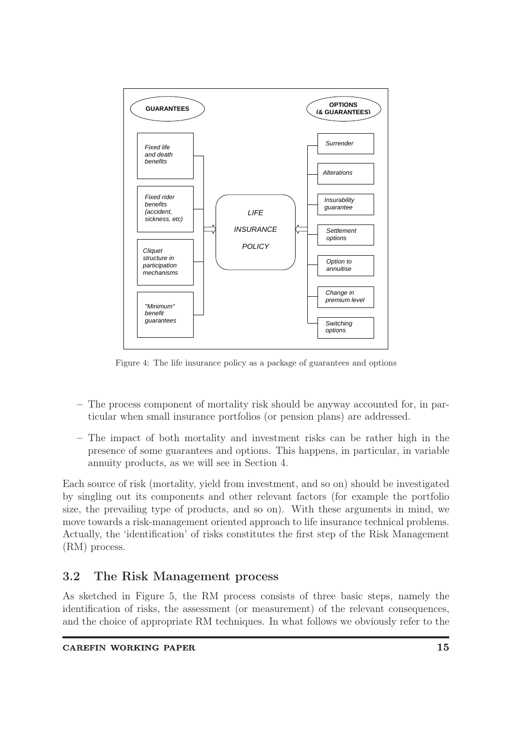Figure 4: The life insurance policy as a package of guarantees and options

– The process component of mortality risk should be anyway accounted for, in particular when small insurance portfolios (or pension plans) are addressed.

– The impact of both mortality and investment risks can be rather high in the presence of some guarantees and options. This happens, in particular, in variable annuity products, as we will see in Section 4.

Each source of risk (mortality, yield from investment, and so on) should be investigated by singling out its components and other relevant factors (for example the portfolio size, the prevailing type of products, and so on). With these arguments in mind, we move towards a risk-management oriented approach to life insurance technical problems. Actually, the 'identification' of risks constitutes the first step of the Risk Management (RM) process.

## 3.2 The Risk Management process

As sketched in Figure 5, the RM process consists of three basic steps, namely the identification of risks, the assessment (or measurement) of the relevant consequences, and the choice of appropriate RM techniques. In what follows we obviously refer to the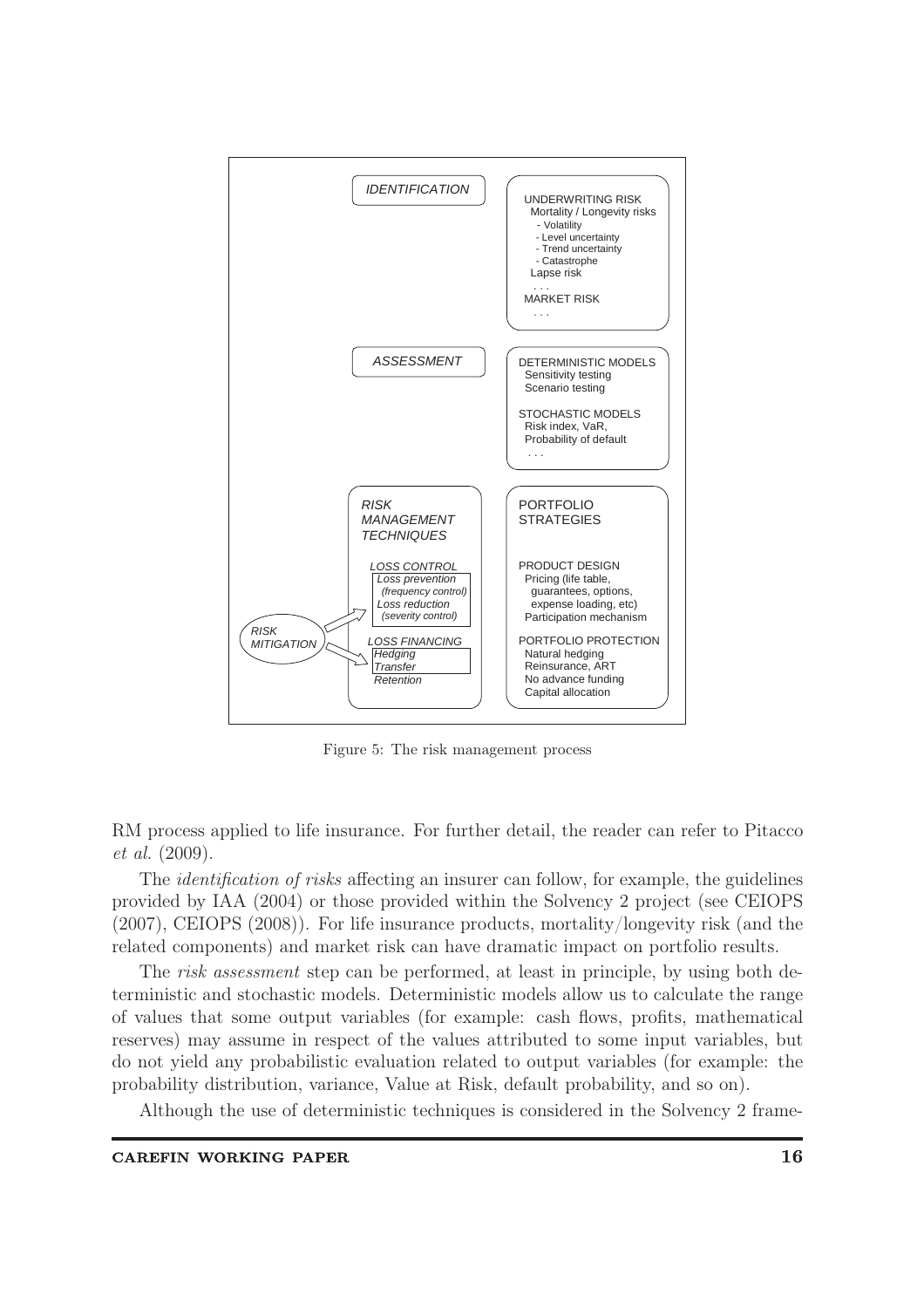IDENTIFICATION

UNDERWRITING RISK
Mortality / Longevity risks
- Volatility
- Level uncertainty
- Trend uncertainty
- Catastrophe
Lapse risk
...
MARKET RISK
...

ASSESSMENT

DETERMINISTIC MODELS
Sensitivity testing
Scenario testing

STOCHASTIC MODELS
Risk index, VaR,
Probability of default
...

RISK MANAGEMENT TECHNIQUES

LOSS CONTROL
Loss prevention (frequency control)
Loss reduction (severity control)

RISK MITIGATION

LOSS FINANCING
Hedging
Transfer
Retention

PORTFOLIO STRATEGIES

PRODUCT DESIGN
Pricing (life table, guarantees, options, expense loading, etc)
Participation mechanism

PORTFOLIO PROTECTION
Natural hedging
Reinsurance, ART
No advance funding
Capital allocation

Figure 5: The risk management process

RM process applied to life insurance. For further detail, the reader can refer to Pitacco *et al.* (2009).

The *identification of risks* affecting an insurer can follow, for example, the guidelines provided by IAA (2004) or those provided within the Solvency 2 project (see CEIOPS (2007), CEIOPS (2008)). For life insurance products, mortality/longevity risk (and the related components) and market risk can have dramatic impact on portfolio results.

The *risk assessment* step can be performed, at least in principle, by using both deterministic and stochastic models. Deterministic models allow us to calculate the range of values that some output variables (for example: cash flows, profits, mathematical reserves) may assume in respect of the values attributed to some input variables, but do not yield any probabilistic evaluation related to output variables (for example: the probability distribution, variance, Value at Risk, default probability, and so on).

Although the use of deterministic techniques is considered in the Solvency 2 frame-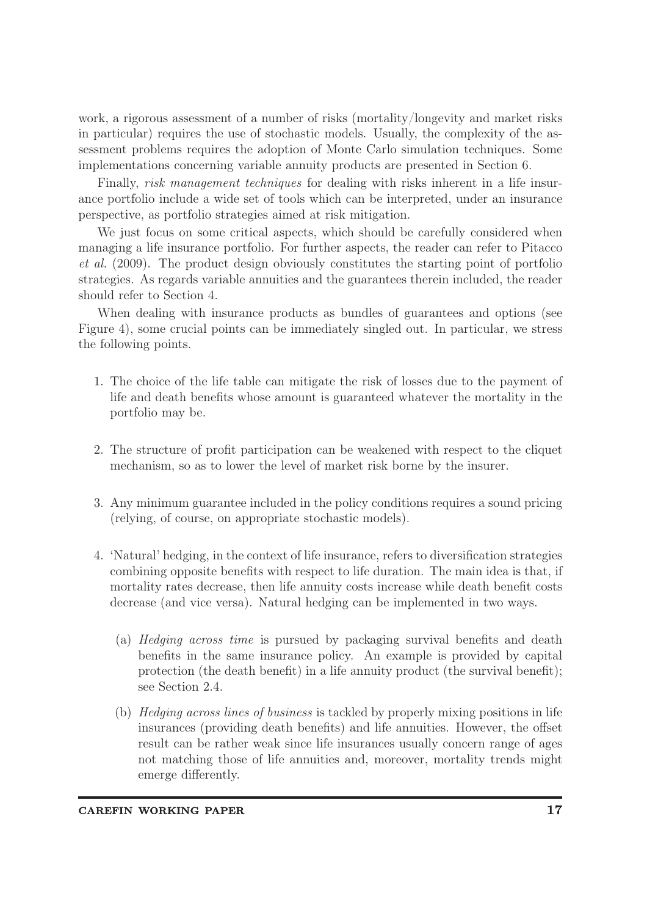work, a rigorous assessment of a number of risks (mortality/longevity and market risks in particular) requires the use of stochastic models. Usually, the complexity of the assessment problems requires the adoption of Monte Carlo simulation techniques. Some implementations concerning variable annuity products are presented in Section 6.

Finally, *risk management techniques* for dealing with risks inherent in a life insurance portfolio include a wide set of tools which can be interpreted, under an insurance perspective, as portfolio strategies aimed at risk mitigation.

We just focus on some critical aspects, which should be carefully considered when managing a life insurance portfolio. For further aspects, the reader can refer to Pitacco *et al.* (2009). The product design obviously constitutes the starting point of portfolio strategies. As regards variable annuities and the guarantees therein included, the reader should refer to Section 4.

When dealing with insurance products as bundles of guarantees and options (see Figure 4), some crucial points can be immediately singled out. In particular, we stress the following points.

1. The choice of the life table can mitigate the risk of losses due to the payment of life and death benefits whose amount is guaranteed whatever the mortality in the portfolio may be.

2. The structure of profit participation can be weakened with respect to the cliquet mechanism, so as to lower the level of market risk borne by the insurer.

3. Any minimum guarantee included in the policy conditions requires a sound pricing (relying, of course, on appropriate stochastic models).

4. 'Natural' hedging, in the context of life insurance, refers to diversification strategies combining opposite benefits with respect to life duration. The main idea is that, if mortality rates decrease, then life annuity costs increase while death benefit costs decrease (and vice versa). Natural hedging can be implemented in two ways.

   (a) *Hedging across time* is pursued by packaging survival benefits and death benefits in the same insurance policy. An example is provided by capital protection (the death benefit) in a life annuity product (the survival benefit); see Section 2.4.

   (b) *Hedging across lines of business* is tackled by properly mixing positions in life insurances (providing death benefits) and life annuities. However, the offset result can be rather weak since life insurances usually concern range of ages not matching those of life annuities and, moreover, mortality trends might emerge differently.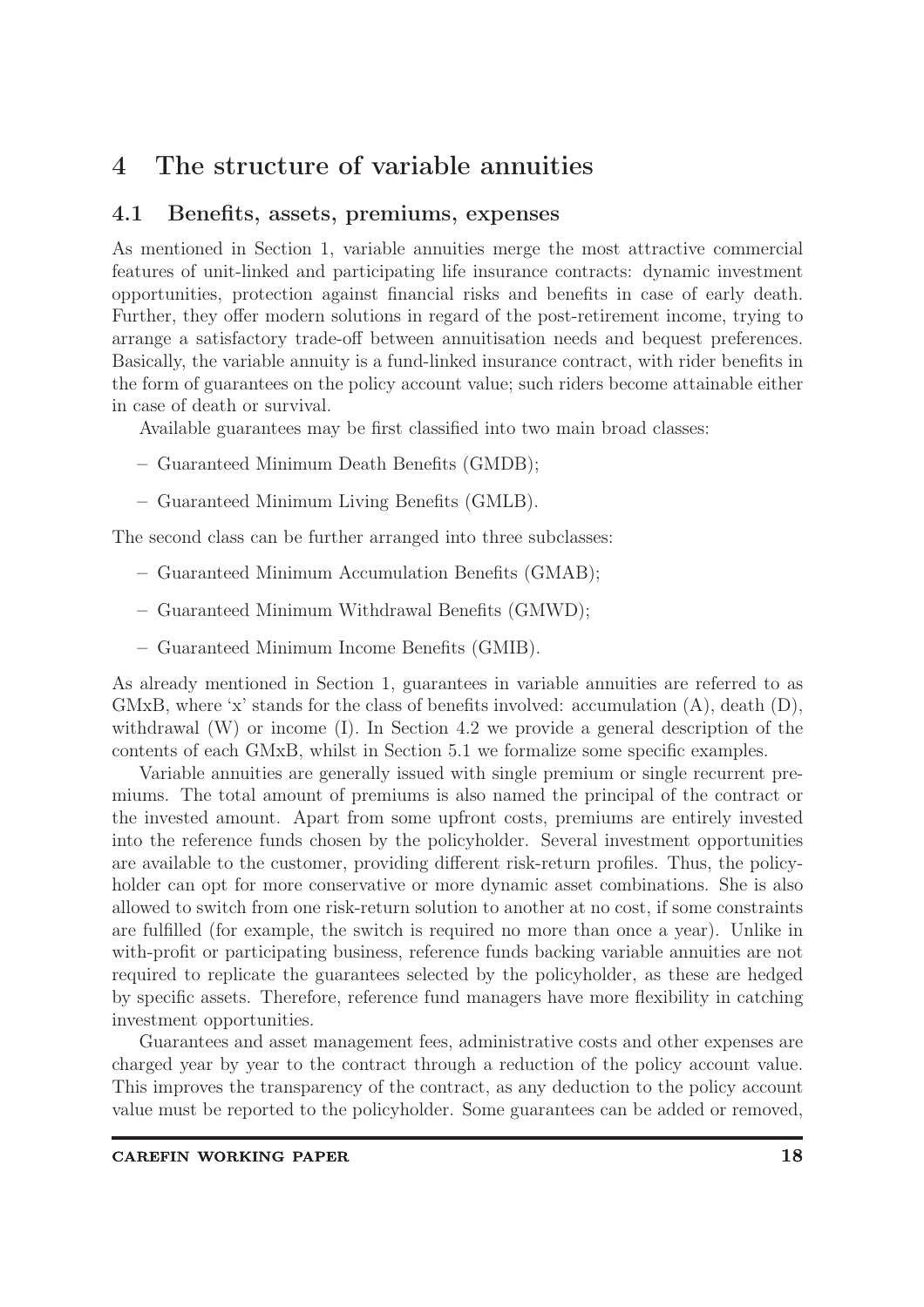# 4 The structure of variable annuities

## 4.1 Benefits, assets, premiums, expenses

As mentioned in Section 1, variable annuities merge the most attractive commercial features of unit-linked and participating life insurance contracts: dynamic investment opportunities, protection against financial risks and benefits in case of early death. Further, they offer modern solutions in regard of the post-retirement income, trying to arrange a satisfactory trade-off between annuitisation needs and bequest preferences. Basically, the variable annuity is a fund-linked insurance contract, with rider benefits in the form of guarantees on the policy account value; such riders become attainable either in case of death or survival.

Available guarantees may be first classified into two main broad classes:

- Guaranteed Minimum Death Benefits (GMDB);
- Guaranteed Minimum Living Benefits (GMLB).

The second class can be further arranged into three subclasses:

- Guaranteed Minimum Accumulation Benefits (GMAB);
- Guaranteed Minimum Withdrawal Benefits (GMWD);
- Guaranteed Minimum Income Benefits (GMIB).

As already mentioned in Section 1, guarantees in variable annuities are referred to as GMxB, where 'x' stands for the class of benefits involved: accumulation (A), death (D), withdrawal (W) or income (I). In Section 4.2 we provide a general description of the contents of each GMxB, whilst in Section 5.1 we formalize some specific examples.

Variable annuities are generally issued with single premium or single recurrent premiums. The total amount of premiums is also named the principal of the contract or the invested amount. Apart from some upfront costs, premiums are entirely invested into the reference funds chosen by the policyholder. Several investment opportunities are available to the customer, providing different risk-return profiles. Thus, the policyholder can opt for more conservative or more dynamic asset combinations. She is also allowed to switch from one risk-return solution to another at no cost, if some constraints are fulfilled (for example, the switch is required no more than once a year). Unlike in with-profit or participating business, reference funds backing variable annuities are not required to replicate the guarantees selected by the policyholder, as these are hedged by specific assets. Therefore, reference fund managers have more flexibility in catching investment opportunities.

Guarantees and asset management fees, administrative costs and other expenses are charged year by year to the contract through a reduction of the policy account value. This improves the transparency of the contract, as any deduction to the policy account value must be reported to the policyholder. Some guarantees can be added or removed,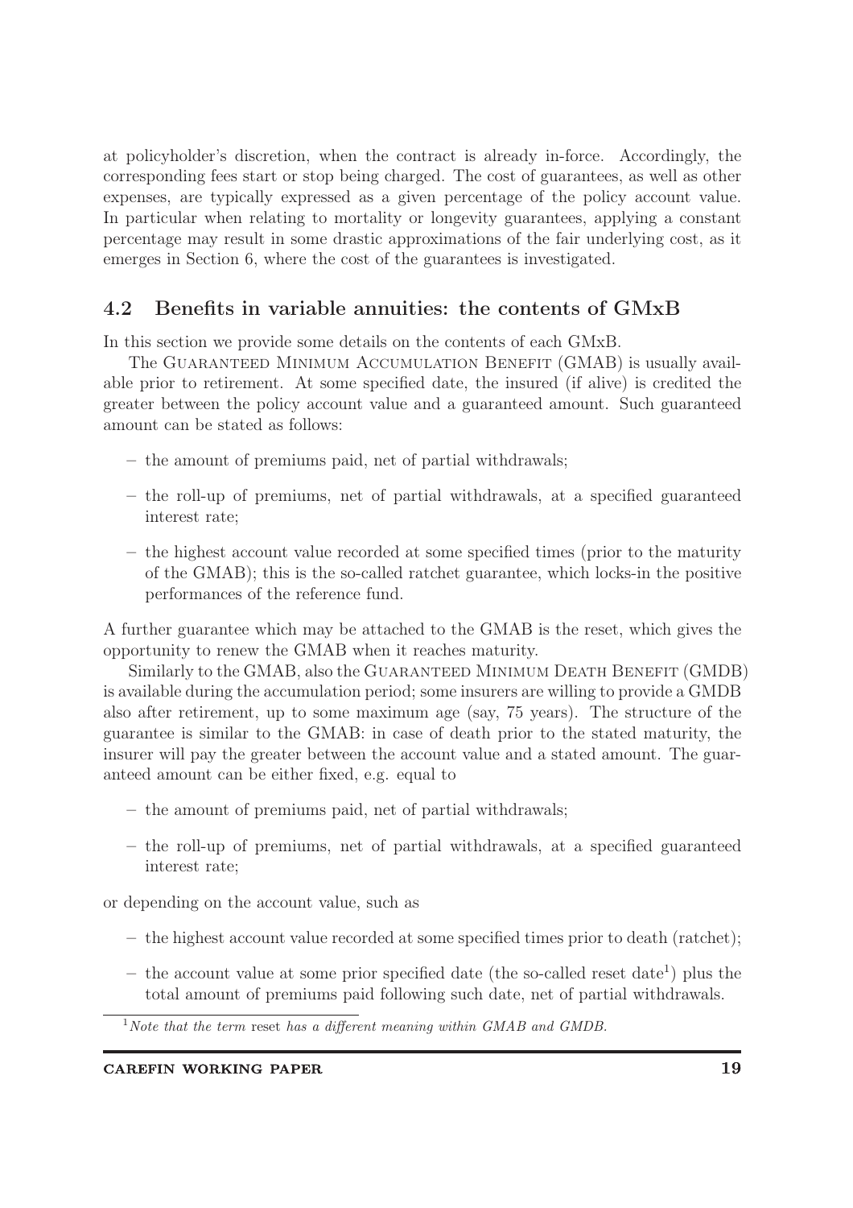at policyholder's discretion, when the contract is already in-force. Accordingly, the corresponding fees start or stop being charged. The cost of guarantees, as well as other expenses, are typically expressed as a given percentage of the policy account value. In particular when relating to mortality or longevity guarantees, applying a constant percentage may result in some drastic approximations of the fair underlying cost, as it emerges in Section 6, where the cost of the guarantees is investigated.

## 4.2 Benefits in variable annuities: the contents of GMxB

In this section we provide some details on the contents of each GMxB.

The Guaranteed Minimum Accumulation Benefit (GMAB) is usually available prior to retirement. At some specified date, the insured (if alive) is credited the greater between the policy account value and a guaranteed amount. Such guaranteed amount can be stated as follows:

- the amount of premiums paid, net of partial withdrawals;
- the roll-up of premiums, net of partial withdrawals, at a specified guaranteed interest rate;
- the highest account value recorded at some specified times (prior to the maturity of the GMAB); this is the so-called ratchet guarantee, which locks-in the positive performances of the reference fund.

A further guarantee which may be attached to the GMAB is the reset, which gives the opportunity to renew the GMAB when it reaches maturity.

Similarly to the GMAB, also the Guaranteed Minimum Death Benefit (GMDB) is available during the accumulation period; some insurers are willing to provide a GMDB also after retirement, up to some maximum age (say, 75 years). The structure of the guarantee is similar to the GMAB: in case of death prior to the stated maturity, the insurer will pay the greater between the account value and a stated amount. The guaranteed amount can be either fixed, e.g. equal to

- the amount of premiums paid, net of partial withdrawals;
- the roll-up of premiums, net of partial withdrawals, at a specified guaranteed interest rate;

or depending on the account value, such as

- the highest account value recorded at some specified times prior to death (ratchet);
- the account value at some prior specified date (the so-called reset date[1]) plus the total amount of premiums paid following such date, net of partial withdrawals.

[1] *Note that the term* reset *has a different meaning within GMAB and GMDB.*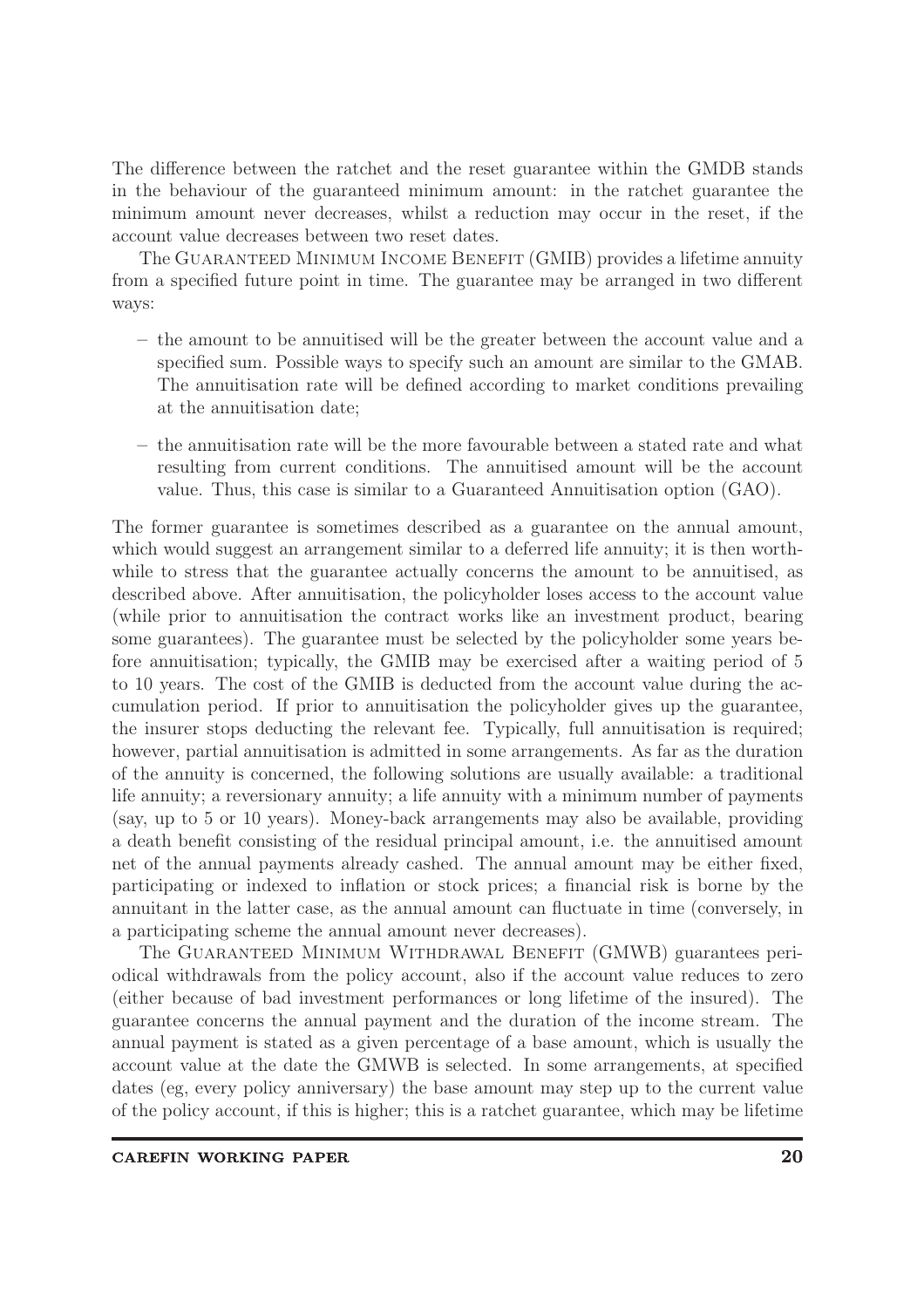The difference between the ratchet and the reset guarantee within the GMDB stands in the behaviour of the guaranteed minimum amount: in the ratchet guarantee the minimum amount never decreases, whilst a reduction may occur in the reset, if the account value decreases between two reset dates.

The Guaranteed Minimum Income Benefit (GMIB) provides a lifetime annuity from a specified future point in time. The guarantee may be arranged in two different ways:

– the amount to be annuitised will be the greater between the account value and a specified sum. Possible ways to specify such an amount are similar to the GMAB. The annuitisation rate will be defined according to market conditions prevailing at the annuitisation date;

– the annuitisation rate will be the more favourable between a stated rate and what resulting from current conditions. The annuitised amount will be the account value. Thus, this case is similar to a Guaranteed Annuitisation option (GAO).

The former guarantee is sometimes described as a guarantee on the annual amount, which would suggest an arrangement similar to a deferred life annuity; it is then worthwhile to stress that the guarantee actually concerns the amount to be annuitised, as described above. After annuitisation, the policyholder loses access to the account value (while prior to annuitisation the contract works like an investment product, bearing some guarantees). The guarantee must be selected by the policyholder some years before annuitisation; typically, the GMIB may be exercised after a waiting period of 5 to 10 years. The cost of the GMIB is deducted from the account value during the accumulation period. If prior to annuitisation the policyholder gives up the guarantee, the insurer stops deducting the relevant fee. Typically, full annuitisation is required; however, partial annuitisation is admitted in some arrangements. As far as the duration of the annuity is concerned, the following solutions are usually available: a traditional life annuity; a reversionary annuity; a life annuity with a minimum number of payments (say, up to 5 or 10 years). Money-back arrangements may also be available, providing a death benefit consisting of the residual principal amount, i.e. the annuitised amount net of the annual payments already cashed. The annual amount may be either fixed, participating or indexed to inflation or stock prices; a financial risk is borne by the annuitant in the latter case, as the annual amount can fluctuate in time (conversely, in a participating scheme the annual amount never decreases).

The Guaranteed Minimum Withdrawal Benefit (GMWB) guarantees periodical withdrawals from the policy account, also if the account value reduces to zero (either because of bad investment performances or long lifetime of the insured). The guarantee concerns the annual payment and the duration of the income stream. The annual payment is stated as a given percentage of a base amount, which is usually the account value at the date the GMWB is selected. In some arrangements, at specified dates (eg, every policy anniversary) the base amount may step up to the current value of the policy account, if this is higher; this is a ratchet guarantee, which may be lifetime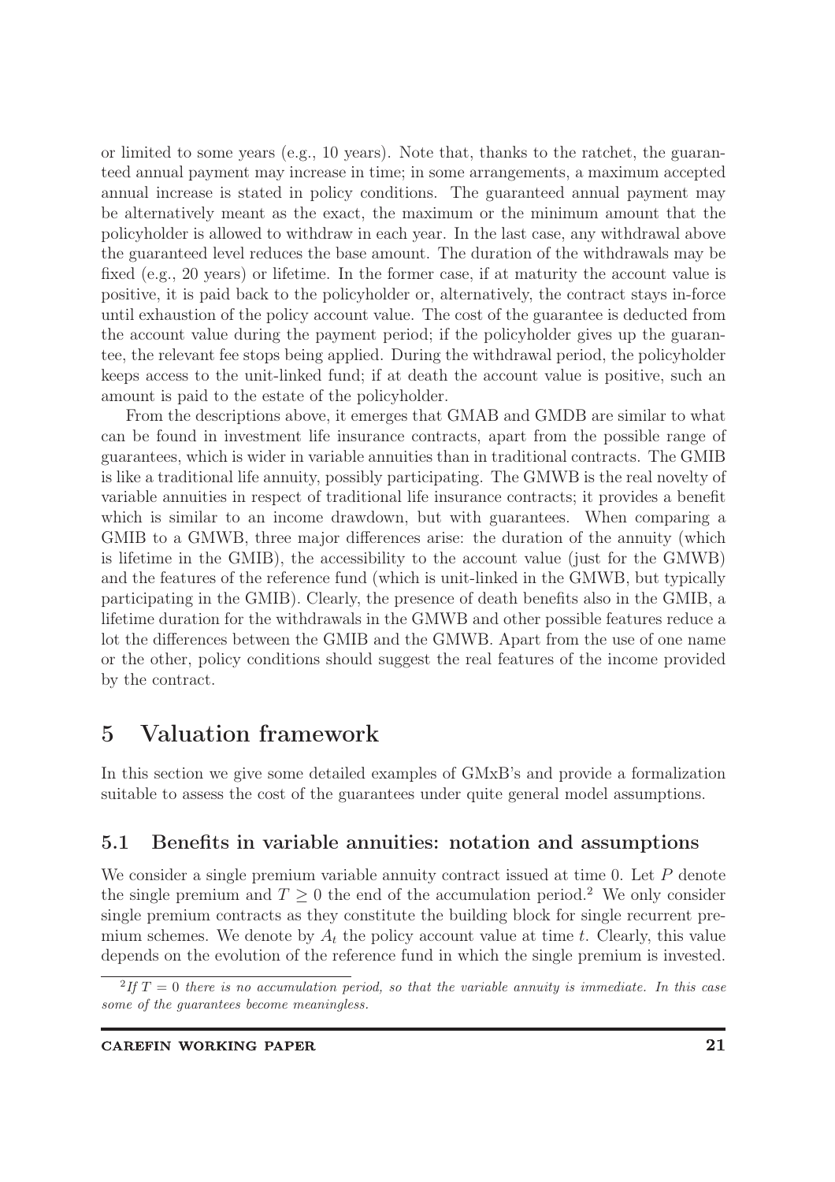or limited to some years (e.g., 10 years). Note that, thanks to the ratchet, the guaranteed annual payment may increase in time; in some arrangements, a maximum accepted annual increase is stated in policy conditions. The guaranteed annual payment may be alternatively meant as the exact, the maximum or the minimum amount that the policyholder is allowed to withdraw in each year. In the last case, any withdrawal above the guaranteed level reduces the base amount. The duration of the withdrawals may be fixed (e.g., 20 years) or lifetime. In the former case, if at maturity the account value is positive, it is paid back to the policyholder or, alternatively, the contract stays in-force until exhaustion of the policy account value. The cost of the guarantee is deducted from the account value during the payment period; if the policyholder gives up the guarantee, the relevant fee stops being applied. During the withdrawal period, the policyholder keeps access to the unit-linked fund; if at death the account value is positive, such an amount is paid to the estate of the policyholder.

From the descriptions above, it emerges that GMAB and GMDB are similar to what can be found in investment life insurance contracts, apart from the possible range of guarantees, which is wider in variable annuities than in traditional contracts. The GMIB is like a traditional life annuity, possibly participating. The GMWB is the real novelty of variable annuities in respect of traditional life insurance contracts; it provides a benefit which is similar to an income drawdown, but with guarantees. When comparing a GMIB to a GMWB, three major differences arise: the duration of the annuity (which is lifetime in the GMIB), the accessibility to the account value (just for the GMWB) and the features of the reference fund (which is unit-linked in the GMWB, but typically participating in the GMIB). Clearly, the presence of death benefits also in the GMIB, a lifetime duration for the withdrawals in the GMWB and other possible features reduce a lot the differences between the GMIB and the GMWB. Apart from the use of one name or the other, policy conditions should suggest the real features of the income provided by the contract.

# 5 Valuation framework

In this section we give some detailed examples of GMxB's and provide a formalization suitable to assess the cost of the guarantees under quite general model assumptions.

## 5.1 Benefits in variable annuities: notation and assumptions

We consider a single premium variable annuity contract issued at time 0. Let $P$ denote the single premium and $T \geq 0$ the end of the accumulation period.[2] We only consider single premium contracts as they constitute the building block for single recurrent premium schemes. We denote by $A_t$ the policy account value at time $t$. Clearly, this value depends on the evolution of the reference fund in which the single premium is invested.

[2] *If $T = 0$ there is no accumulation period, so that the variable annuity is immediate. In this case some of the guarantees become meaningless.*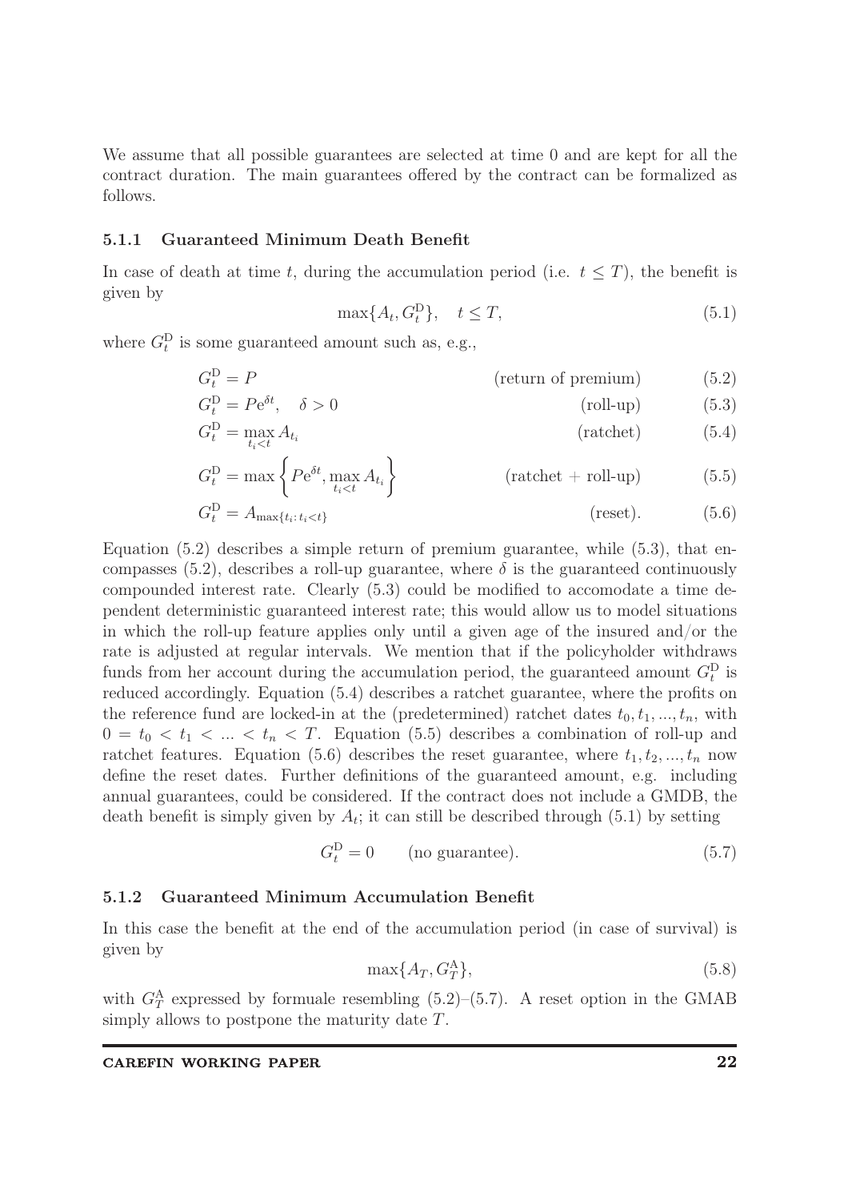We assume that all possible guarantees are selected at time 0 and are kept for all the contract duration. The main guarantees offered by the contract can be formalized as follows.

### 5.1.1 Guaranteed Minimum Death Benefit

In case of death at time $t$, during the accumulation period (i.e. $t \leq T$), the benefit is given by

$$\max\{A_t, G_t^{\mathrm{D}}\}, \quad t \leq T, \tag{5.1}$$

where $G_t^{\mathrm{D}}$ is some guaranteed amount such as, e.g.,

$$G_t^{\mathrm{D}} = P \qquad \text{(return of premium)} \tag{5.2}$$

$$G_t^{\mathrm{D}} = P\mathrm{e}^{\delta t}, \quad \delta > 0 \qquad \text{(roll-up)} \tag{5.3}$$

$$G_t^{\mathrm{D}} = \max_{t_i < t} A_{t_i} \qquad \text{(ratchet)} \tag{5.4}$$

$$G_t^{\mathrm{D}} = \max\left\{P\mathrm{e}^{\delta t}, \max_{t_i < t} A_{t_i}\right\} \qquad \text{(ratchet + roll-up)} \tag{5.5}$$

$$G_t^{\mathrm{D}} = A_{\max\{t_i : t_i < t\}} \qquad \text{(reset).} \tag{5.6}$$

Equation (5.2) describes a simple return of premium guarantee, while (5.3), that encompasses (5.2), describes a roll-up guarantee, where $\delta$ is the guaranteed continuously compounded interest rate. Clearly (5.3) could be modified to accomodate a time dependent deterministic guaranteed interest rate; this would allow us to model situations in which the roll-up feature applies only until a given age of the insured and/or the rate is adjusted at regular intervals. We mention that if the policyholder withdraws funds from her account during the accumulation period, the guaranteed amount $G_t^{\mathrm{D}}$ is reduced accordingly. Equation (5.4) describes a ratchet guarantee, where the profits on the reference fund are locked-in at the (predetermined) ratchet dates $t_0, t_1, ..., t_n$, with $0 = t_0 < t_1 < ... < t_n < T$. Equation (5.5) describes a combination of roll-up and ratchet features. Equation (5.6) describes the reset guarantee, where $t_1, t_2, ..., t_n$ now define the reset dates. Further definitions of the guaranteed amount, e.g. including annual guarantees, could be considered. If the contract does not include a GMDB, the death benefit is simply given by $A_t$; it can still be described through (5.1) by setting

$$G_t^{\mathrm{D}} = 0 \qquad \text{(no guarantee).} \tag{5.7}$$

### 5.1.2 Guaranteed Minimum Accumulation Benefit

In this case the benefit at the end of the accumulation period (in case of survival) is given by

$$\max\{A_T, G_T^{\mathrm{A}}\}, \tag{5.8}$$

with $G_T^{\mathrm{A}}$ expressed by formuale resembling (5.2)–(5.7). A reset option in the GMAB simply allows to postpone the maturity date $T$.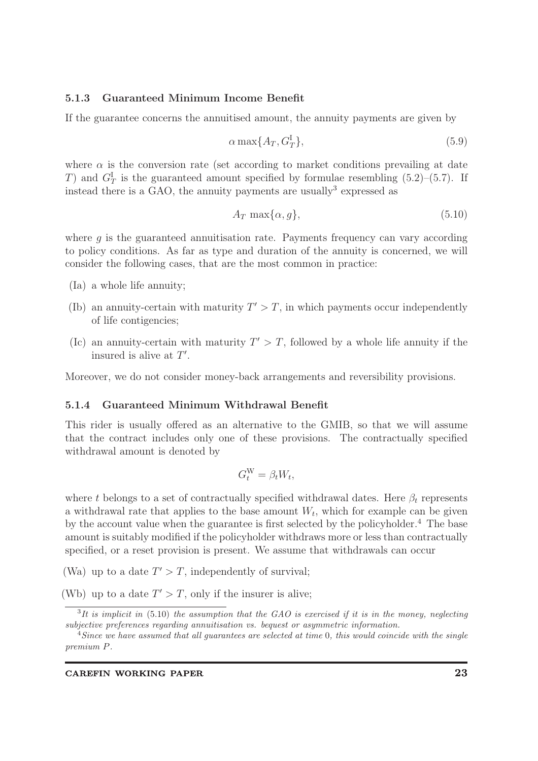### 5.1.3 Guaranteed Minimum Income Benefit

If the guarantee concerns the annuitised amount, the annuity payments are given by

$$\alpha \max\{A_T, G_T^{\mathrm{I}}\}, \tag{5.9}$$

where $\alpha$ is the conversion rate (set according to market conditions prevailing at date $T$) and $G_T^{\mathrm{I}}$ is the guaranteed amount specified by formulae resembling (5.2)–(5.7). If instead there is a GAO, the annuity payments are usually[3] expressed as

$$A_T \max\{\alpha, g\}, \tag{5.10}$$

where $g$ is the guaranteed annuitisation rate. Payments frequency can vary according to policy conditions. As far as type and duration of the annuity is concerned, we will consider the following cases, that are the most common in practice:

- (Ia) a whole life annuity;
- (Ib) an annuity-certain with maturity $T' > T$, in which payments occur independently of life contigencies;
- (Ic) an annuity-certain with maturity $T' > T$, followed by a whole life annuity if the insured is alive at $T'$.

Moreover, we do not consider money-back arrangements and reversibility provisions.

### 5.1.4 Guaranteed Minimum Withdrawal Benefit

This rider is usually offered as an alternative to the GMIB, so that we will assume that the contract includes only one of these provisions. The contractually specified withdrawal amount is denoted by

$$G_t^{\mathrm{W}} = \beta_t W_t,$$

where $t$ belongs to a set of contractually specified withdrawal dates. Here $\beta_t$ represents a withdrawal rate that applies to the base amount $W_t$, which for example can be given by the account value when the guarantee is first selected by the policyholder.[4] The base amount is suitably modified if the policyholder withdraws more or less than contractually specified, or a reset provision is present. We assume that withdrawals can occur

- (Wa) up to a date $T' > T$, independently of survival;
- (Wb) up to a date $T' > T$, only if the insurer is alive;

---

[3] *It is implicit in* (5.10) *the assumption that the GAO is exercised if it is in the money, neglecting subjective preferences regarding annuitisation vs. bequest or asymmetric information.*

[4] *Since we have assumed that all guarantees are selected at time* 0*, this would coincide with the single premium* $P$*.*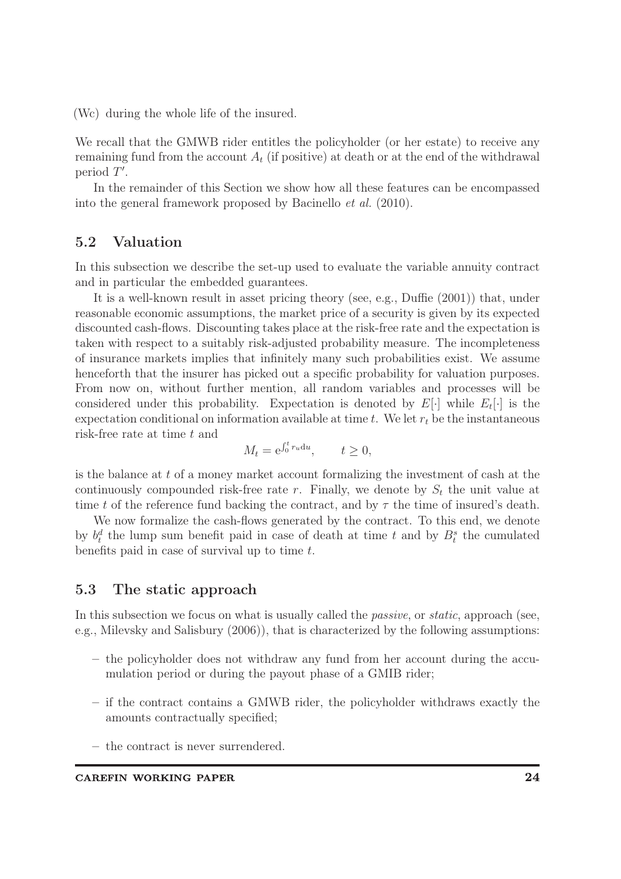(Wc) during the whole life of the insured.

We recall that the GMWB rider entitles the policyholder (or her estate) to receive any remaining fund from the account $A_t$ (if positive) at death or at the end of the withdrawal period $T'$.

In the remainder of this Section we show how all these features can be encompassed into the general framework proposed by Bacinello *et al.* (2010).

## 5.2 Valuation

In this subsection we describe the set-up used to evaluate the variable annuity contract and in particular the embedded guarantees.

It is a well-known result in asset pricing theory (see, e.g., Duffie (2001)) that, under reasonable economic assumptions, the market price of a security is given by its expected discounted cash-flows. Discounting takes place at the risk-free rate and the expectation is taken with respect to a suitably risk-adjusted probability measure. The incompleteness of insurance markets implies that infinitely many such probabilities exist. We assume henceforth that the insurer has picked out a specific probability for valuation purposes. From now on, without further mention, all random variables and processes will be considered under this probability. Expectation is denoted by $E[\cdot]$ while $E_t[\cdot]$ is the expectation conditional on information available at time $t$. We let $r_t$ be the instantaneous risk-free rate at time $t$ and

$$M_t = e^{\int_0^t r_u \mathrm{d}u}, \qquad t \geq 0,$$

is the balance at $t$ of a money market account formalizing the investment of cash at the continuously compounded risk-free rate $r$. Finally, we denote by $S_t$ the unit value at time $t$ of the reference fund backing the contract, and by $\tau$ the time of insured's death.

We now formalize the cash-flows generated by the contract. To this end, we denote by $b_t^d$ the lump sum benefit paid in case of death at time $t$ and by $B_t^s$ the cumulated benefits paid in case of survival up to time $t$.

## 5.3 The static approach

In this subsection we focus on what is usually called the *passive*, or *static*, approach (see, e.g., Milevsky and Salisbury (2006)), that is characterized by the following assumptions:

- the policyholder does not withdraw any fund from her account during the accumulation period or during the payout phase of a GMIB rider;
- if the contract contains a GMWB rider, the policyholder withdraws exactly the amounts contractually specified;
- the contract is never surrendered.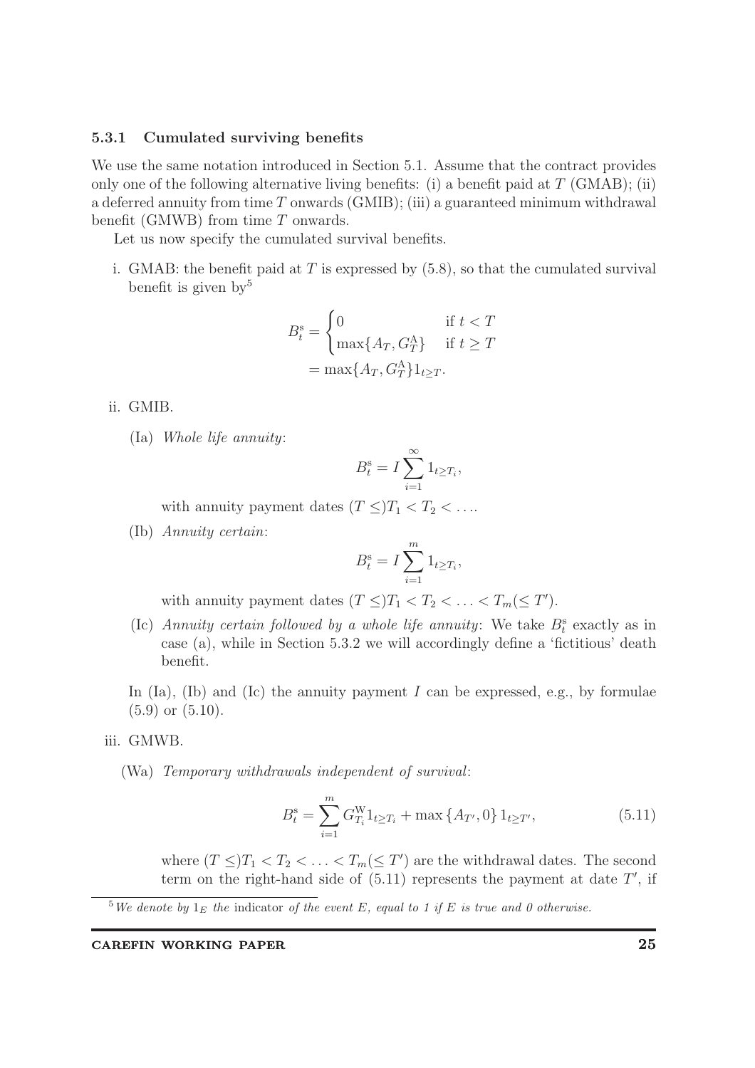### 5.3.1 Cumulated surviving benefits

We use the same notation introduced in Section 5.1. Assume that the contract provides only one of the following alternative living benefits: (i) a benefit paid at $T$ (GMAB); (ii) a deferred annuity from time $T$ onwards (GMIB); (iii) a guaranteed minimum withdrawal benefit (GMWB) from time $T$ onwards.

Let us now specify the cumulated survival benefits.

i. GMAB: the benefit paid at $T$ is expressed by (5.8), so that the cumulated survival benefit is given by[5]

$$B_t^{\mathrm{s}} = \begin{cases} 0 & \text{if } t < T \\ \max\{A_T, G_T^{\mathrm{A}}\} & \text{if } t \geq T \end{cases}$$
$$= \max\{A_T, G_T^{\mathrm{A}}\} 1_{t \geq T}.$$

ii. GMIB.

(Ia) *Whole life annuity*:

$$B_t^{\mathrm{s}} = I \sum_{i=1}^{\infty} 1_{t \geq T_i},$$

with annuity payment dates $(T \leq) T_1 < T_2 < \ldots$.

(Ib) *Annuity certain*:

$$B_t^{\mathrm{s}} = I \sum_{i=1}^{m} 1_{t \geq T_i},$$

with annuity payment dates $(T \leq) T_1 < T_2 < \ldots < T_m (\leq T')$.

(Ic) *Annuity certain followed by a whole life annuity*: We take $B_t^{\mathrm{s}}$ exactly as in case (a), while in Section 5.3.2 we will accordingly define a 'fictitious' death benefit.

In (Ia), (Ib) and (Ic) the annuity payment $I$ can be expressed, e.g., by formulae (5.9) or (5.10).

iii. GMWB.

(Wa) *Temporary withdrawals independent of survival*:

$$B_t^{\mathrm{s}} = \sum_{i=1}^{m} G_{T_i}^{\mathrm{W}} 1_{t \geq T_i} + \max\{A_{T'}, 0\} 1_{t \geq T'}, \tag{5.11}$$

where $(T \leq) T_1 < T_2 < \ldots < T_m (\leq T')$ are the withdrawal dates. The second term on the right-hand side of (5.11) represents the payment at date $T'$, if

[5] *We denote by* $1_E$ *the* indicator *of the event* $E$*, equal to 1 if* $E$ *is true and 0 otherwise.*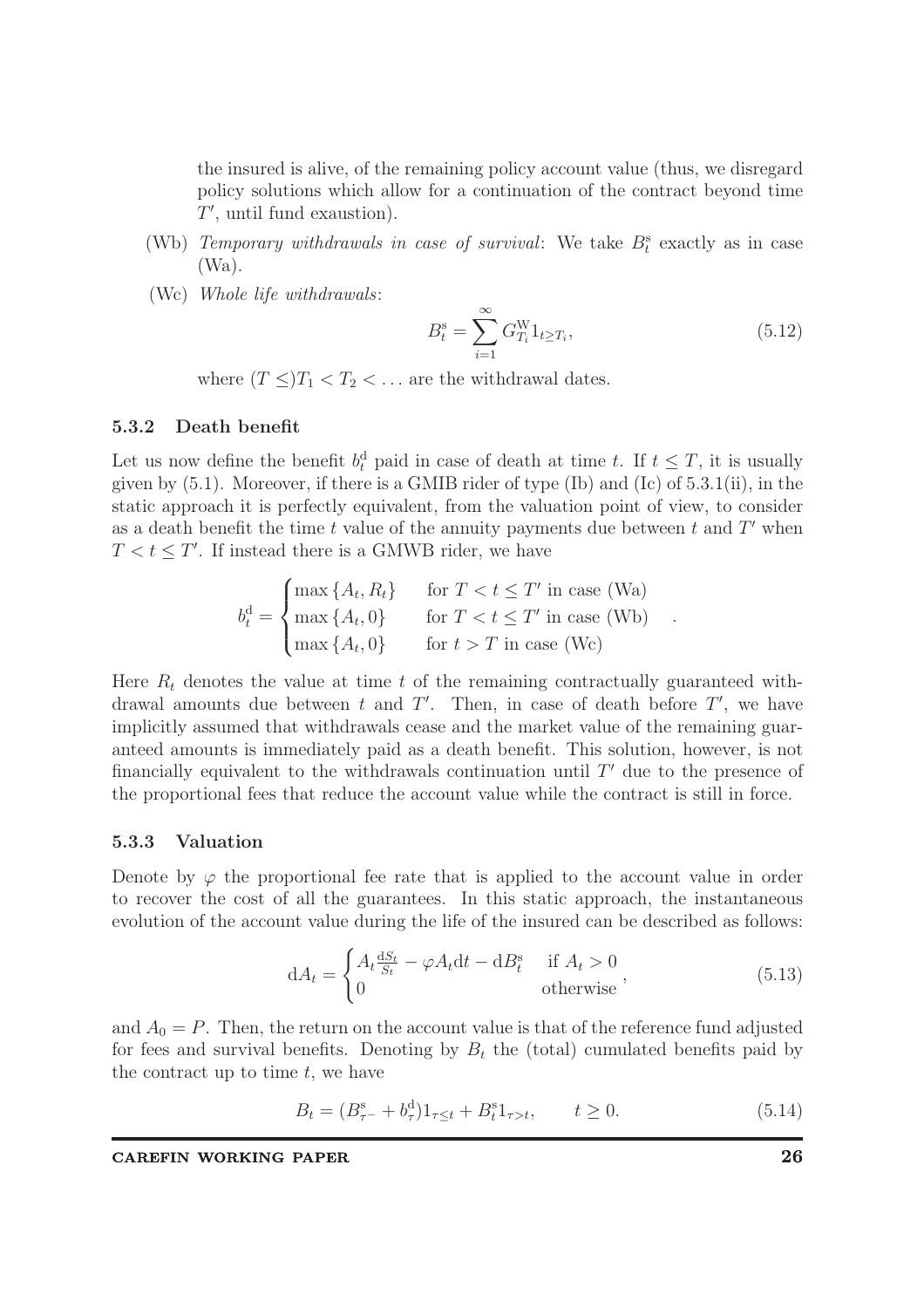the insured is alive, of the remaining policy account value (thus, we disregard policy solutions which allow for a continuation of the contract beyond time $T'$, until fund exaustion).

(Wb) *Temporary withdrawals in case of survival*: We take $B_t^{\mathrm{s}}$ exactly as in case (Wa).

(Wc) *Whole life withdrawals*:

$$B_t^{\mathrm{s}} = \sum_{i=1}^{\infty} G_{T_i}^{\mathrm{W}} 1_{t \geq T_i}, \tag{5.12}$$

where $(T \leq) T_1 < T_2 < \ldots$ are the withdrawal dates.

### 5.3.2 Death benefit

Let us now define the benefit $b_t^{\mathrm{d}}$ paid in case of death at time $t$. If $t \leq T$, it is usually given by (5.1). Moreover, if there is a GMIB rider of type (Ib) and (Ic) of 5.3.1(ii), in the static approach it is perfectly equivalent, from the valuation point of view, to consider as a death benefit the time $t$ value of the annuity payments due between $t$ and $T'$ when $T < t \leq T'$. If instead there is a GMWB rider, we have

$$b_t^{\mathrm{d}} = \begin{cases} \max\{A_t, R_t\} & \text{for } T < t \leq T' \text{ in case (Wa)} \\ \max\{A_t, 0\} & \text{for } T < t \leq T' \text{ in case (Wb)} \\ \max\{A_t, 0\} & \text{for } t > T \text{ in case (Wc)} \end{cases}.$$

Here $R_t$ denotes the value at time $t$ of the remaining contractually guaranteed withdrawal amounts due between $t$ and $T'$. Then, in case of death before $T'$, we have implicitly assumed that withdrawals cease and the market value of the remaining guaranteed amounts is immediately paid as a death benefit. This solution, however, is not financially equivalent to the withdrawals continuation until $T'$ due to the presence of the proportional fees that reduce the account value while the contract is still in force.

### 5.3.3 Valuation

Denote by $\varphi$ the proportional fee rate that is applied to the account value in order to recover the cost of all the guarantees. In this static approach, the instantaneous evolution of the account value during the life of the insured can be described as follows:

$$\mathrm{d}A_t = \begin{cases} A_t \frac{\mathrm{d}S_t}{S_t} - \varphi A_t \mathrm{d}t - \mathrm{d}B_t^{\mathrm{s}} & \text{if } A_t > 0 \\ 0 & \text{otherwise} \end{cases}, \tag{5.13}$$

and $A_0 = P$. Then, the return on the account value is that of the reference fund adjusted for fees and survival benefits. Denoting by $B_t$ the (total) cumulated benefits paid by the contract up to time $t$, we have

$$B_t = (B_{\tau^-}^{\mathrm{s}} + b_\tau^{\mathrm{d}}) 1_{\tau \leq t} + B_t^{\mathrm{s}} 1_{\tau > t}, \qquad t \geq 0. \tag{5.14}$$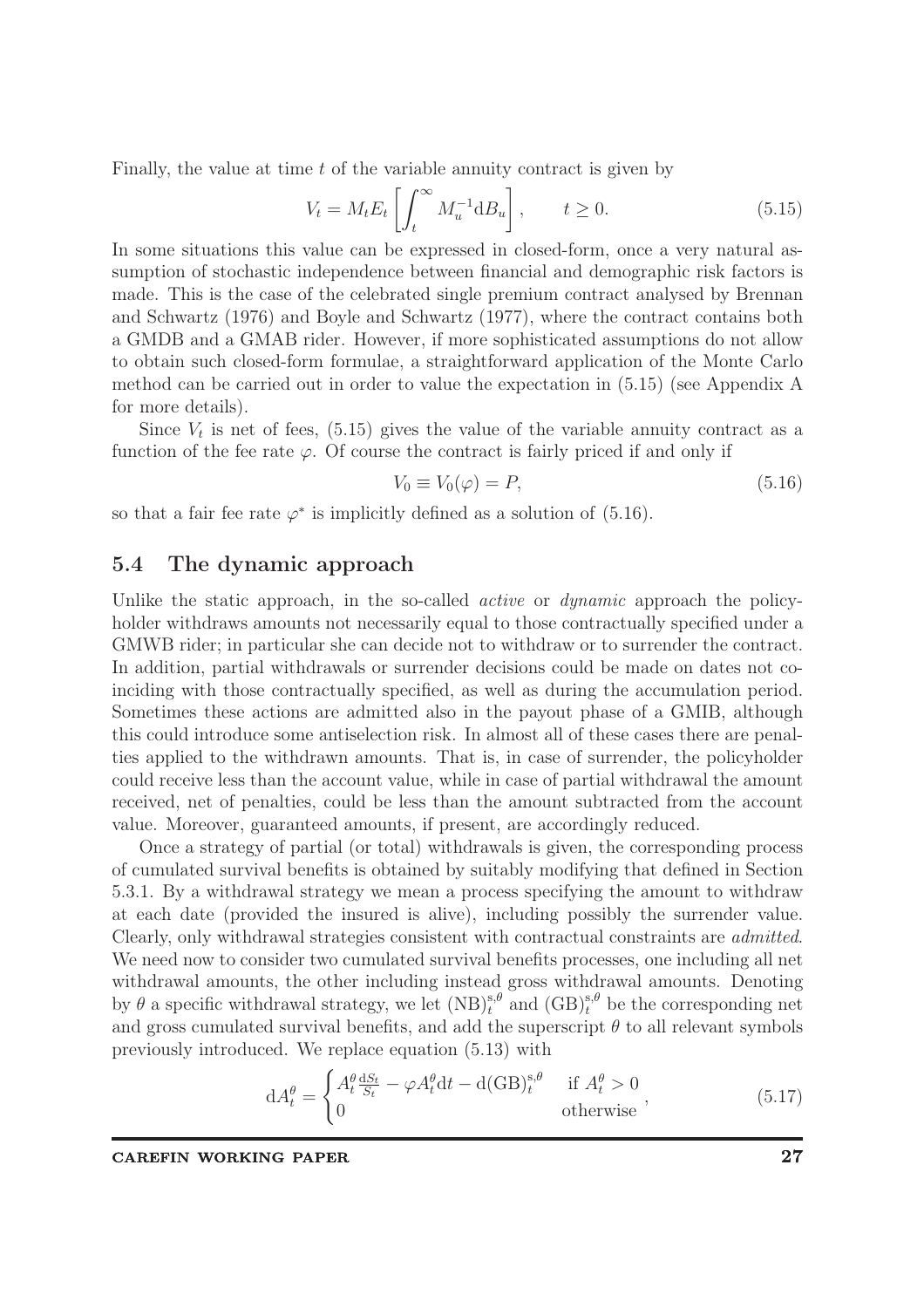Finally, the value at time $t$ of the variable annuity contract is given by

$$V_t = M_t E_t \left[ \int_t^\infty M_u^{-1} \mathrm{d}B_u \right], \qquad t \geq 0. \tag{5.15}$$

In some situations this value can be expressed in closed-form, once a very natural assumption of stochastic independence between financial and demographic risk factors is made. This is the case of the celebrated single premium contract analysed by Brennan and Schwartz (1976) and Boyle and Schwartz (1977), where the contract contains both a GMDB and a GMAB rider. However, if more sophisticated assumptions do not allow to obtain such closed-form formulae, a straightforward application of the Monte Carlo method can be carried out in order to value the expectation in (5.15) (see Appendix A for more details).

Since $V_t$ is net of fees, (5.15) gives the value of the variable annuity contract as a function of the fee rate $\varphi$. Of course the contract is fairly priced if and only if

$$V_0 \equiv V_0(\varphi) = P, \tag{5.16}$$

so that a fair fee rate $\varphi^*$ is implicitly defined as a solution of (5.16).

## 5.4 The dynamic approach

Unlike the static approach, in the so-called *active* or *dynamic* approach the policyholder withdraws amounts not necessarily equal to those contractually specified under a GMWB rider; in particular she can decide not to withdraw or to surrender the contract. In addition, partial withdrawals or surrender decisions could be made on dates not coinciding with those contractually specified, as well as during the accumulation period. Sometimes these actions are admitted also in the payout phase of a GMIB, although this could introduce some antiselection risk. In almost all of these cases there are penalties applied to the withdrawn amounts. That is, in case of surrender, the policyholder could receive less than the account value, while in case of partial withdrawal the amount received, net of penalties, could be less than the amount subtracted from the account value. Moreover, guaranteed amounts, if present, are accordingly reduced.

Once a strategy of partial (or total) withdrawals is given, the corresponding process of cumulated survival benefits is obtained by suitably modifying that defined in Section 5.3.1. By a withdrawal strategy we mean a process specifying the amount to withdraw at each date (provided the insured is alive), including possibly the surrender value. Clearly, only withdrawal strategies consistent with contractual constraints are *admitted*. We need now to consider two cumulated survival benefits processes, one including all net withdrawal amounts, the other including instead gross withdrawal amounts. Denoting by $\theta$ a specific withdrawal strategy, we let $(\mathrm{NB})_t^{\mathrm{s},\theta}$ and $(\mathrm{GB})_t^{\mathrm{s},\theta}$ be the corresponding net and gross cumulated survival benefits, and add the superscript $\theta$ to all relevant symbols previously introduced. We replace equation (5.13) with

$$\mathrm{d}A_t^\theta = \begin{cases} A_t^\theta \frac{\mathrm{d}S_t}{S_t} - \varphi A_t^\theta \mathrm{d}t - \mathrm{d}(\mathrm{GB})_t^{\mathrm{s},\theta} & \text{if } A_t^\theta > 0 \\ 0 & \text{otherwise} \end{cases}, \tag{5.17}$$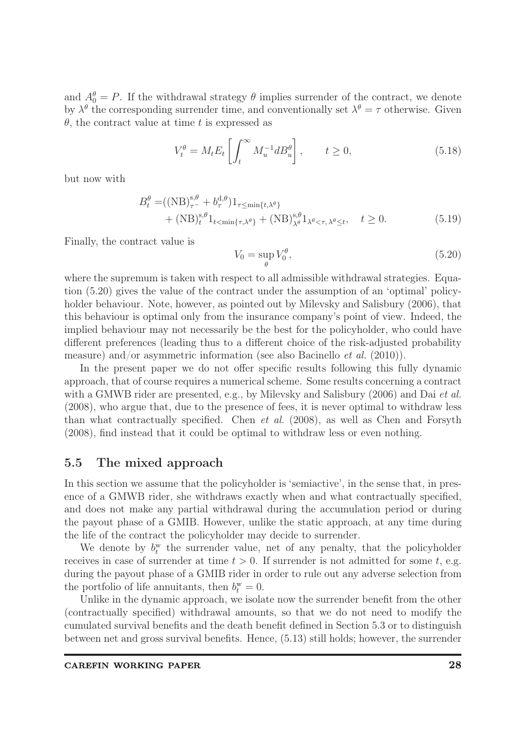and $A_0^\theta = P$. If the withdrawal strategy $\theta$ implies surrender of the contract, we denote by $\lambda^\theta$ the corresponding surrender time, and conventionally set $\lambda^\theta = \tau$ otherwise. Given $\theta$, the contract value at time $t$ is expressed as

$$V_t^\theta = M_t E_t \left[ \int_t^\infty M_u^{-1} dB_u^\theta \right], \qquad t \geq 0, \tag{5.18}$$

but now with

$$\begin{aligned} B_t^\theta =& ((\mathrm{NB})_{\tau^-}^{\mathrm{s},\theta} + b_\tau^{\mathrm{d},\theta}) 1_{\tau \leq \min\{t, \lambda^\theta\}} \\ &+ (\mathrm{NB})_t^{\mathrm{s},\theta} 1_{t < \min\{\tau, \lambda^\theta\}} + (\mathrm{NB})_{\lambda^\theta}^{\mathrm{s},\theta} 1_{\lambda^\theta < \tau,\, \lambda^\theta \leq t}, \quad t \geq 0. \end{aligned} \tag{5.19}$$

Finally, the contract value is

$$V_0 = \sup_\theta V_0^\theta, \tag{5.20}$$

where the supremum is taken with respect to all admissible withdrawal strategies. Equation (5.20) gives the value of the contract under the assumption of an 'optimal' policyholder behaviour. Note, however, as pointed out by Milevsky and Salisbury (2006), that this behaviour is optimal only from the insurance company's point of view. Indeed, the implied behaviour may not necessarily be the best for the policyholder, who could have different preferences (leading thus to a different choice of the risk-adjusted probability measure) and/or asymmetric information (see also Bacinello *et al.* (2010)).

In the present paper we do not offer specific results following this fully dynamic approach, that of course requires a numerical scheme. Some results concerning a contract with a GMWB rider are presented, e.g., by Milevsky and Salisbury (2006) and Dai *et al.* (2008), who argue that, due to the presence of fees, it is never optimal to withdraw less than what contractually specified. Chen *et al.* (2008), as well as Chen and Forsyth (2008), find instead that it could be optimal to withdraw less or even nothing.

## 5.5 The mixed approach

In this section we assume that the policyholder is 'semiactive', in the sense that, in presence of a GMWB rider, she withdraws exactly when and what contractually specified, and does not make any partial withdrawal during the accumulation period or during the payout phase of a GMIB. However, unlike the static approach, at any time during the life of the contract the policyholder may decide to surrender.

We denote by $b_t^{\mathrm{w}}$ the surrender value, net of any penalty, that the policyholder receives in case of surrender at time $t > 0$. If surrender is not admitted for some $t$, e.g. during the payout phase of a GMIB rider in order to rule out any adverse selection from the portfolio of life annuitants, then $b_t^{\mathrm{w}} = 0$.

Unlike in the dynamic approach, we isolate now the surrender benefit from the other (contractually specified) withdrawal amounts, so that we do not need to modify the cumulated survival benefits and the death benefit defined in Section 5.3 or to distinguish between net and gross survival benefits. Hence, (5.13) still holds; however, the surrender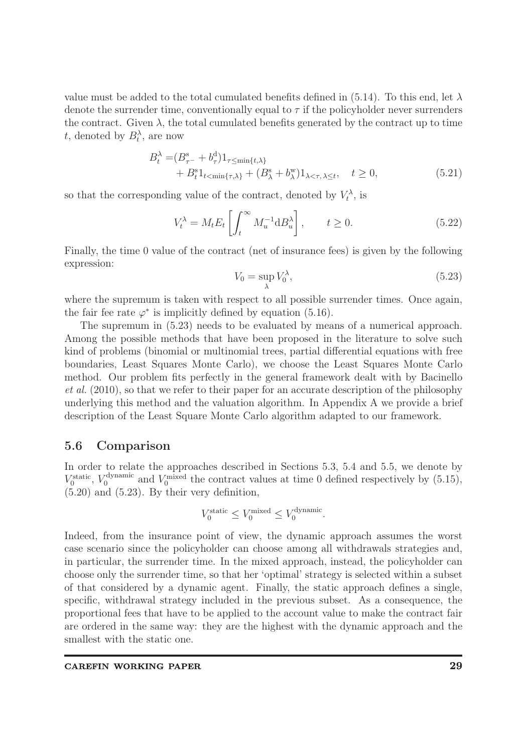value must be added to the total cumulated benefits defined in (5.14). To this end, let $\lambda$ denote the surrender time, conventionally equal to $\tau$ if the policyholder never surrenders the contract. Given $\lambda$, the total cumulated benefits generated by the contract up to time $t$, denoted by $B_t^\lambda$, are now

$$
\begin{aligned}
B_t^\lambda =& (B_{\tau^-}^{\mathrm{s}} + b_\tau^{\mathrm{d}}) 1_{\tau \leq \min\{t,\lambda\}} \\
&+ B_t^{\mathrm{s}} 1_{t<\min\{\tau,\lambda\}} + (B_\lambda^{\mathrm{s}} + b_\lambda^{\mathrm{w}}) 1_{\lambda<\tau,\, \lambda\leq t}, \quad t \geq 0,
\end{aligned} \tag{5.21}
$$

so that the corresponding value of the contract, denoted by $V_t^\lambda$, is

$$
V_t^\lambda = M_t E_t \left[ \int_t^\infty M_u^{-1} \mathrm{d}B_u^\lambda \right], \qquad t \geq 0. \tag{5.22}
$$

Finally, the time 0 value of the contract (net of insurance fees) is given by the following expression:

$$
V_0 = \sup_\lambda V_0^\lambda, \tag{5.23}
$$

where the supremum is taken with respect to all possible surrender times. Once again, the fair fee rate $\varphi^*$ is implicitly defined by equation (5.16).

The supremum in (5.23) needs to be evaluated by means of a numerical approach. Among the possible methods that have been proposed in the literature to solve such kind of problems (binomial or multinomial trees, partial differential equations with free boundaries, Least Squares Monte Carlo), we choose the Least Squares Monte Carlo method. Our problem fits perfectly in the general framework dealt with by Bacinello *et al.* (2010), so that we refer to their paper for an accurate description of the philosophy underlying this method and the valuation algorithm. In Appendix A we provide a brief description of the Least Square Monte Carlo algorithm adapted to our framework.

## 5.6 Comparison

In order to relate the approaches described in Sections 5.3, 5.4 and 5.5, we denote by $V_0^{\mathrm{static}}$, $V_0^{\mathrm{dynamic}}$ and $V_0^{\mathrm{mixed}}$ the contract values at time 0 defined respectively by (5.15), (5.20) and (5.23). By their very definition,

$$
V_0^{\mathrm{static}} \leq V_0^{\mathrm{mixed}} \leq V_0^{\mathrm{dynamic}}.
$$

Indeed, from the insurance point of view, the dynamic approach assumes the worst case scenario since the policyholder can choose among all withdrawals strategies and, in particular, the surrender time. In the mixed approach, instead, the policyholder can choose only the surrender time, so that her 'optimal' strategy is selected within a subset of that considered by a dynamic agent. Finally, the static approach defines a single, specific, withdrawal strategy included in the previous subset. As a consequence, the proportional fees that have to be applied to the account value to make the contract fair are ordered in the same way: they are the highest with the dynamic approach and the smallest with the static one.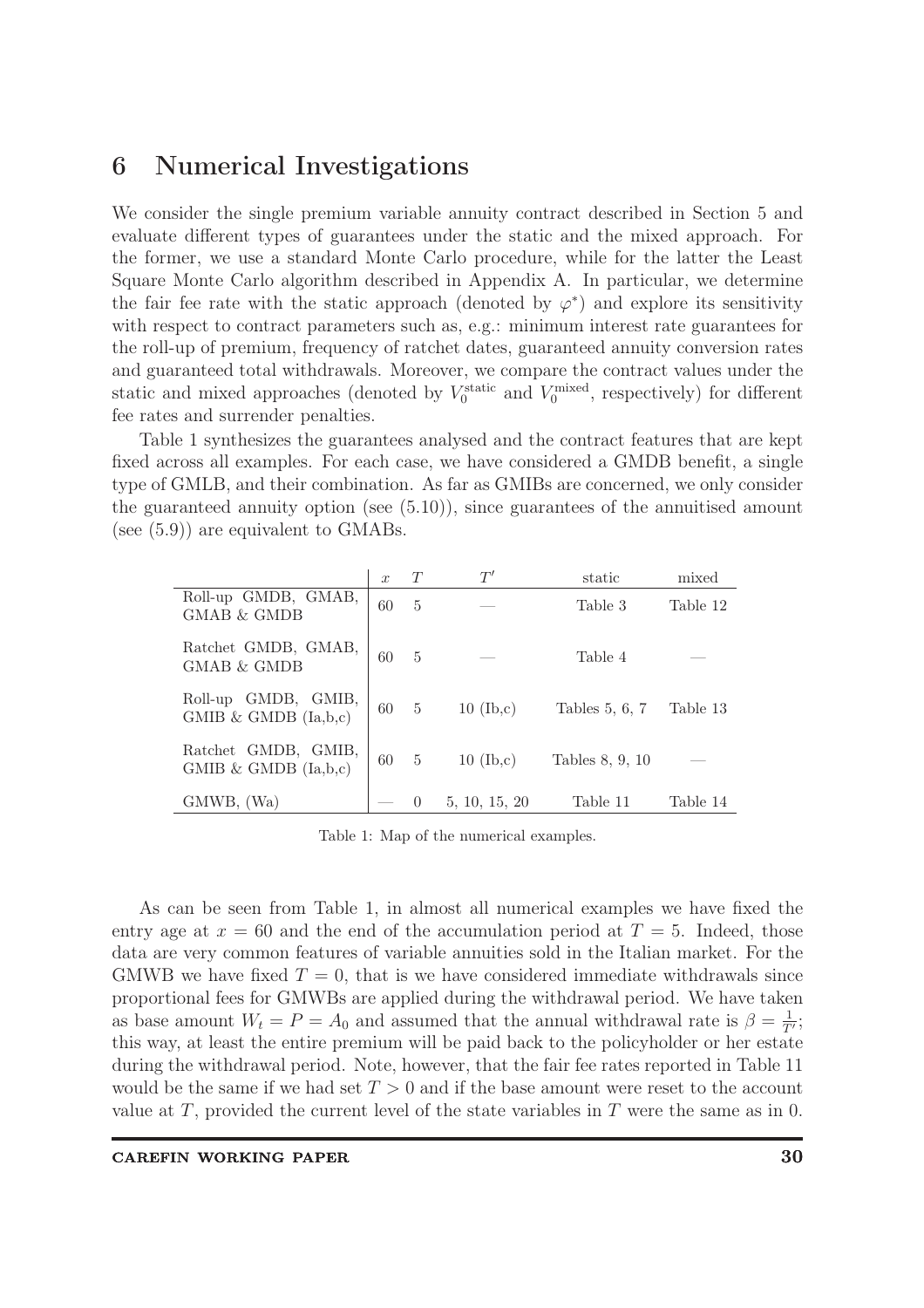# 6 Numerical Investigations

We consider the single premium variable annuity contract described in Section 5 and evaluate different types of guarantees under the static and the mixed approach. For the former, we use a standard Monte Carlo procedure, while for the latter the Least Square Monte Carlo algorithm described in Appendix A. In particular, we determine the fair fee rate with the static approach (denoted by $\varphi^*$) and explore its sensitivity with respect to contract parameters such as, e.g.: minimum interest rate guarantees for the roll-up of premium, frequency of ratchet dates, guaranteed annuity conversion rates and guaranteed total withdrawals. Moreover, we compare the contract values under the static and mixed approaches (denoted by $V_0^{\text{static}}$ and $V_0^{\text{mixed}}$, respectively) for different fee rates and surrender penalties.

Table 1 synthesizes the guarantees analysed and the contract features that are kept fixed across all examples. For each case, we have considered a GMDB benefit, a single type of GMLB, and their combination. As far as GMIBs are concerned, we only consider the guaranteed annuity option (see (5.10)), since guarantees of the annuitised amount (see (5.9)) are equivalent to GMABs.

| | $x$ | $T$ | $T'$ | static | mixed |
|---|---|---|---|---|---|
| Roll-up GMDB, GMAB, GMAB & GMDB | 60 | 5 | — | Table 3 | Table 12 |
| Ratchet GMDB, GMAB, GMAB & GMDB | 60 | 5 | — | Table 4 | — |
| Roll-up GMDB, GMIB, GMIB & GMDB (Ia,b,c) | 60 | 5 | 10 (Ib,c) | Tables 5, 6, 7 | Table 13 |
| Ratchet GMDB, GMIB, GMIB & GMDB (Ia,b,c) | 60 | 5 | 10 (Ib,c) | Tables 8, 9, 10 | — |
| GMWB, (Wa) | — | 0 | 5, 10, 15, 20 | Table 11 | Table 14 |

Table 1: Map of the numerical examples.

As can be seen from Table 1, in almost all numerical examples we have fixed the entry age at $x = 60$ and the end of the accumulation period at $T = 5$. Indeed, those data are very common features of variable annuities sold in the Italian market. For the GMWB we have fixed $T = 0$, that is we have considered immediate withdrawals since proportional fees for GMWBs are applied during the withdrawal period. We have taken as base amount $W_t = P = A_0$ and assumed that the annual withdrawal rate is $\beta = \frac{1}{T'}$; this way, at least the entire premium will be paid back to the policyholder or her estate during the withdrawal period. Note, however, that the fair fee rates reported in Table 11 would be the same if we had set $T > 0$ and if the base amount were reset to the account value at $T$, provided the current level of the state variables in $T$ were the same as in 0.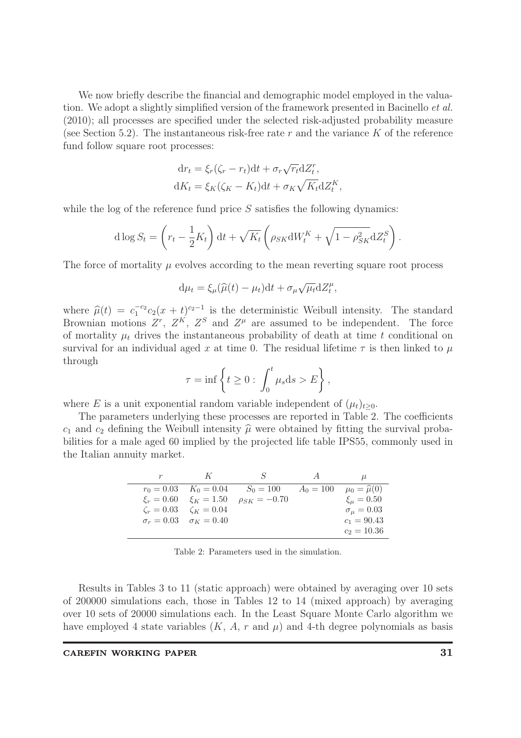We now briefly describe the financial and demographic model employed in the valuation. We adopt a slightly simplified version of the framework presented in Bacinello *et al.* (2010); all processes are specified under the selected risk-adjusted probability measure (see Section 5.2). The instantaneous risk-free rate $r$ and the variance $K$ of the reference fund follow square root processes:

$$
\begin{aligned}
\mathrm{d}r_t &= \xi_r(\zeta_r - r_t)\mathrm{d}t + \sigma_r\sqrt{r_t}\mathrm{d}Z_t^r, \\
\mathrm{d}K_t &= \xi_K(\zeta_K - K_t)\mathrm{d}t + \sigma_K\sqrt{K_t}\mathrm{d}Z_t^K,
\end{aligned}
$$

while the log of the reference fund price $S$ satisfies the following dynamics:

$$
\mathrm{d}\log S_t = \left(r_t - \frac{1}{2}K_t\right)\mathrm{d}t + \sqrt{K_t}\left(\rho_{SK}\mathrm{d}W_t^K + \sqrt{1-\rho_{SK}^2}\mathrm{d}Z_t^S\right).
$$

The force of mortality $\mu$ evolves according to the mean reverting square root process

$$
\mathrm{d}\mu_t = \xi_\mu(\widehat{\mu}(t) - \mu_t)\mathrm{d}t + \sigma_\mu\sqrt{\mu_t}\mathrm{d}Z_t^\mu,
$$

where $\widehat{\mu}(t) = c_1^{-c_2}c_2(x+t)^{c_2-1}$ is the deterministic Weibull intensity. The standard Brownian motions $Z^r$, $Z^K$, $Z^S$ and $Z^\mu$ are assumed to be independent. The force of mortality $\mu_t$ drives the instantaneous probability of death at time $t$ conditional on survival for an individual aged $x$ at time 0. The residual lifetime $\tau$ is then linked to $\mu$ through

$$
\tau = \inf\left\{t \geq 0 : \int_0^t \mu_s \mathrm{d}s > E\right\},
$$

where $E$ is a unit exponential random variable independent of $(\mu_t)_{t\geq 0}$.

The parameters underlying these processes are reported in Table 2. The coefficients $c_1$ and $c_2$ defining the Weibull intensity $\widehat{\mu}$ were obtained by fitting the survival probabilities for a male aged 60 implied by the projected life table IPS55, commonly used in the Italian annuity market.

| $r$ | $K$ | $S$ | $A$ | $\mu$ |
|---|---|---|---|---|
| $r_0 = 0.03$ | $K_0 = 0.04$ | $S_0 = 100$ | $A_0 = 100$ | $\mu_0 = \widehat{\mu}(0)$ |
| $\xi_r = 0.60$ | $\xi_K = 1.50$ | $\rho_{SK} = -0.70$ | | $\xi_\mu = 0.50$ |
| $\zeta_r = 0.03$ | $\zeta_K = 0.04$ | | | $\sigma_\mu = 0.03$ |
| $\sigma_r = 0.03$ | $\sigma_K = 0.40$ | | | $c_1 = 90.43$ |
| | | | | $c_2 = 10.36$ |

Table 2: Parameters used in the simulation.

Results in Tables 3 to 11 (static approach) were obtained by averaging over 10 sets of 200000 simulations each, those in Tables 12 to 14 (mixed approach) by averaging over 10 sets of 20000 simulations each. In the Least Square Monte Carlo algorithm we have employed 4 state variables ($K$, $A$, $r$ and $\mu$) and 4-th degree polynomials as basis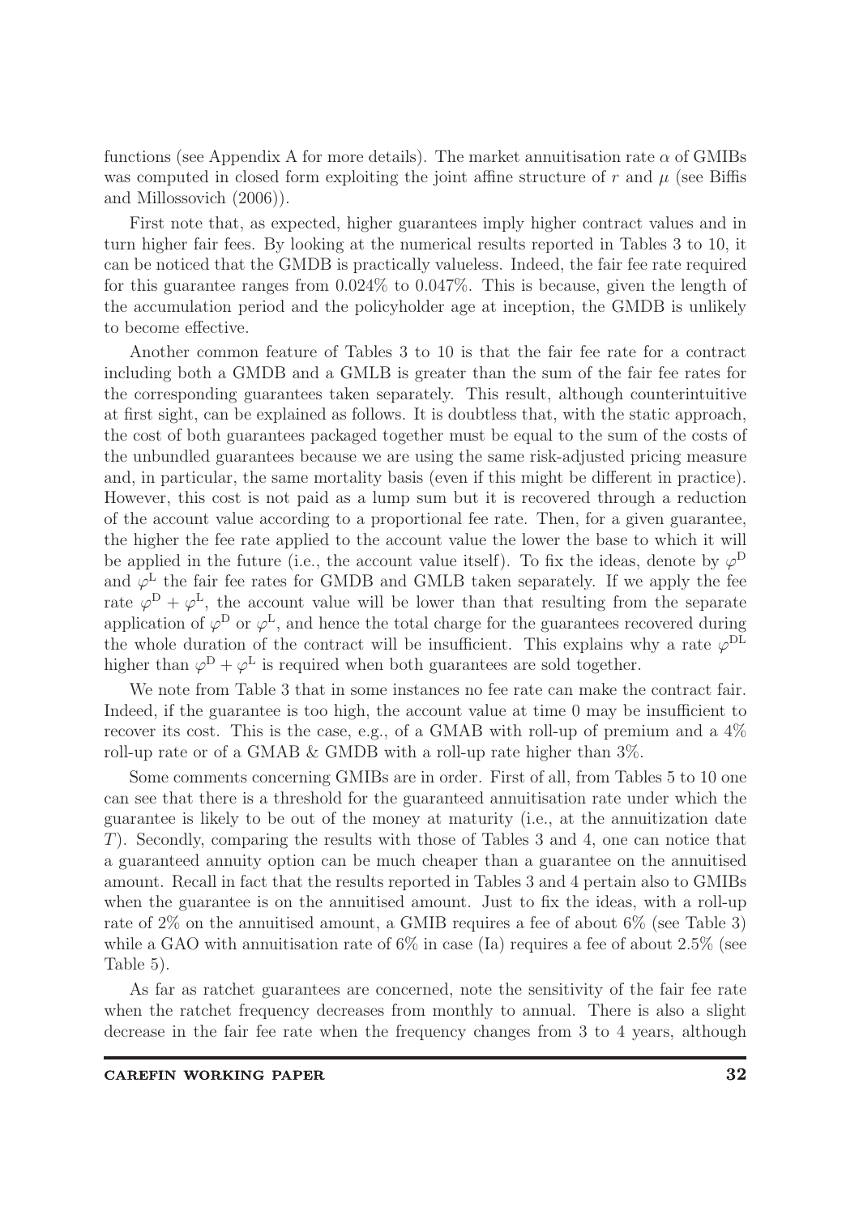functions (see Appendix A for more details). The market annuitisation rate $\alpha$ of GMIBs was computed in closed form exploiting the joint affine structure of $r$ and $\mu$ (see Biffis and Millossovich (2006)).

First note that, as expected, higher guarantees imply higher contract values and in turn higher fair fees. By looking at the numerical results reported in Tables 3 to 10, it can be noticed that the GMDB is practically valueless. Indeed, the fair fee rate required for this guarantee ranges from 0.024% to 0.047%. This is because, given the length of the accumulation period and the policyholder age at inception, the GMDB is unlikely to become effective.

Another common feature of Tables 3 to 10 is that the fair fee rate for a contract including both a GMDB and a GMLB is greater than the sum of the fair fee rates for the corresponding guarantees taken separately. This result, although counterintuitive at first sight, can be explained as follows. It is doubtless that, with the static approach, the cost of both guarantees packaged together must be equal to the sum of the costs of the unbundled guarantees because we are using the same risk-adjusted pricing measure and, in particular, the same mortality basis (even if this might be different in practice). However, this cost is not paid as a lump sum but it is recovered through a reduction of the account value according to a proportional fee rate. Then, for a given guarantee, the higher the fee rate applied to the account value the lower the base to which it will be applied in the future (i.e., the account value itself). To fix the ideas, denote by $\varphi^{\mathrm{D}}$ and $\varphi^{\mathrm{L}}$ the fair fee rates for GMDB and GMLB taken separately. If we apply the fee rate $\varphi^{\mathrm{D}} + \varphi^{\mathrm{L}}$, the account value will be lower than that resulting from the separate application of $\varphi^{\mathrm{D}}$ or $\varphi^{\mathrm{L}}$, and hence the total charge for the guarantees recovered during the whole duration of the contract will be insufficient. This explains why a rate $\varphi^{\mathrm{DL}}$ higher than $\varphi^{\mathrm{D}} + \varphi^{\mathrm{L}}$ is required when both guarantees are sold together.

We note from Table 3 that in some instances no fee rate can make the contract fair. Indeed, if the guarantee is too high, the account value at time 0 may be insufficient to recover its cost. This is the case, e.g., of a GMAB with roll-up of premium and a 4% roll-up rate or of a GMAB & GMDB with a roll-up rate higher than 3%.

Some comments concerning GMIBs are in order. First of all, from Tables 5 to 10 one can see that there is a threshold for the guaranteed annuitisation rate under which the guarantee is likely to be out of the money at maturity (i.e., at the annuitization date $T$). Secondly, comparing the results with those of Tables 3 and 4, one can notice that a guaranteed annuity option can be much cheaper than a guarantee on the annuitised amount. Recall in fact that the results reported in Tables 3 and 4 pertain also to GMIBs when the guarantee is on the annuitised amount. Just to fix the ideas, with a roll-up rate of 2% on the annuitised amount, a GMIB requires a fee of about 6% (see Table 3) while a GAO with annuitisation rate of 6% in case (Ia) requires a fee of about 2.5% (see Table 5).

As far as ratchet guarantees are concerned, note the sensitivity of the fair fee rate when the ratchet frequency decreases from monthly to annual. There is also a slight decrease in the fair fee rate when the frequency changes from 3 to 4 years, although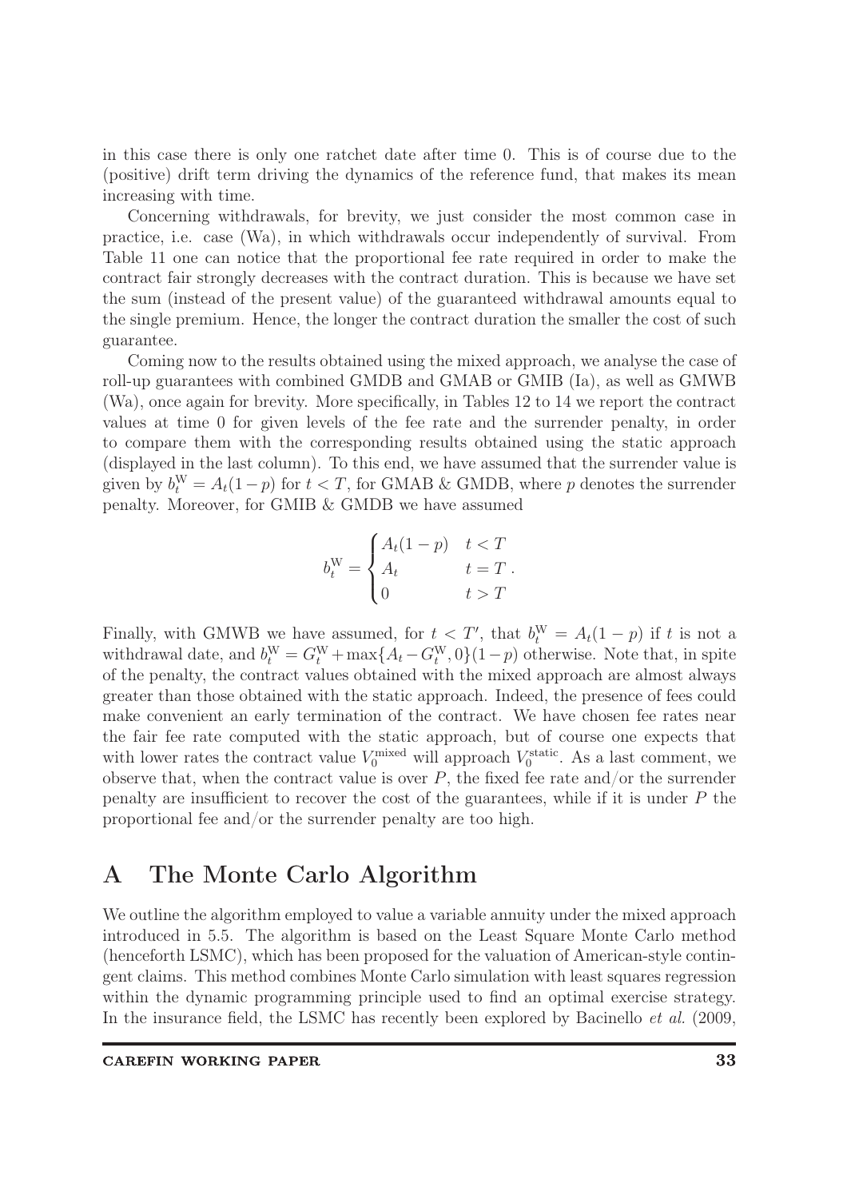in this case there is only one ratchet date after time 0. This is of course due to the (positive) drift term driving the dynamics of the reference fund, that makes its mean increasing with time.

Concerning withdrawals, for brevity, we just consider the most common case in practice, i.e. case (Wa), in which withdrawals occur independently of survival. From Table 11 one can notice that the proportional fee rate required in order to make the contract fair strongly decreases with the contract duration. This is because we have set the sum (instead of the present value) of the guaranteed withdrawal amounts equal to the single premium. Hence, the longer the contract duration the smaller the cost of such guarantee.

Coming now to the results obtained using the mixed approach, we analyse the case of roll-up guarantees with combined GMDB and GMAB or GMIB (Ia), as well as GMWB (Wa), once again for brevity. More specifically, in Tables 12 to 14 we report the contract values at time 0 for given levels of the fee rate and the surrender penalty, in order to compare them with the corresponding results obtained using the static approach (displayed in the last column). To this end, we have assumed that the surrender value is given by $b_t^{\mathrm{W}} = A_t(1-p)$ for $t < T$, for GMAB & GMDB, where $p$ denotes the surrender penalty. Moreover, for GMIB & GMDB we have assumed

$$
b_t^{\mathrm{W}} = \begin{cases} A_t(1-p) & t < T \\ A_t & t = T \\ 0 & t > T \end{cases} .
$$

Finally, with GMWB we have assumed, for $t < T'$, that $b_t^{\mathrm{W}} = A_t(1-p)$ if $t$ is not a withdrawal date, and $b_t^{\mathrm{W}} = G_t^{\mathrm{W}} + \max\{A_t - G_t^{\mathrm{W}}, 0\}(1-p)$ otherwise. Note that, in spite of the penalty, the contract values obtained with the mixed approach are almost always greater than those obtained with the static approach. Indeed, the presence of fees could make convenient an early termination of the contract. We have chosen fee rates near the fair fee rate computed with the static approach, but of course one expects that with lower rates the contract value $V_0^{\mathrm{mixed}}$ will approach $V_0^{\mathrm{static}}$. As a last comment, we observe that, when the contract value is over $P$, the fixed fee rate and/or the surrender penalty are insufficient to recover the cost of the guarantees, while if it is under $P$ the proportional fee and/or the surrender penalty are too high.

# A The Monte Carlo Algorithm

We outline the algorithm employed to value a variable annuity under the mixed approach introduced in 5.5. The algorithm is based on the Least Square Monte Carlo method (henceforth LSMC), which has been proposed for the valuation of American-style contingent claims. This method combines Monte Carlo simulation with least squares regression within the dynamic programming principle used to find an optimal exercise strategy. In the insurance field, the LSMC has recently been explored by Bacinello *et al.* (2009,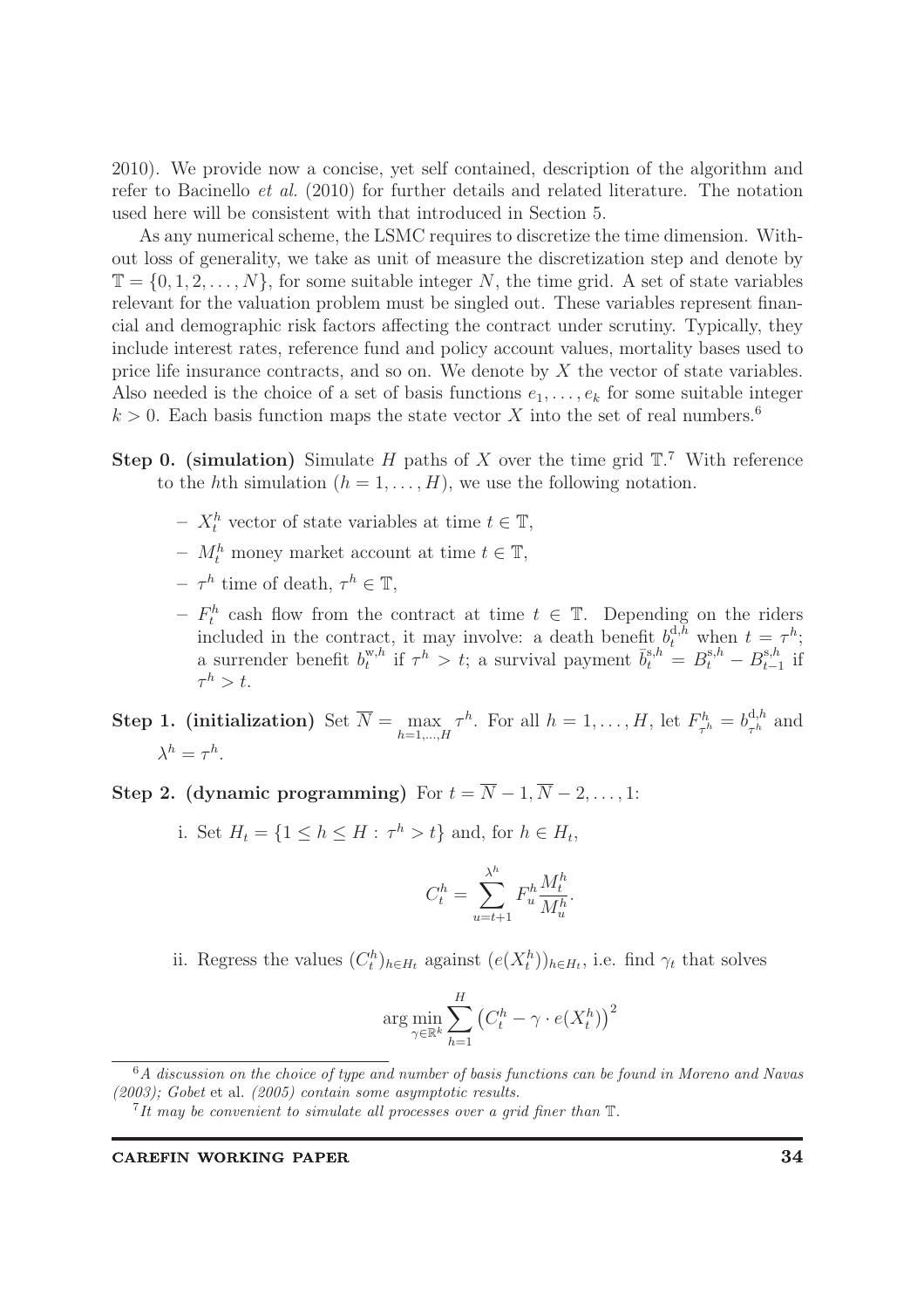2010). We provide now a concise, yet self contained, description of the algorithm and refer to Bacinello *et al.* (2010) for further details and related literature. The notation used here will be consistent with that introduced in Section 5.

As any numerical scheme, the LSMC requires to discretize the time dimension. Without loss of generality, we take as unit of measure the discretization step and denote by $\mathbb{T} = \{0, 1, 2, \ldots, N\}$, for some suitable integer $N$, the time grid. A set of state variables relevant for the valuation problem must be singled out. These variables represent financial and demographic risk factors affecting the contract under scrutiny. Typically, they include interest rates, reference fund and policy account values, mortality bases used to price life insurance contracts, and so on. We denote by $X$ the vector of state variables. Also needed is the choice of a set of basis functions $e_1, \ldots, e_k$ for some suitable integer $k > 0$. Each basis function maps the state vector $X$ into the set of real numbers.[6]

**Step 0. (simulation)** Simulate $H$ paths of $X$ over the time grid $\mathbb{T}$.[7] With reference to the $h$th simulation ($h = 1, \ldots, H$), we use the following notation.

- $X_t^h$ vector of state variables at time $t \in \mathbb{T}$,
- $M_t^h$ money market account at time $t \in \mathbb{T}$,
- $\tau^h$ time of death, $\tau^h \in \mathbb{T}$,
- $F_t^h$ cash flow from the contract at time $t \in \mathbb{T}$. Depending on the riders included in the contract, it may involve: a death benefit $b_t^{\mathrm{d},h}$ when $t = \tau^h$; a surrender benefit $b_t^{\mathrm{w},h}$ if $\tau^h > t$; a survival payment $\bar{b}_t^{\mathrm{s},h} = B_t^{\mathrm{s},h} - B_{t-1}^{\mathrm{s},h}$ if $\tau^h > t$.

**Step 1. (initialization)** Set $\overline{N} = \max_{h=1,\ldots,H} \tau^h$. For all $h = 1, \ldots, H$, let $F_{\tau^h}^h = b_{\tau^h}^{\mathrm{d},h}$ and $\lambda^h = \tau^h$.

**Step 2. (dynamic programming)** For $t = \overline{N} - 1, \overline{N} - 2, \ldots, 1$:

i. Set $H_t = \{1 \leq h \leq H : \tau^h > t\}$ and, for $h \in H_t$,

$$C_t^h = \sum_{u=t+1}^{\lambda^h} F_u^h \frac{M_t^h}{M_u^h}.$$

ii. Regress the values $(C_t^h)_{h \in H_t}$ against $(e(X_t^h))_{h \in H_t}$, i.e. find $\gamma_t$ that solves

$$\arg\min_{\gamma \in \mathbb{R}^k} \sum_{h=1}^{H} \left(C_t^h - \gamma \cdot e(X_t^h)\right)^2$$

---

[6] *A discussion on the choice of type and number of basis functions can be found in Moreno and Navas (2003); Gobet* et al. *(2005) contain some asymptotic results.*

[7] *It may be convenient to simulate all processes over a grid finer than* $\mathbb{T}$.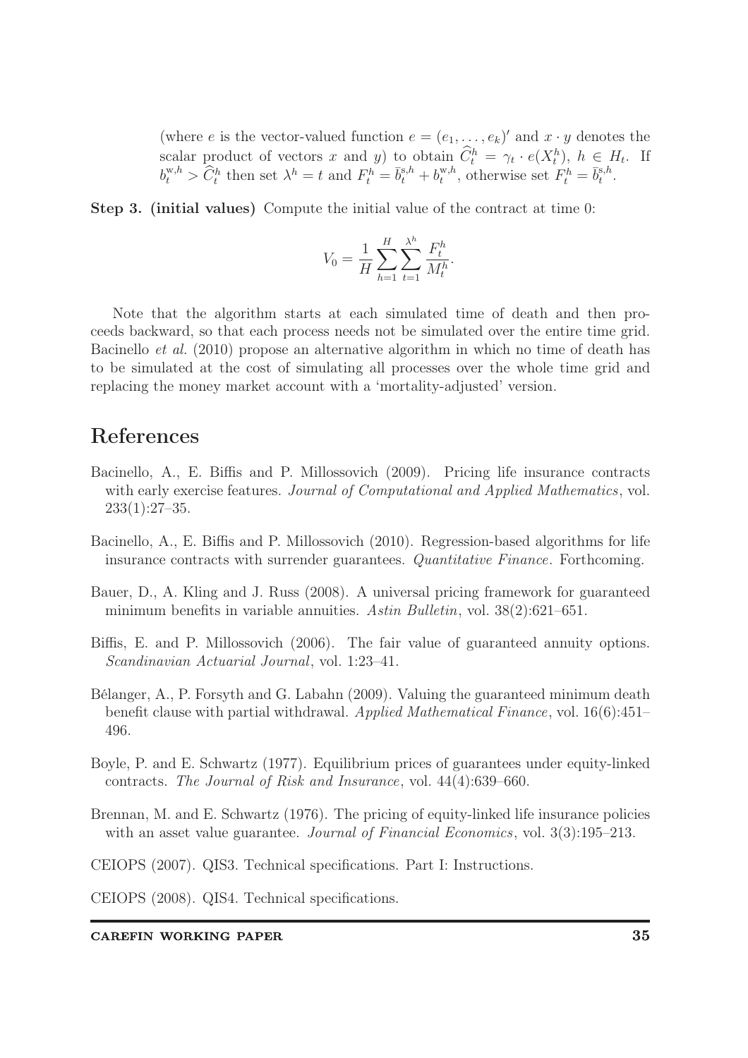(where $e$ is the vector-valued function $e = (e_1, \dots, e_k)'$ and $x \cdot y$ denotes the scalar product of vectors $x$ and $y$) to obtain $\widehat{C}_t^h = \gamma_t \cdot e(X_t^h)$, $h \in H_t$. If $b_t^{\mathrm{w},h} > \widehat{C}_t^h$ then set $\lambda^h = t$ and $F_t^h = \bar{b}_t^{\mathrm{s},h} + b_t^{\mathrm{w},h}$, otherwise set $F_t^h = \bar{b}_t^{\mathrm{s},h}$.

**Step 3. (initial values)** Compute the initial value of the contract at time 0:

$$V_0 = \frac{1}{H} \sum_{h=1}^{H} \sum_{t=1}^{\lambda^h} \frac{F_t^h}{M_t^h}.$$

Note that the algorithm starts at each simulated time of death and then proceeds backward, so that each process needs not be simulated over the entire time grid. Bacinello *et al.* (2010) propose an alternative algorithm in which no time of death has to be simulated at the cost of simulating all processes over the whole time grid and replacing the money market account with a 'mortality-adjusted' version.

# References

Bacinello, A., E. Biffis and P. Millossovich (2009). Pricing life insurance contracts with early exercise features. *Journal of Computational and Applied Mathematics*, vol. 233(1):27–35.

Bacinello, A., E. Biffis and P. Millossovich (2010). Regression-based algorithms for life insurance contracts with surrender guarantees. *Quantitative Finance*. Forthcoming.

Bauer, D., A. Kling and J. Russ (2008). A universal pricing framework for guaranteed minimum benefits in variable annuities. *Astin Bulletin*, vol. 38(2):621–651.

Biffis, E. and P. Millossovich (2006). The fair value of guaranteed annuity options. *Scandinavian Actuarial Journal*, vol. 1:23–41.

Bélanger, A., P. Forsyth and G. Labahn (2009). Valuing the guaranteed minimum death benefit clause with partial withdrawal. *Applied Mathematical Finance*, vol. 16(6):451–496.

Boyle, P. and E. Schwartz (1977). Equilibrium prices of guarantees under equity-linked contracts. *The Journal of Risk and Insurance*, vol. 44(4):639–660.

Brennan, M. and E. Schwartz (1976). The pricing of equity-linked life insurance policies with an asset value guarantee. *Journal of Financial Economics*, vol. 3(3):195–213.

CEIOPS (2007). QIS3. Technical specifications. Part I: Instructions.

CEIOPS (2008). QIS4. Technical specifications.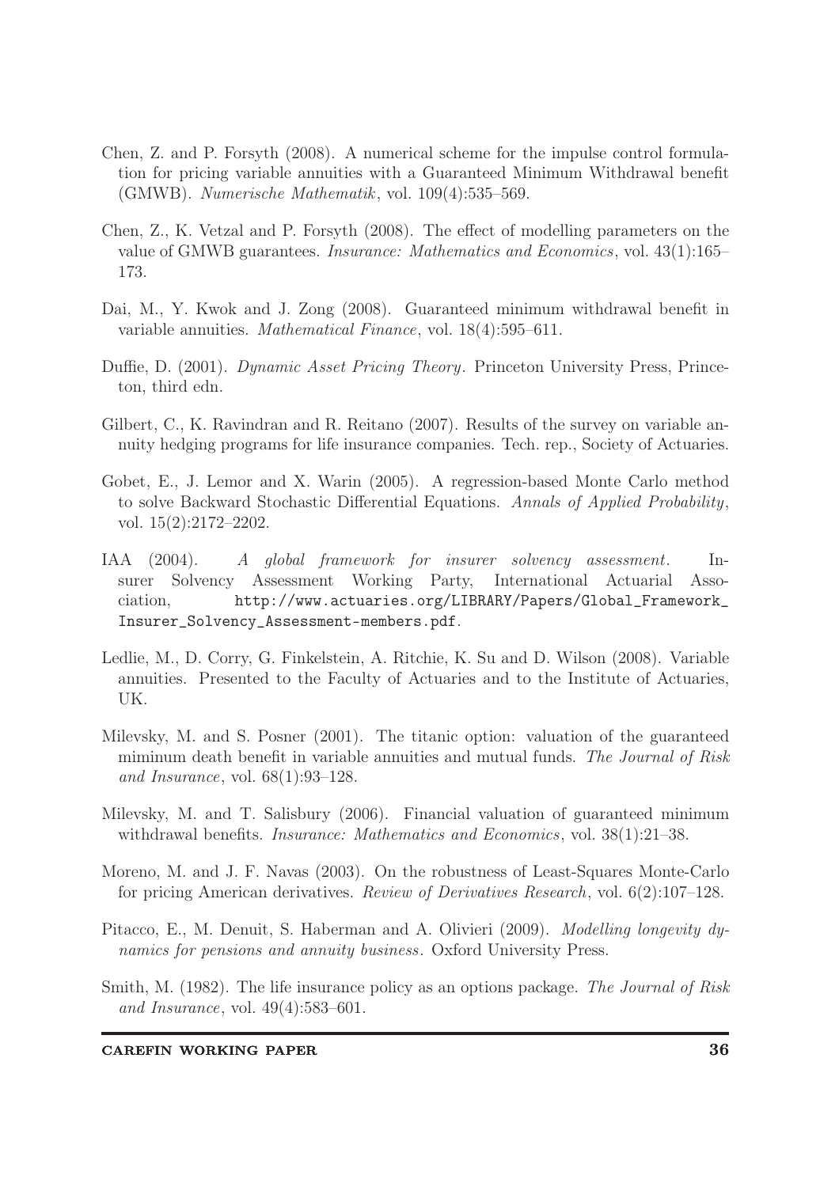Chen, Z. and P. Forsyth (2008). A numerical scheme for the impulse control formulation for pricing variable annuities with a Guaranteed Minimum Withdrawal benefit (GMWB). *Numerische Mathematik*, vol. 109(4):535–569.

Chen, Z., K. Vetzal and P. Forsyth (2008). The effect of modelling parameters on the value of GMWB guarantees. *Insurance: Mathematics and Economics*, vol. 43(1):165–173.

Dai, M., Y. Kwok and J. Zong (2008). Guaranteed minimum withdrawal benefit in variable annuities. *Mathematical Finance*, vol. 18(4):595–611.

Duffie, D. (2001). *Dynamic Asset Pricing Theory*. Princeton University Press, Princeton, third edn.

Gilbert, C., K. Ravindran and R. Reitano (2007). Results of the survey on variable annuity hedging programs for life insurance companies. Tech. rep., Society of Actuaries.

Gobet, E., J. Lemor and X. Warin (2005). A regression-based Monte Carlo method to solve Backward Stochastic Differential Equations. *Annals of Applied Probability*, vol. 15(2):2172–2202.

IAA (2004). *A global framework for insurer solvency assessment*. Insurer Solvency Assessment Working Party, International Actuarial Association, http://www.actuaries.org/LIBRARY/Papers/Global_Framework_Insurer_Solvency_Assessment-members.pdf.

Ledlie, M., D. Corry, G. Finkelstein, A. Ritchie, K. Su and D. Wilson (2008). Variable annuities. Presented to the Faculty of Actuaries and to the Institute of Actuaries, UK.

Milevsky, M. and S. Posner (2001). The titanic option: valuation of the guaranteed miminum death benefit in variable annuities and mutual funds. *The Journal of Risk and Insurance*, vol. 68(1):93–128.

Milevsky, M. and T. Salisbury (2006). Financial valuation of guaranteed minimum withdrawal benefits. *Insurance: Mathematics and Economics*, vol. 38(1):21–38.

Moreno, M. and J. F. Navas (2003). On the robustness of Least-Squares Monte-Carlo for pricing American derivatives. *Review of Derivatives Research*, vol. 6(2):107–128.

Pitacco, E., M. Denuit, S. Haberman and A. Olivieri (2009). *Modelling longevity dynamics for pensions and annuity business*. Oxford University Press.

Smith, M. (1982). The life insurance policy as an options package. *The Journal of Risk and Insurance*, vol. 49(4):583–601.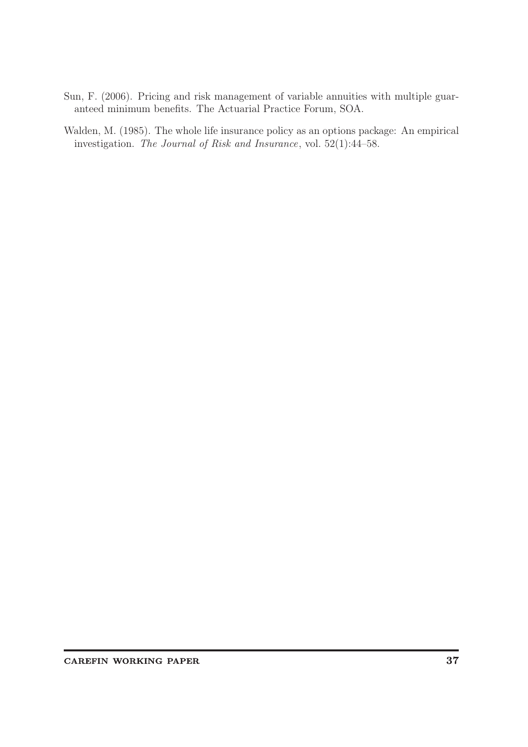Sun, F. (2006). Pricing and risk management of variable annuities with multiple guaranteed minimum benefits. The Actuarial Practice Forum, SOA.

Walden, M. (1985). The whole life insurance policy as an options package: An empirical investigation. *The Journal of Risk and Insurance*, vol. 52(1):44–58.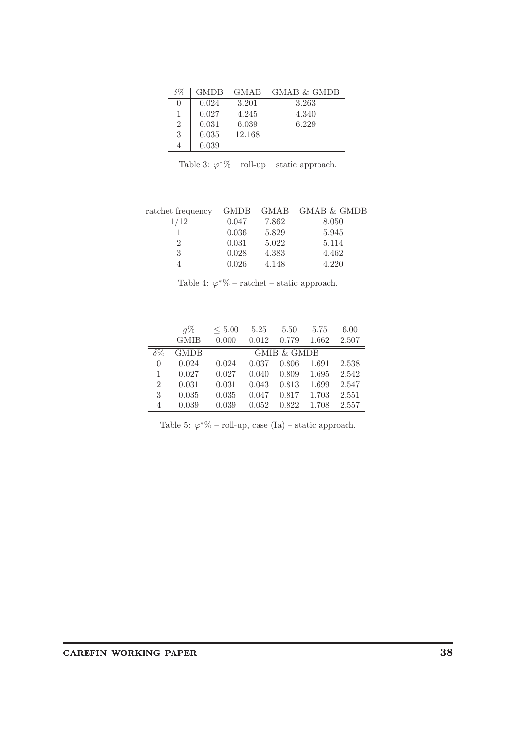| $\delta\%$ | GMDB | GMAB | GMAB & GMDB |
|---|---|---|---|
| 0 | 0.024 | 3.201 | 3.263 |
| 1 | 0.027 | 4.245 | 4.340 |
| 2 | 0.031 | 6.039 | 6.229 |
| 3 | 0.035 | 12.168 | — |
| 4 | 0.039 | — | — |

Table 3: $\varphi^{*}\%$ – roll-up – static approach.

| ratchet frequency | GMDB | GMAB | GMAB & GMDB |
|---|---|---|---|
| 1/12 | 0.047 | 7.862 | 8.050 |
| 1 | 0.036 | 5.829 | 5.945 |
| 2 | 0.031 | 5.022 | 5.114 |
| 3 | 0.028 | 4.383 | 4.462 |
| 4 | 0.026 | 4.148 | 4.220 |

Table 4: $\varphi^{*}\%$ – ratchet – static approach.

| | $g\%$ | $\leq 5.00$ | 5.25 | 5.50 | 5.75 | 6.00 |
|---|---|---|---|---|---|---|
| | GMIB | 0.000 | 0.012 | 0.779 | 1.662 | 2.507 |
| $\delta\%$ | GMDB | GMIB & GMDB | | | | |
| 0 | 0.024 | 0.024 | 0.037 | 0.806 | 1.691 | 2.538 |
| 1 | 0.027 | 0.027 | 0.040 | 0.809 | 1.695 | 2.542 |
| 2 | 0.031 | 0.031 | 0.043 | 0.813 | 1.699 | 2.547 |
| 3 | 0.035 | 0.035 | 0.047 | 0.817 | 1.703 | 2.551 |
| 4 | 0.039 | 0.039 | 0.052 | 0.822 | 1.708 | 2.557 |

Table 5: $\varphi^{*}\%$ – roll-up, case (Ia) – static approach.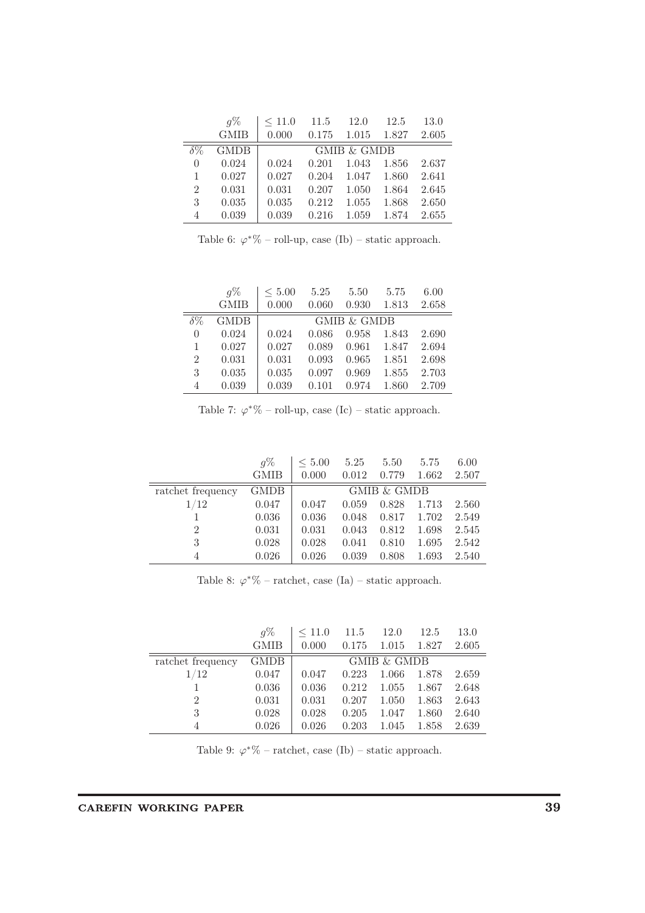| $g\%$ | $\leq 11.0$ | 11.5 | 12.0 | 12.5 | 13.0 |
|---|---|---|---|---|---|
| GMIB | 0.000 | 0.175 | 1.015 | 1.827 | 2.605 |
| $\delta\%$ GMDB | GMIB & GMDB | | | | |
| 0 0.024 | 0.024 | 0.201 | 1.043 | 1.856 | 2.637 |
| 1 0.027 | 0.027 | 0.204 | 1.047 | 1.860 | 2.641 |
| 2 0.031 | 0.031 | 0.207 | 1.050 | 1.864 | 2.645 |
| 3 0.035 | 0.035 | 0.212 | 1.055 | 1.868 | 2.650 |
| 4 0.039 | 0.039 | 0.216 | 1.059 | 1.874 | 2.655 |

Table 6: $\varphi^*\%$ – roll-up, case (Ib) – static approach.

| $g\%$ | $\leq 5.00$ | 5.25 | 5.50 | 5.75 | 6.00 |
|---|---|---|---|---|---|
| GMIB | 0.000 | 0.060 | 0.930 | 1.813 | 2.658 |
| $\delta\%$ GMDB | GMIB & GMDB | | | | |
| 0 0.024 | 0.024 | 0.086 | 0.958 | 1.843 | 2.690 |
| 1 0.027 | 0.027 | 0.089 | 0.961 | 1.847 | 2.694 |
| 2 0.031 | 0.031 | 0.093 | 0.965 | 1.851 | 2.698 |
| 3 0.035 | 0.035 | 0.097 | 0.969 | 1.855 | 2.703 |
| 4 0.039 | 0.039 | 0.101 | 0.974 | 1.860 | 2.709 |

Table 7: $\varphi^*\%$ – roll-up, case (Ic) – static approach.

| | $g\%$ | $\leq 5.00$ | 5.25 | 5.50 | 5.75 | 6.00 |
|---|---|---|---|---|---|---|
| | GMIB | 0.000 | 0.012 | 0.779 | 1.662 | 2.507 |
| ratchet frequency | GMDB | GMIB & GMDB | | | | |
| 1/12 | 0.047 | 0.047 | 0.059 | 0.828 | 1.713 | 2.560 |
| 1 | 0.036 | 0.036 | 0.048 | 0.817 | 1.702 | 2.549 |
| 2 | 0.031 | 0.031 | 0.043 | 0.812 | 1.698 | 2.545 |
| 3 | 0.028 | 0.028 | 0.041 | 0.810 | 1.695 | 2.542 |
| 4 | 0.026 | 0.026 | 0.039 | 0.808 | 1.693 | 2.540 |

Table 8: $\varphi^*\%$ – ratchet, case (Ia) – static approach.

| | $g\%$ | $\leq 11.0$ | 11.5 | 12.0 | 12.5 | 13.0 |
|---|---|---|---|---|---|---|
| | GMIB | 0.000 | 0.175 | 1.015 | 1.827 | 2.605 |
| ratchet frequency | GMDB | GMIB & GMDB | | | | |
| 1/12 | 0.047 | 0.047 | 0.223 | 1.066 | 1.878 | 2.659 |
| 1 | 0.036 | 0.036 | 0.212 | 1.055 | 1.867 | 2.648 |
| 2 | 0.031 | 0.031 | 0.207 | 1.050 | 1.863 | 2.643 |
| 3 | 0.028 | 0.028 | 0.205 | 1.047 | 1.860 | 2.640 |
| 4 | 0.026 | 0.026 | 0.203 | 1.045 | 1.858 | 2.639 |

Table 9: $\varphi^*\%$ – ratchet, case (Ib) – static approach.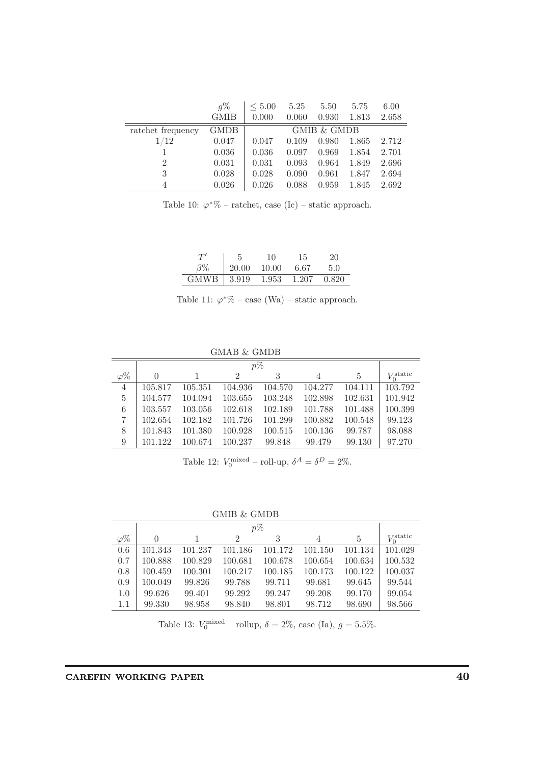| $g\%$ | | $\leq 5.00$ | 5.25 | 5.50 | 5.75 | 6.00 |
|---|---|---|---|---|---|---|
| | GMIB | 0.000 | 0.060 | 0.930 | 1.813 | 2.658 |
| ratchet frequency | GMDB | GMIB & GMDB | | | | |
| 1/12 | 0.047 | 0.047 | 0.109 | 0.980 | 1.865 | 2.712 |
| 1 | 0.036 | 0.036 | 0.097 | 0.969 | 1.854 | 2.701 |
| 2 | 0.031 | 0.031 | 0.093 | 0.964 | 1.849 | 2.696 |
| 3 | 0.028 | 0.028 | 0.090 | 0.961 | 1.847 | 2.694 |
| 4 | 0.026 | 0.026 | 0.088 | 0.959 | 1.845 | 2.692 |

Table 10: $\varphi^{*}\%$ – ratchet, case (Ic) – static approach.

| $T'$ | 5 | 10 | 15 | 20 |
|---|---|---|---|---|
| $\beta\%$ | 20.00 | 10.00 | 6.67 | 5.0 |
| GMWB | 3.919 | 1.953 | 1.207 | 0.820 |

Table 11: $\varphi^{*}\%$ – case (Wa) – static approach.

GMAB & GMDB

| | $p\%$ | | | | | | |
|---|---|---|---|---|---|---|---|
| $\varphi\%$ | 0 | 1 | 2 | 3 | 4 | 5 | $V_0^{\text{static}}$ |
| 4 | 105.817 | 105.351 | 104.936 | 104.570 | 104.277 | 104.111 | 103.792 |
| 5 | 104.577 | 104.094 | 103.655 | 103.248 | 102.898 | 102.631 | 101.942 |
| 6 | 103.557 | 103.056 | 102.618 | 102.189 | 101.788 | 101.488 | 100.399 |
| 7 | 102.654 | 102.182 | 101.726 | 101.299 | 100.882 | 100.548 | 99.123 |
| 8 | 101.843 | 101.380 | 100.928 | 100.515 | 100.136 | 99.787 | 98.088 |
| 9 | 101.122 | 100.674 | 100.237 | 99.848 | 99.479 | 99.130 | 97.270 |

Table 12: $V_0^{\text{mixed}}$ – roll-up, $\delta^A = \delta^D = 2\%$.

GMIB & GMDB

| | $p\%$ | | | | | | |
|---|---|---|---|---|---|---|---|
| $\varphi\%$ | 0 | 1 | 2 | 3 | 4 | 5 | $V_0^{\text{static}}$ |
| 0.6 | 101.343 | 101.237 | 101.186 | 101.172 | 101.150 | 101.134 | 101.029 |
| 0.7 | 100.888 | 100.829 | 100.681 | 100.678 | 100.654 | 100.634 | 100.532 |
| 0.8 | 100.459 | 100.301 | 100.217 | 100.185 | 100.173 | 100.122 | 100.037 |
| 0.9 | 100.049 | 99.826 | 99.788 | 99.711 | 99.681 | 99.645 | 99.544 |
| 1.0 | 99.626 | 99.401 | 99.292 | 99.247 | 99.208 | 99.170 | 99.054 |
| 1.1 | 99.330 | 98.958 | 98.840 | 98.801 | 98.712 | 98.690 | 98.566 |

Table 13: $V_0^{\text{mixed}}$ – rollup, $\delta = 2\%$, case (Ia), $g = 5.5\%$.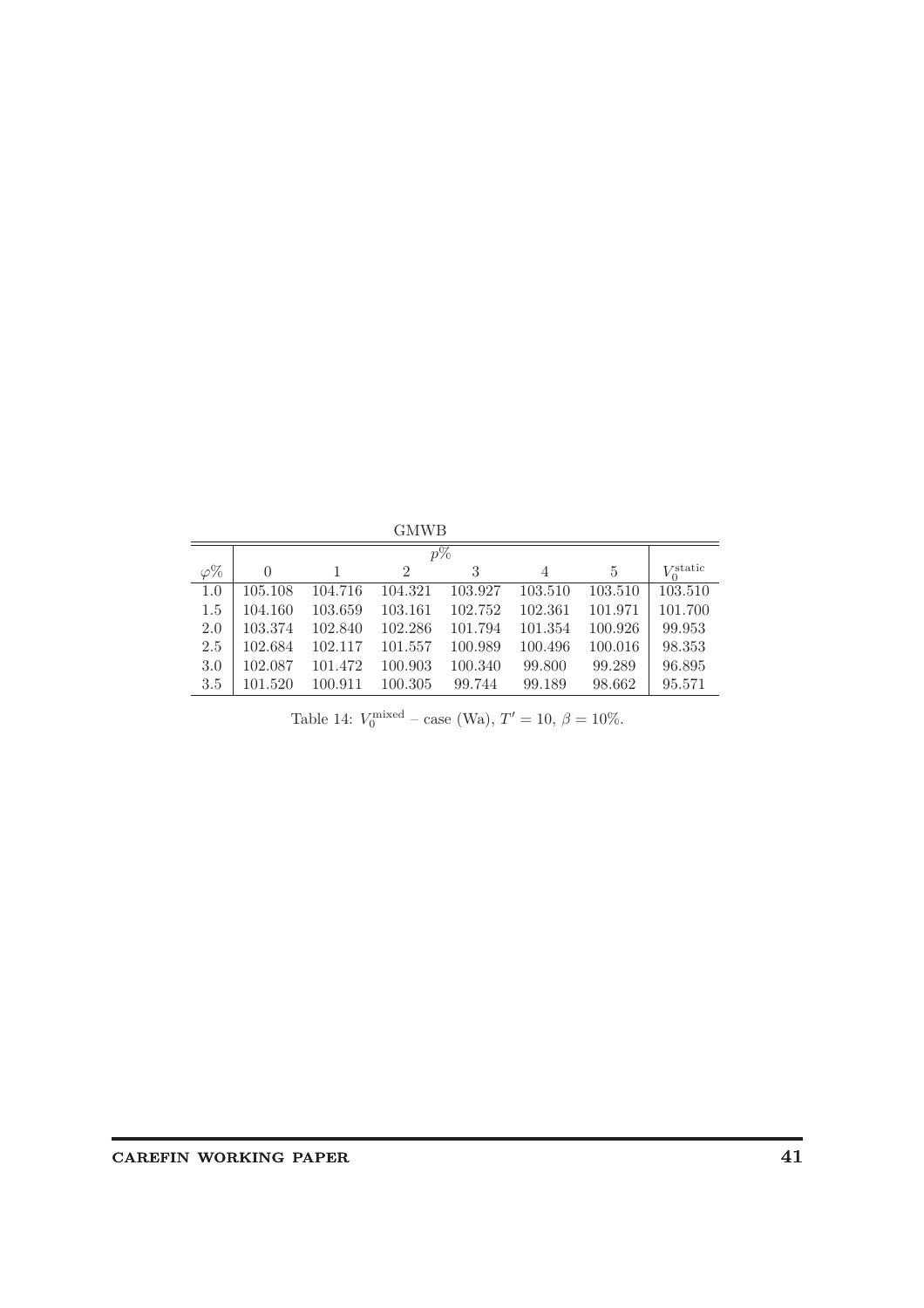GMWB

| $\varphi\%$ | $p\%$ | | | | | | $V_0^{\text{static}}$ |
|---|---|---|---|---|---|---|---|
| | 0 | 1 | 2 | 3 | 4 | 5 | |
| 1.0 | 105.108 | 104.716 | 104.321 | 103.927 | 103.510 | 103.510 | 103.510 |
| 1.5 | 104.160 | 103.659 | 103.161 | 102.752 | 102.361 | 101.971 | 101.700 |
| 2.0 | 103.374 | 102.840 | 102.286 | 101.794 | 101.354 | 100.926 | 99.953 |
| 2.5 | 102.684 | 102.117 | 101.557 | 100.989 | 100.496 | 100.016 | 98.353 |
| 3.0 | 102.087 | 101.472 | 100.903 | 100.340 | 99.800 | 99.289 | 96.895 |
| 3.5 | 101.520 | 100.911 | 100.305 | 99.744 | 99.189 | 98.662 | 95.571 |

Table 14: $V_0^{\text{mixed}}$ – case (Wa), $T' = 10$, $\beta = 10\%$.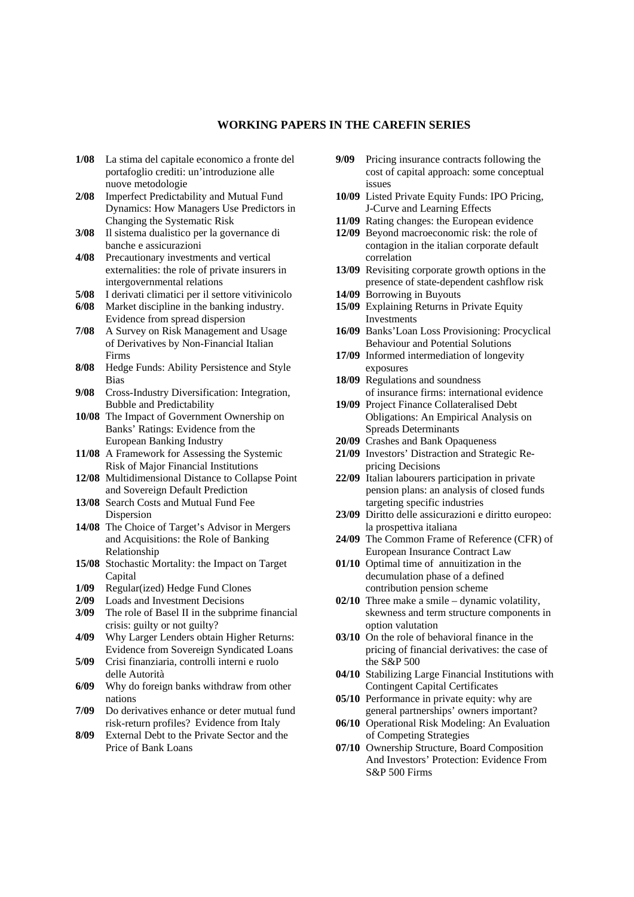## WORKING PAPERS IN THE CAREFIN SERIES

**1/08** La stima del capitale economico a fronte del portafoglio crediti: un'introduzione alle nuove metodologie

**2/08** Imperfect Predictability and Mutual Fund Dynamics: How Managers Use Predictors in Changing the Systematic Risk

**3/08** Il sistema dualistico per la governance di banche e assicurazioni

**4/08** Precautionary investments and vertical externalities: the role of private insurers in intergovernmental relations

**5/08** I derivati climatici per il settore vitivinicolo

**6/08** Market discipline in the banking industry. Evidence from spread dispersion

**7/08** A Survey on Risk Management and Usage of Derivatives by Non-Financial Italian Firms

**8/08** Hedge Funds: Ability Persistence and Style Bias

**9/08** Cross-Industry Diversification: Integration, Bubble and Predictability

**10/08** The Impact of Government Ownership on Banks' Ratings: Evidence from the European Banking Industry

**11/08** A Framework for Assessing the Systemic Risk of Major Financial Institutions

**12/08** Multidimensional Distance to Collapse Point and Sovereign Default Prediction

**13/08** Search Costs and Mutual Fund Fee Dispersion

**14/08** The Choice of Target's Advisor in Mergers and Acquisitions: the Role of Banking Relationship

**15/08** Stochastic Mortality: the Impact on Target Capital

**1/09** Regular(ized) Hedge Fund Clones

**2/09** Loads and Investment Decisions

**3/09** The role of Basel II in the subprime financial crisis: guilty or not guilty?

**4/09** Why Larger Lenders obtain Higher Returns: Evidence from Sovereign Syndicated Loans

**5/09** Crisi finanziaria, controlli interni e ruolo delle Autorità

**6/09** Why do foreign banks withdraw from other nations

**7/09** Do derivatives enhance or deter mutual fund risk-return profiles? Evidence from Italy

**8/09** External Debt to the Private Sector and the Price of Bank Loans

**9/09** Pricing insurance contracts following the cost of capital approach: some conceptual issues

**10/09** Listed Private Equity Funds: IPO Pricing, J-Curve and Learning Effects

**11/09** Rating changes: the European evidence

**12/09** Beyond macroeconomic risk: the role of contagion in the italian corporate default correlation

**13/09** Revisiting corporate growth options in the presence of state-dependent cashflow risk

**14/09** Borrowing in Buyouts

**15/09** Explaining Returns in Private Equity Investments

**16/09** Banks'Loan Loss Provisioning: Procyclical Behaviour and Potential Solutions

**17/09** Informed intermediation of longevity exposures

**18/09** Regulations and soundness of insurance firms: international evidence

**19/09** Project Finance Collateralised Debt Obligations: An Empirical Analysis on Spreads Determinants

**20/09** Crashes and Bank Opaqueness

**21/09** Investors' Distraction and Strategic Re-pricing Decisions

**22/09** Italian labourers participation in private pension plans: an analysis of closed funds targeting specific industries

**23/09** Diritto delle assicurazioni e diritto europeo: la prospettiva italiana

**24/09** The Common Frame of Reference (CFR) of European Insurance Contract Law

**01/10** Optimal time of annuitization in the decumulation phase of a defined contribution pension scheme

**02/10** Three make a smile – dynamic volatility, skewness and term structure components in option valutation

**03/10** On the role of behavioral finance in the pricing of financial derivatives: the case of the S&P 500

**04/10** Stabilizing Large Financial Institutions with Contingent Capital Certificates

**05/10** Performance in private equity: why are general partnerships' owners important?

**06/10** Operational Risk Modeling: An Evaluation of Competing Strategies

**07/10** Ownership Structure, Board Composition And Investors' Protection: Evidence From S&P 500 Firms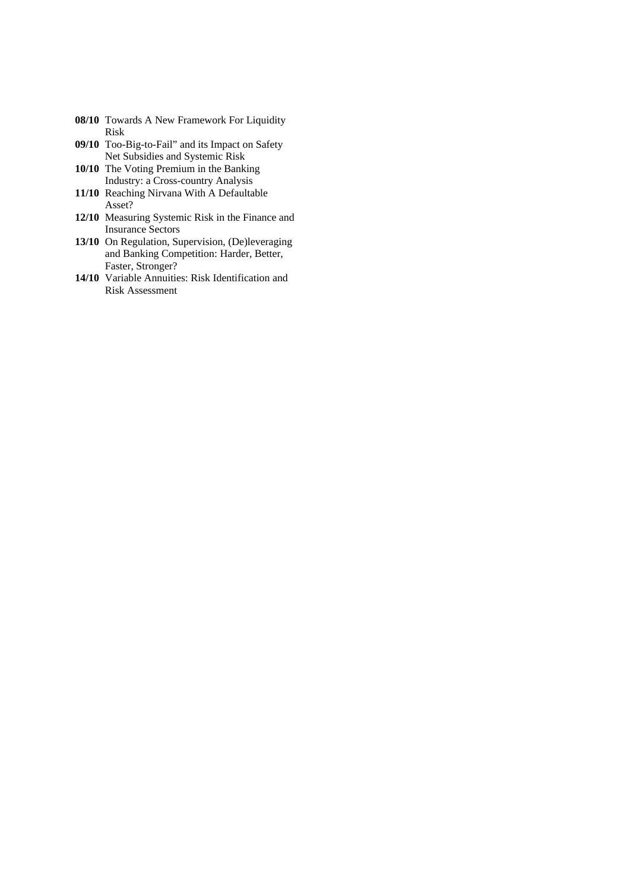**08/10** Towards A New Framework For Liquidity Risk

**09/10** Too-Big-to-Fail" and its Impact on Safety Net Subsidies and Systemic Risk

**10/10** The Voting Premium in the Banking Industry: a Cross-country Analysis

**11/10** Reaching Nirvana With A Defaultable Asset?

**12/10** Measuring Systemic Risk in the Finance and Insurance Sectors

**13/10** On Regulation, Supervision, (De)leveraging and Banking Competition: Harder, Better, Faster, Stronger?

**14/10** Variable Annuities: Risk Identification and Risk Assessment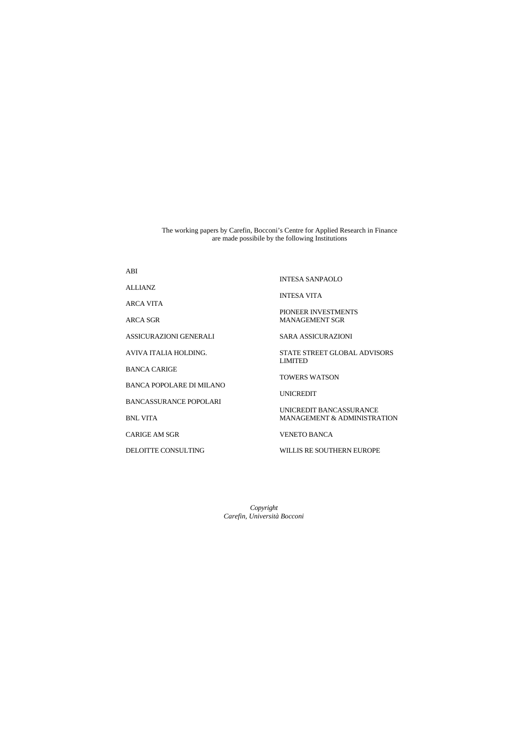The working papers by Carefin, Bocconi's Centre for Applied Research in Finance are made possibile by the following Institutions

ABI

ALLIANZ

ARCA VITA

ARCA SGR

ASSICURAZIONI GENERALI

AVIVA ITALIA HOLDING.

BANCA CARIGE

BANCA POPOLARE DI MILANO

BANCASSURANCE POPOLARI

BNL VITA

CARIGE AM SGR

DELOITTE CONSULTING

INTESA SANPAOLO

INTESA VITA

PIONEER INVESTMENTS MANAGEMENT SGR

SARA ASSICURAZIONI

STATE STREET GLOBAL ADVISORS LIMITED

TOWERS WATSON

UNICREDIT

UNICREDIT BANCASSURANCE MANAGEMENT & ADMINISTRATION

VENETO BANCA

WILLIS RE SOUTHERN EUROPE

*Copyright*
*Carefin, Università Bocconi*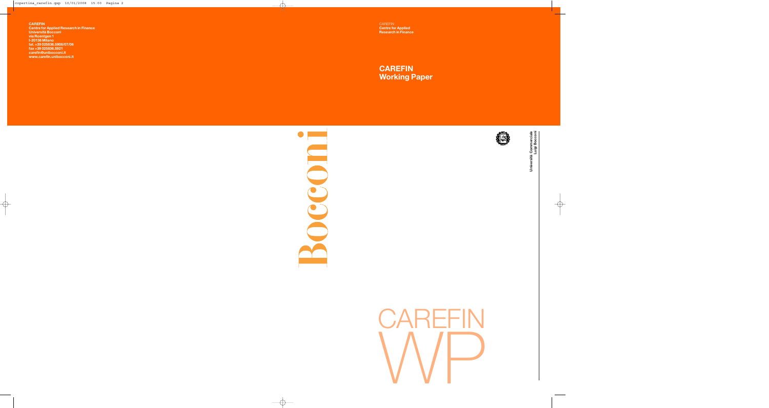**CAREFIN**
**Centre for Applied Research in Finance**
**Università Bocconi**
**via Roentgen 1**
**I-20136 Milano**
**tel. +39 025836.5906/07/06**
**fax +39 025836.5921**
**carefin@unibocconi.it**
**www.carefin.unibocconi.it**

CAREFIN
**Centre for Applied Research in Finance**

## CAREFIN Working Paper

Bocconi

**Università Commerciale Luigi Bocconi**

CAREFIN
WP